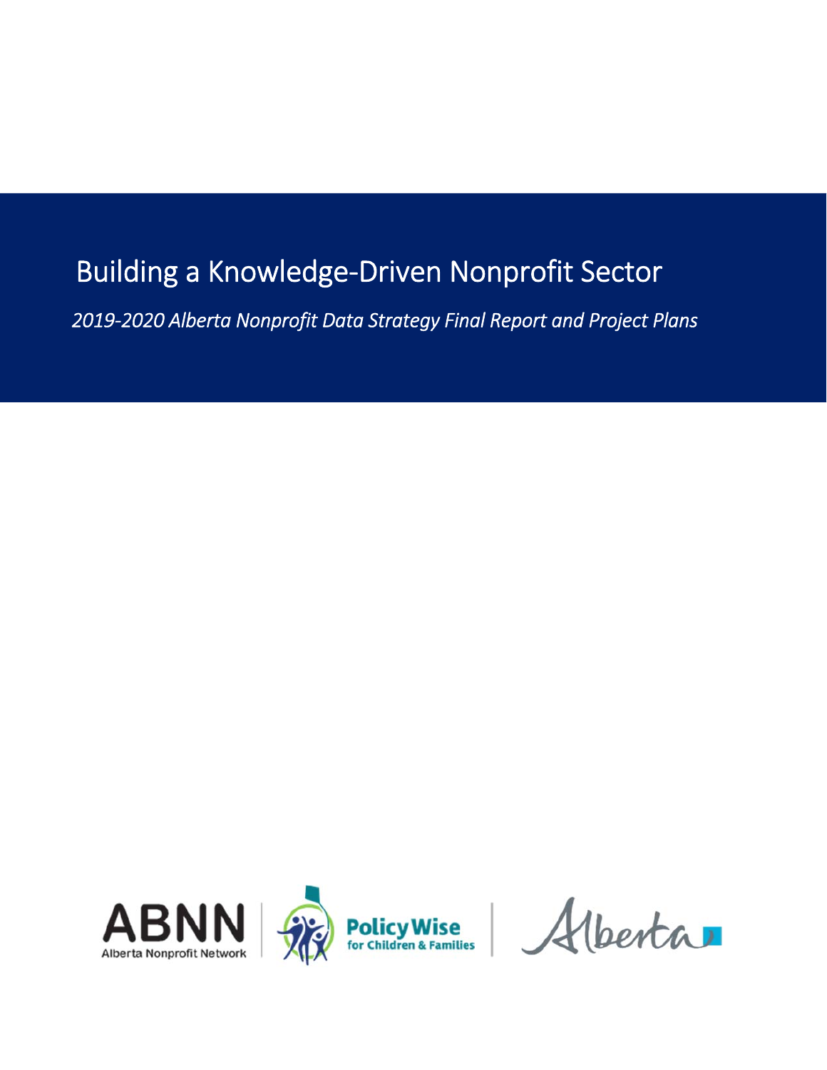# Building a Knowledge-Driven Nonprofit Sector

*2019-2020 Alberta Nonprofit Data Strategy Final Report and Project Plans*

ABNN Alberta Nonprofit Network | PolicyWise for Children & Families | Alberta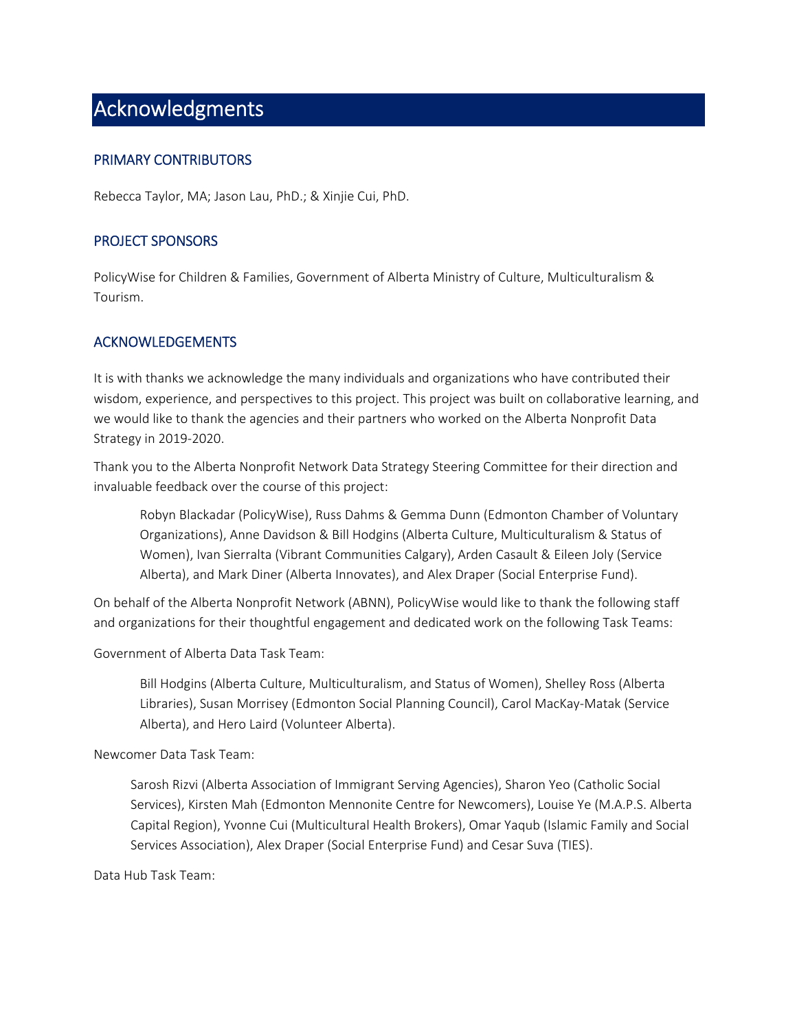# Acknowledgments

## PRIMARY CONTRIBUTORS

Rebecca Taylor, MA; Jason Lau, PhD.; & Xinjie Cui, PhD.

## PROJECT SPONSORS

PolicyWise for Children & Families, Government of Alberta Ministry of Culture, Multiculturalism & Tourism.

## ACKNOWLEDGEMENTS

It is with thanks we acknowledge the many individuals and organizations who have contributed their wisdom, experience, and perspectives to this project. This project was built on collaborative learning, and we would like to thank the agencies and their partners who worked on the Alberta Nonprofit Data Strategy in 2019-2020.

Thank you to the Alberta Nonprofit Network Data Strategy Steering Committee for their direction and invaluable feedback over the course of this project:

> Robyn Blackadar (PolicyWise), Russ Dahms & Gemma Dunn (Edmonton Chamber of Voluntary Organizations), Anne Davidson & Bill Hodgins (Alberta Culture, Multiculturalism & Status of Women), Ivan Sierralta (Vibrant Communities Calgary), Arden Casault & Eileen Joly (Service Alberta), and Mark Diner (Alberta Innovates), and Alex Draper (Social Enterprise Fund).

On behalf of the Alberta Nonprofit Network (ABNN), PolicyWise would like to thank the following staff and organizations for their thoughtful engagement and dedicated work on the following Task Teams:

Government of Alberta Data Task Team:

> Bill Hodgins (Alberta Culture, Multiculturalism, and Status of Women), Shelley Ross (Alberta Libraries), Susan Morrisey (Edmonton Social Planning Council), Carol MacKay-Matak (Service Alberta), and Hero Laird (Volunteer Alberta).

Newcomer Data Task Team:

> Sarosh Rizvi (Alberta Association of Immigrant Serving Agencies), Sharon Yeo (Catholic Social Services), Kirsten Mah (Edmonton Mennonite Centre for Newcomers), Louise Ye (M.A.P.S. Alberta Capital Region), Yvonne Cui (Multicultural Health Brokers), Omar Yaqub (Islamic Family and Social Services Association), Alex Draper (Social Enterprise Fund) and Cesar Suva (TIES).

Data Hub Task Team: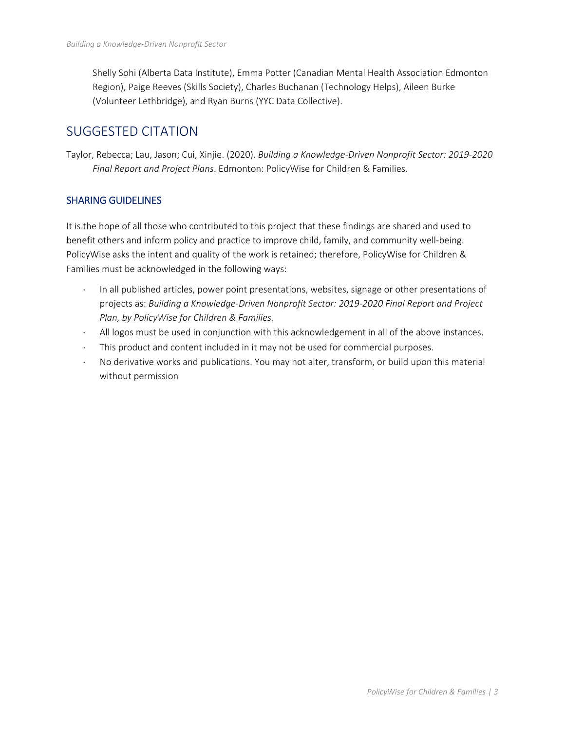Shelly Sohi (Alberta Data Institute), Emma Potter (Canadian Mental Health Association Edmonton Region), Paige Reeves (Skills Society), Charles Buchanan (Technology Helps), Aileen Burke (Volunteer Lethbridge), and Ryan Burns (YYC Data Collective).

## SUGGESTED CITATION

Taylor, Rebecca; Lau, Jason; Cui, Xinjie. (2020). *Building a Knowledge-Driven Nonprofit Sector: 2019-2020 Final Report and Project Plans*. Edmonton: PolicyWise for Children & Families.

### SHARING GUIDELINES

It is the hope of all those who contributed to this project that these findings are shared and used to benefit others and inform policy and practice to improve child, family, and community well-being. PolicyWise asks the intent and quality of the work is retained; therefore, PolicyWise for Children & Families must be acknowledged in the following ways:

- In all published articles, power point presentations, websites, signage or other presentations of projects as: *Building a Knowledge-Driven Nonprofit Sector: 2019-2020 Final Report and Project Plan, by PolicyWise for Children & Families.*
- All logos must be used in conjunction with this acknowledgement in all of the above instances.
- This product and content included in it may not be used for commercial purposes.
- No derivative works and publications. You may not alter, transform, or build upon this material without permission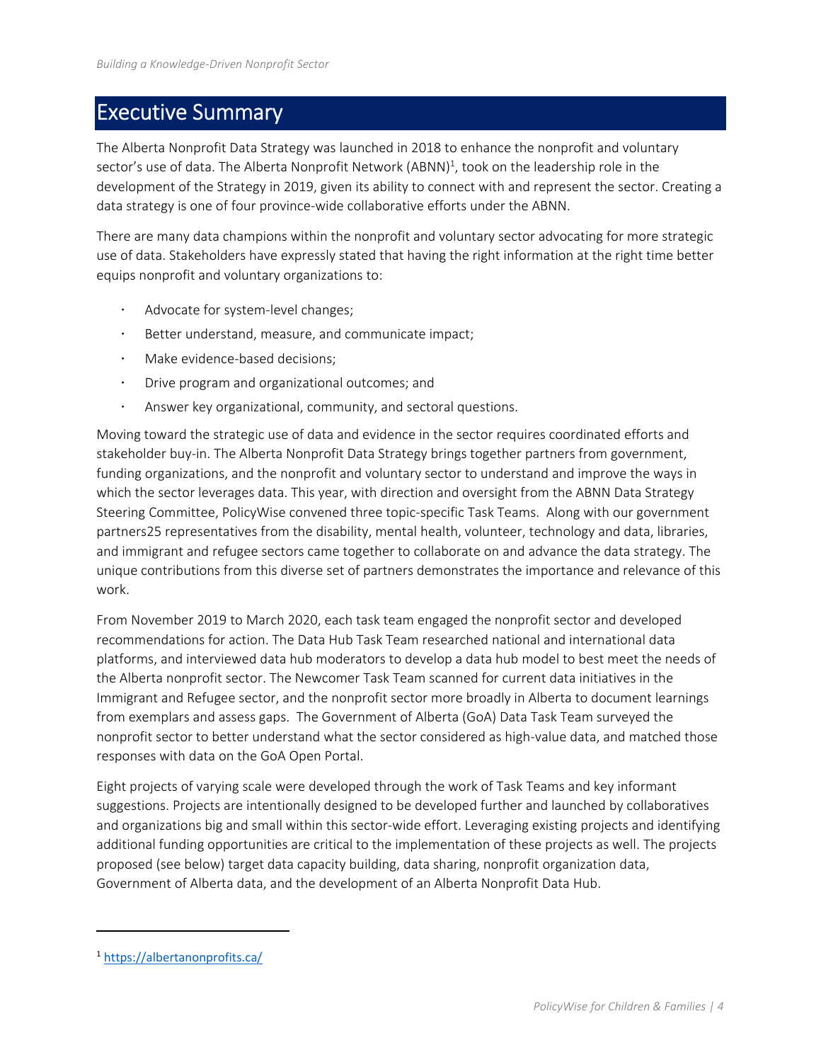# Executive Summary

The Alberta Nonprofit Data Strategy was launched in 2018 to enhance the nonprofit and voluntary sector's use of data. The Alberta Nonprofit Network (ABNN)[1], took on the leadership role in the development of the Strategy in 2019, given its ability to connect with and represent the sector. Creating a data strategy is one of four province-wide collaborative efforts under the ABNN.

There are many data champions within the nonprofit and voluntary sector advocating for more strategic use of data. Stakeholders have expressly stated that having the right information at the right time better equips nonprofit and voluntary organizations to:

- Advocate for system-level changes;
- Better understand, measure, and communicate impact;
- Make evidence-based decisions;
- Drive program and organizational outcomes; and
- Answer key organizational, community, and sectoral questions.

Moving toward the strategic use of data and evidence in the sector requires coordinated efforts and stakeholder buy-in. The Alberta Nonprofit Data Strategy brings together partners from government, funding organizations, and the nonprofit and voluntary sector to understand and improve the ways in which the sector leverages data. This year, with direction and oversight from the ABNN Data Strategy Steering Committee, PolicyWise convened three topic-specific Task Teams. Along with our government partners25 representatives from the disability, mental health, volunteer, technology and data, libraries, and immigrant and refugee sectors came together to collaborate on and advance the data strategy. The unique contributions from this diverse set of partners demonstrates the importance and relevance of this work.

From November 2019 to March 2020, each task team engaged the nonprofit sector and developed recommendations for action. The Data Hub Task Team researched national and international data platforms, and interviewed data hub moderators to develop a data hub model to best meet the needs of the Alberta nonprofit sector. The Newcomer Task Team scanned for current data initiatives in the Immigrant and Refugee sector, and the nonprofit sector more broadly in Alberta to document learnings from exemplars and assess gaps. The Government of Alberta (GoA) Data Task Team surveyed the nonprofit sector to better understand what the sector considered as high-value data, and matched those responses with data on the GoA Open Portal.

Eight projects of varying scale were developed through the work of Task Teams and key informant suggestions. Projects are intentionally designed to be developed further and launched by collaboratives and organizations big and small within this sector-wide effort. Leveraging existing projects and identifying additional funding opportunities are critical to the implementation of these projects as well. The projects proposed (see below) target data capacity building, data sharing, nonprofit organization data, Government of Alberta data, and the development of an Alberta Nonprofit Data Hub.

---

[1] https://albertanonprofits.ca/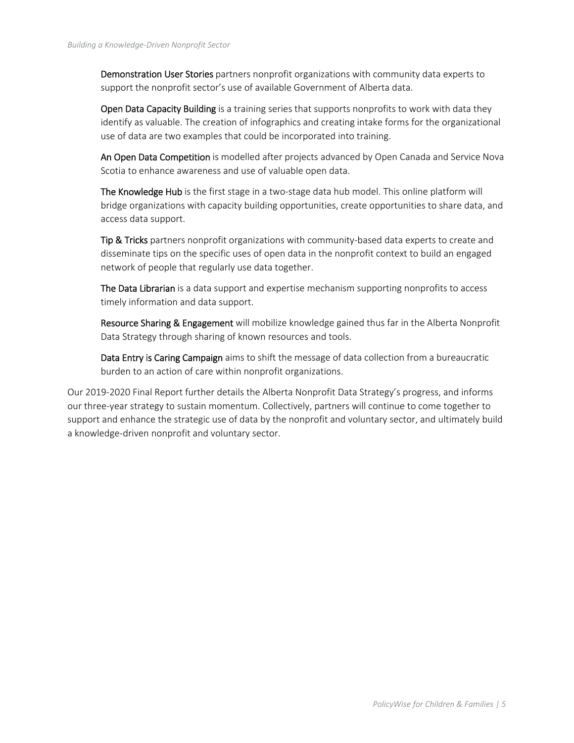**Demonstration User Stories** partners nonprofit organizations with community data experts to support the nonprofit sector's use of available Government of Alberta data.

**Open Data Capacity Building** is a training series that supports nonprofits to work with data they identify as valuable. The creation of infographics and creating intake forms for the organizational use of data are two examples that could be incorporated into training.

**An Open Data Competition** is modelled after projects advanced by Open Canada and Service Nova Scotia to enhance awareness and use of valuable open data.

**The Knowledge Hub** is the first stage in a two-stage data hub model. This online platform will bridge organizations with capacity building opportunities, create opportunities to share data, and access data support.

**Tip & Tricks** partners nonprofit organizations with community-based data experts to create and disseminate tips on the specific uses of open data in the nonprofit context to build an engaged network of people that regularly use data together.

**The Data Librarian** is a data support and expertise mechanism supporting nonprofits to access timely information and data support.

**Resource Sharing & Engagement** will mobilize knowledge gained thus far in the Alberta Nonprofit Data Strategy through sharing of known resources and tools.

**Data Entry is Caring Campaign** aims to shift the message of data collection from a bureaucratic burden to an action of care within nonprofit organizations.

Our 2019-2020 Final Report further details the Alberta Nonprofit Data Strategy's progress, and informs our three-year strategy to sustain momentum. Collectively, partners will continue to come together to support and enhance the strategic use of data by the nonprofit and voluntary sector, and ultimately build a knowledge-driven nonprofit and voluntary sector.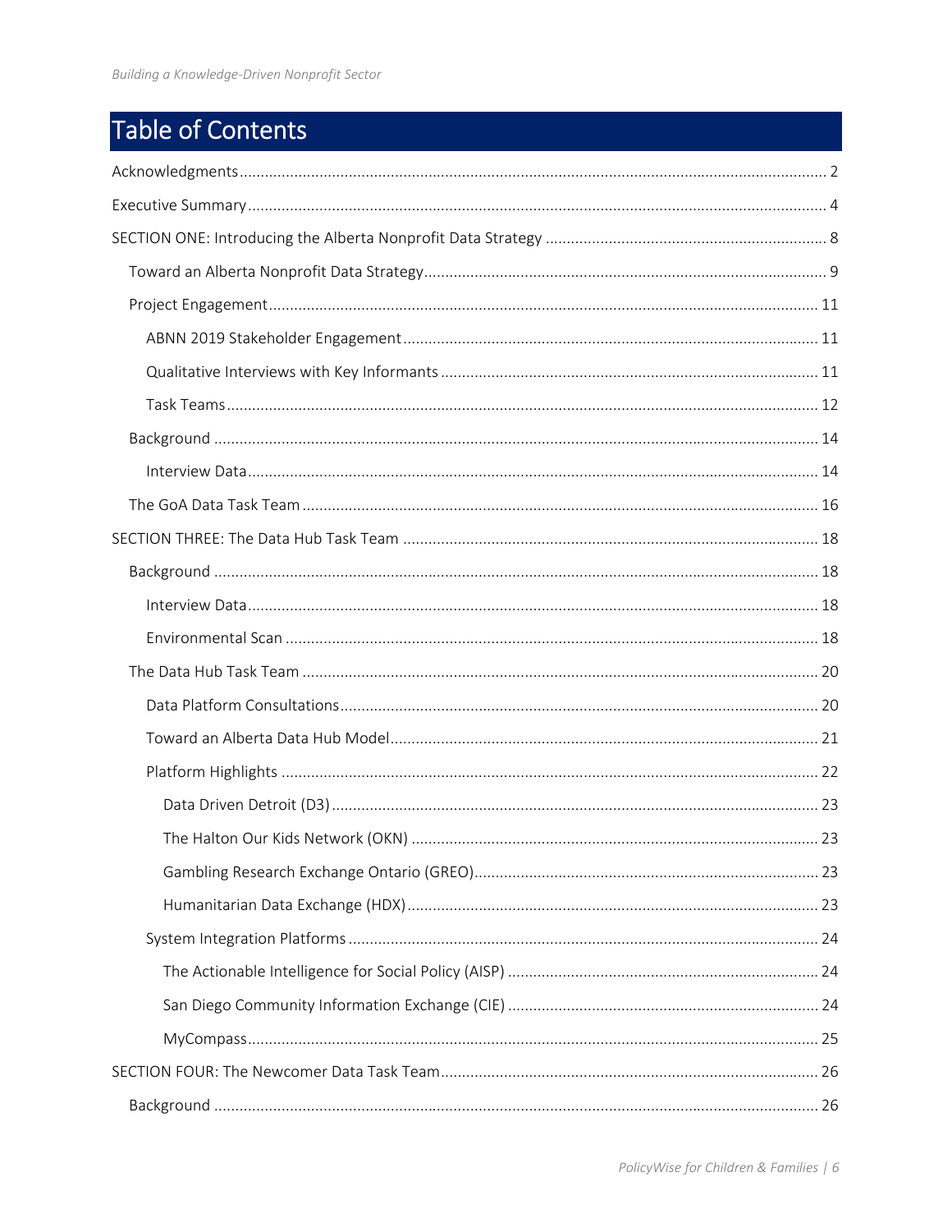# Table of Contents

Acknowledgments ........ 2

Executive Summary ........ 4

SECTION ONE: Introducing the Alberta Nonprofit Data Strategy ........ 8

- Toward an Alberta Nonprofit Data Strategy ........ 9
- Project Engagement ........ 11
  - ABNN 2019 Stakeholder Engagement ........ 11
  - Qualitative Interviews with Key Informants ........ 11
  - Task Teams ........ 12
- Background ........ 14
  - Interview Data ........ 14
- The GoA Data Task Team ........ 16

SECTION THREE: The Data Hub Task Team ........ 18

- Background ........ 18
  - Interview Data ........ 18
  - Environmental Scan ........ 18
- The Data Hub Task Team ........ 20
  - Data Platform Consultations ........ 20
  - Toward an Alberta Data Hub Model ........ 21
  - Platform Highlights ........ 22
    - Data Driven Detroit (D3) ........ 23
    - The Halton Our Kids Network (OKN) ........ 23
    - Gambling Research Exchange Ontario (GREO) ........ 23
    - Humanitarian Data Exchange (HDX) ........ 23
  - System Integration Platforms ........ 24
    - The Actionable Intelligence for Social Policy (AISP) ........ 24
    - San Diego Community Information Exchange (CIE) ........ 24
    - MyCompass ........ 25

SECTION FOUR: The Newcomer Data Task Team ........ 26

- Background ........ 26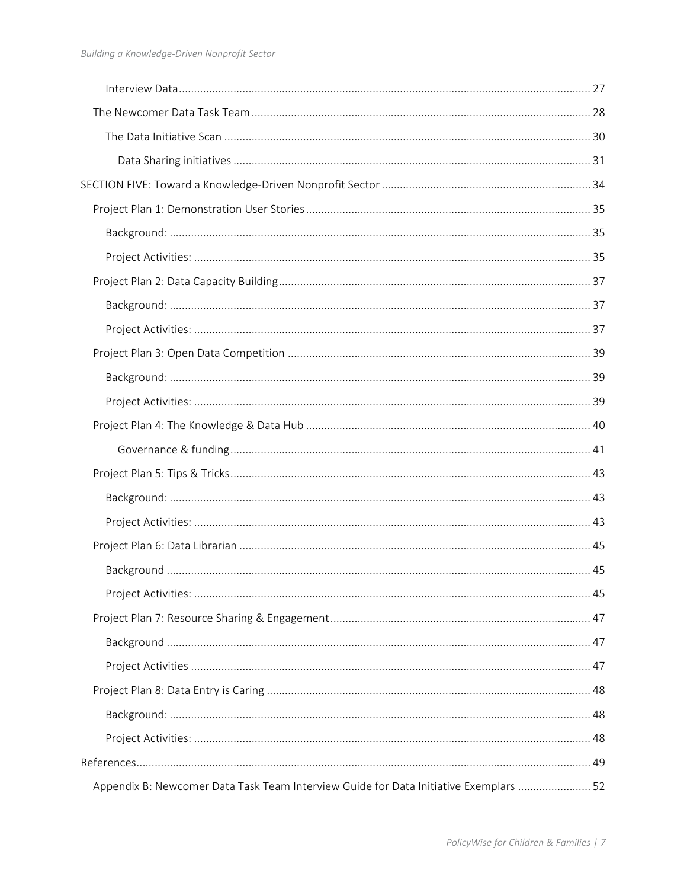- Interview Data ... 27
- The Newcomer Data Task Team ... 28
  - The Data Initiative Scan ... 30
    - Data Sharing initiatives ... 31
- SECTION FIVE: Toward a Knowledge-Driven Nonprofit Sector ... 34
  - Project Plan 1: Demonstration User Stories ... 35
    - Background: ... 35
    - Project Activities: ... 35
  - Project Plan 2: Data Capacity Building ... 37
    - Background: ... 37
    - Project Activities: ... 37
  - Project Plan 3: Open Data Competition ... 39
    - Background: ... 39
    - Project Activities: ... 39
  - Project Plan 4: The Knowledge & Data Hub ... 40
    - Governance & funding ... 41
  - Project Plan 5: Tips & Tricks ... 43
    - Background: ... 43
    - Project Activities: ... 43
  - Project Plan 6: Data Librarian ... 45
    - Background ... 45
    - Project Activities: ... 45
  - Project Plan 7: Resource Sharing & Engagement ... 47
    - Background ... 47
    - Project Activities ... 47
  - Project Plan 8: Data Entry is Caring ... 48
    - Background: ... 48
    - Project Activities: ... 48
- References ... 49
  - Appendix B: Newcomer Data Task Team Interview Guide for Data Initiative Exemplars ... 52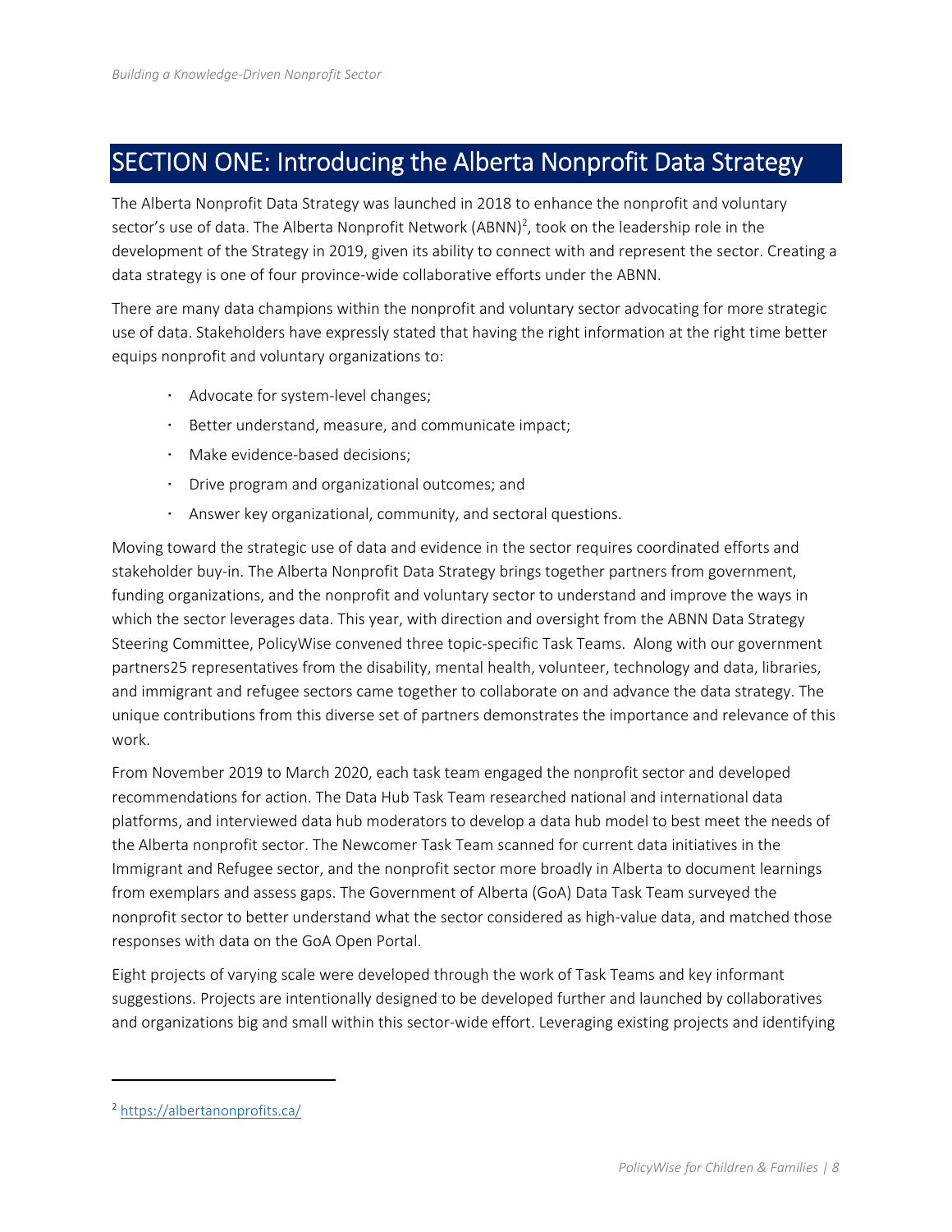# SECTION ONE: Introducing the Alberta Nonprofit Data Strategy

The Alberta Nonprofit Data Strategy was launched in 2018 to enhance the nonprofit and voluntary sector's use of data. The Alberta Nonprofit Network (ABNN)[2], took on the leadership role in the development of the Strategy in 2019, given its ability to connect with and represent the sector. Creating a data strategy is one of four province-wide collaborative efforts under the ABNN.

There are many data champions within the nonprofit and voluntary sector advocating for more strategic use of data. Stakeholders have expressly stated that having the right information at the right time better equips nonprofit and voluntary organizations to:

- Advocate for system-level changes;
- Better understand, measure, and communicate impact;
- Make evidence-based decisions;
- Drive program and organizational outcomes; and
- Answer key organizational, community, and sectoral questions.

Moving toward the strategic use of data and evidence in the sector requires coordinated efforts and stakeholder buy-in. The Alberta Nonprofit Data Strategy brings together partners from government, funding organizations, and the nonprofit and voluntary sector to understand and improve the ways in which the sector leverages data. This year, with direction and oversight from the ABNN Data Strategy Steering Committee, PolicyWise convened three topic-specific Task Teams. Along with our government partners25 representatives from the disability, mental health, volunteer, technology and data, libraries, and immigrant and refugee sectors came together to collaborate on and advance the data strategy. The unique contributions from this diverse set of partners demonstrates the importance and relevance of this work.

From November 2019 to March 2020, each task team engaged the nonprofit sector and developed recommendations for action. The Data Hub Task Team researched national and international data platforms, and interviewed data hub moderators to develop a data hub model to best meet the needs of the Alberta nonprofit sector. The Newcomer Task Team scanned for current data initiatives in the Immigrant and Refugee sector, and the nonprofit sector more broadly in Alberta to document learnings from exemplars and assess gaps. The Government of Alberta (GoA) Data Task Team surveyed the nonprofit sector to better understand what the sector considered as high-value data, and matched those responses with data on the GoA Open Portal.

Eight projects of varying scale were developed through the work of Task Teams and key informant suggestions. Projects are intentionally designed to be developed further and launched by collaboratives and organizations big and small within this sector-wide effort. Leveraging existing projects and identifying

---

[2] https://albertanonprofits.ca/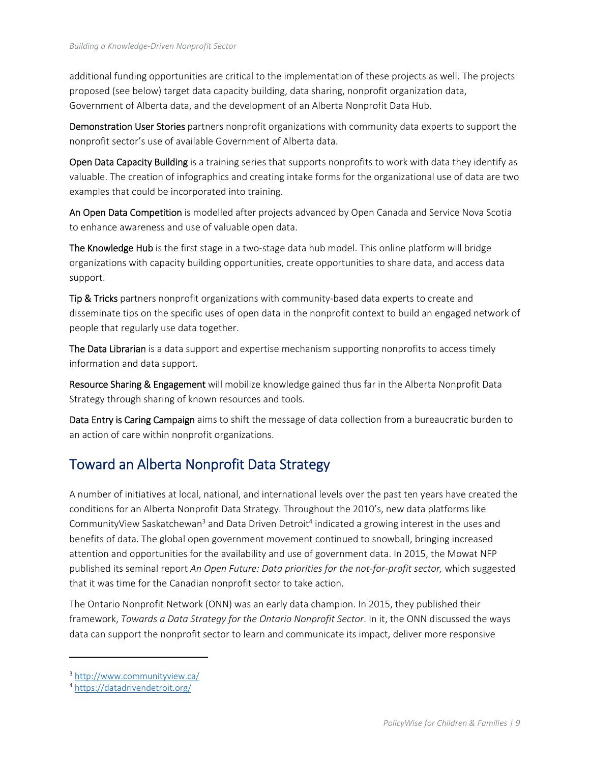additional funding opportunities are critical to the implementation of these projects as well. The projects proposed (see below) target data capacity building, data sharing, nonprofit organization data, Government of Alberta data, and the development of an Alberta Nonprofit Data Hub.

Demonstration User Stories partners nonprofit organizations with community data experts to support the nonprofit sector's use of available Government of Alberta data.

Open Data Capacity Building is a training series that supports nonprofits to work with data they identify as valuable. The creation of infographics and creating intake forms for the organizational use of data are two examples that could be incorporated into training.

An Open Data Competition is modelled after projects advanced by Open Canada and Service Nova Scotia to enhance awareness and use of valuable open data.

The Knowledge Hub is the first stage in a two-stage data hub model. This online platform will bridge organizations with capacity building opportunities, create opportunities to share data, and access data support.

Tip & Tricks partners nonprofit organizations with community-based data experts to create and disseminate tips on the specific uses of open data in the nonprofit context to build an engaged network of people that regularly use data together.

The Data Librarian is a data support and expertise mechanism supporting nonprofits to access timely information and data support.

Resource Sharing & Engagement will mobilize knowledge gained thus far in the Alberta Nonprofit Data Strategy through sharing of known resources and tools.

Data Entry is Caring Campaign aims to shift the message of data collection from a bureaucratic burden to an action of care within nonprofit organizations.

## Toward an Alberta Nonprofit Data Strategy

A number of initiatives at local, national, and international levels over the past ten years have created the conditions for an Alberta Nonprofit Data Strategy. Throughout the 2010's, new data platforms like CommunityView Saskatchewan[3] and Data Driven Detroit[4] indicated a growing interest in the uses and benefits of data. The global open government movement continued to snowball, bringing increased attention and opportunities for the availability and use of government data. In 2015, the Mowat NFP published its seminal report *An Open Future: Data priorities for the not-for-profit sector,* which suggested that it was time for the Canadian nonprofit sector to take action.

The Ontario Nonprofit Network (ONN) was an early data champion. In 2015, they published their framework, *Towards a Data Strategy for the Ontario Nonprofit Sector*. In it, the ONN discussed the ways data can support the nonprofit sector to learn and communicate its impact, deliver more responsive

---

[3] http://www.communityview.ca/

[4] https://datadrivendetroit.org/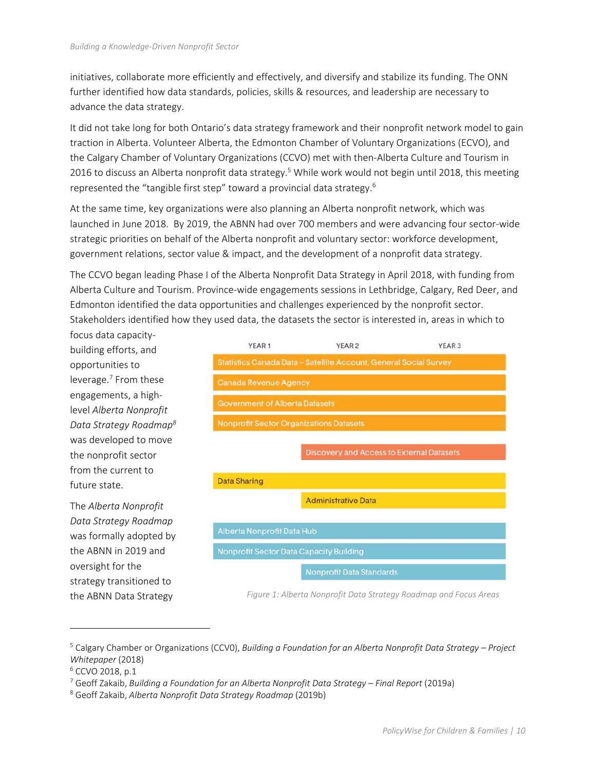initiatives, collaborate more efficiently and effectively, and diversify and stabilize its funding. The ONN further identified how data standards, policies, skills & resources, and leadership are necessary to advance the data strategy.

It did not take long for both Ontario's data strategy framework and their nonprofit network model to gain traction in Alberta. Volunteer Alberta, the Edmonton Chamber of Voluntary Organizations (ECVO), and the Calgary Chamber of Voluntary Organizations (CCVO) met with then-Alberta Culture and Tourism in 2016 to discuss an Alberta nonprofit data strategy.[5] While work would not begin until 2018, this meeting represented the "tangible first step" toward a provincial data strategy.[6]

At the same time, key organizations were also planning an Alberta nonprofit network, which was launched in June 2018. By 2019, the ABNN had over 700 members and were advancing four sector-wide strategic priorities on behalf of the Alberta nonprofit and voluntary sector: workforce development, government relations, sector value & impact, and the development of a nonprofit data strategy.

The CCVO began leading Phase I of the Alberta Nonprofit Data Strategy in April 2018, with funding from Alberta Culture and Tourism. Province-wide engagements sessions in Lethbridge, Calgary, Red Deer, and Edmonton identified the data opportunities and challenges experienced by the nonprofit sector. Stakeholders identified how they used data, the datasets the sector is interested in, areas in which to focus data capacity-building efforts, and opportunities to leverage.[7] From these engagements, a high-level *Alberta Nonprofit Data Strategy Roadmap*[8] was developed to move the nonprofit sector from the current to future state.

| Focus Area | YEAR 1 | YEAR 2 | YEAR 3 |
|---|---|---|---|
| Statistics Canada Data – Satellite Account, General Social Survey | ✓ | ✓ | ✓ |
| Canada Revenue Agency | ✓ | ✓ | ✓ |
| Government of Alberta Datasets | ✓ | ✓ | ✓ |
| Nonprofit Sector Organizations Datasets | ✓ | ✓ | ✓ |
| Discovery and Access to External Datasets | | ✓ | ✓ |
| Data Sharing | ✓ | ✓ | ✓ |
| Administrative Data | | ✓ | ✓ |
| Alberta Nonprofit Data Hub | ✓ | ✓ | ✓ |
| Nonprofit Sector Data Capacity Building | ✓ | ✓ | ✓ |
| Nonprofit Data Standards | | ✓ | ✓ |

*Figure 1: Alberta Nonprofit Data Strategy Roadmap and Focus Areas*

The *Alberta Nonprofit Data Strategy Roadmap* was formally adopted by the ABNN in 2019 and oversight for the strategy transitioned to the ABNN Data Strategy

---

[5] Calgary Chamber or Organizations (CCVO), *Building a Foundation for an Alberta Nonprofit Data Strategy – Project Whitepaper* (2018)

[6] CCVO 2018, p.1

[7] Geoff Zakaib, *Building a Foundation for an Alberta Nonprofit Data Strategy – Final Report* (2019a)

[8] Geoff Zakaib, *Alberta Nonprofit Data Strategy Roadmap* (2019b)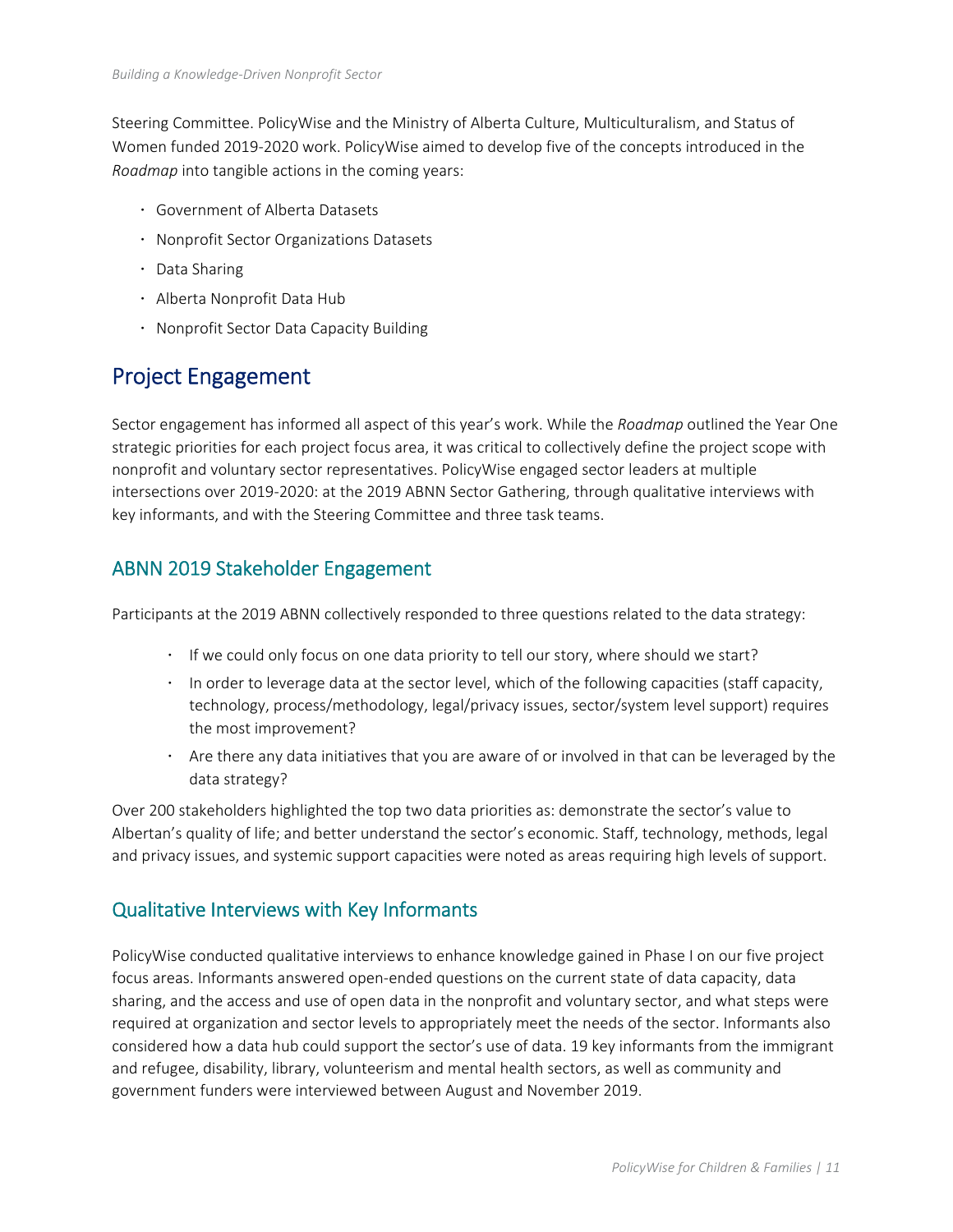Steering Committee. PolicyWise and the Ministry of Alberta Culture, Multiculturalism, and Status of Women funded 2019-2020 work. PolicyWise aimed to develop five of the concepts introduced in the *Roadmap* into tangible actions in the coming years:

- Government of Alberta Datasets
- Nonprofit Sector Organizations Datasets
- Data Sharing
- Alberta Nonprofit Data Hub
- Nonprofit Sector Data Capacity Building

## Project Engagement

Sector engagement has informed all aspect of this year's work. While the *Roadmap* outlined the Year One strategic priorities for each project focus area, it was critical to collectively define the project scope with nonprofit and voluntary sector representatives. PolicyWise engaged sector leaders at multiple intersections over 2019-2020: at the 2019 ABNN Sector Gathering, through qualitative interviews with key informants, and with the Steering Committee and three task teams.

### ABNN 2019 Stakeholder Engagement

Participants at the 2019 ABNN collectively responded to three questions related to the data strategy:

- If we could only focus on one data priority to tell our story, where should we start?
- In order to leverage data at the sector level, which of the following capacities (staff capacity, technology, process/methodology, legal/privacy issues, sector/system level support) requires the most improvement?
- Are there any data initiatives that you are aware of or involved in that can be leveraged by the data strategy?

Over 200 stakeholders highlighted the top two data priorities as: demonstrate the sector's value to Albertan's quality of life; and better understand the sector's economic. Staff, technology, methods, legal and privacy issues, and systemic support capacities were noted as areas requiring high levels of support.

### Qualitative Interviews with Key Informants

PolicyWise conducted qualitative interviews to enhance knowledge gained in Phase I on our five project focus areas. Informants answered open-ended questions on the current state of data capacity, data sharing, and the access and use of open data in the nonprofit and voluntary sector, and what steps were required at organization and sector levels to appropriately meet the needs of the sector. Informants also considered how a data hub could support the sector's use of data. 19 key informants from the immigrant and refugee, disability, library, volunteerism and mental health sectors, as well as community and government funders were interviewed between August and November 2019.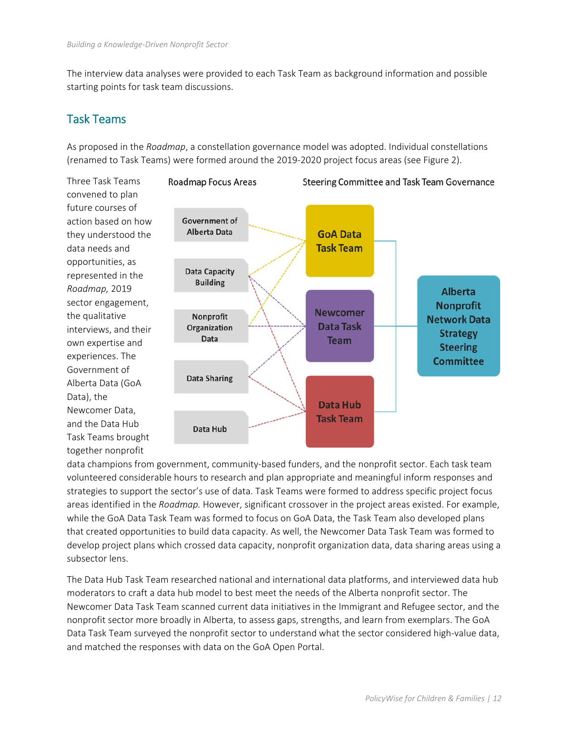The interview data analyses were provided to each Task Team as background information and possible starting points for task team discussions.

## Task Teams

As proposed in the *Roadmap*, a constellation governance model was adopted. Individual constellations (renamed to Task Teams) were formed around the 2019-2020 project focus areas (see Figure 2).

Roadmap Focus Areas

- Government of Alberta Data
- Data Capacity Building
- Nonprofit Organization Data
- Data Sharing
- Data Hub

Steering Committee and Task Team Governance

- GoA Data Task Team
- Newcomer Data Task Team
- Data Hub Task Team
- Alberta Nonprofit Network Data Strategy Steering Committee

Three Task Teams convened to plan future courses of action based on how they understood the data needs and opportunities, as represented in the *Roadmap,* 2019 sector engagement, the qualitative interviews, and their own expertise and experiences. The Government of Alberta Data (GoA Data), the Newcomer Data, and the Data Hub Task Teams brought together nonprofit data champions from government, community-based funders, and the nonprofit sector. Each task team volunteered considerable hours to research and plan appropriate and meaningful inform responses and strategies to support the sector's use of data. Task Teams were formed to address specific project focus areas identified in the *Roadmap.* However, significant crossover in the project areas existed. For example, while the GoA Data Task Team was formed to focus on GoA Data, the Task Team also developed plans that created opportunities to build data capacity. As well, the Newcomer Data Task Team was formed to develop project plans which crossed data capacity, nonprofit organization data, data sharing areas using a subsector lens.

The Data Hub Task Team researched national and international data platforms, and interviewed data hub moderators to craft a data hub model to best meet the needs of the Alberta nonprofit sector. The Newcomer Data Task Team scanned current data initiatives in the Immigrant and Refugee sector, and the nonprofit sector more broadly in Alberta, to assess gaps, strengths, and learn from exemplars. The GoA Data Task Team surveyed the nonprofit sector to understand what the sector considered high-value data, and matched the responses with data on the GoA Open Portal.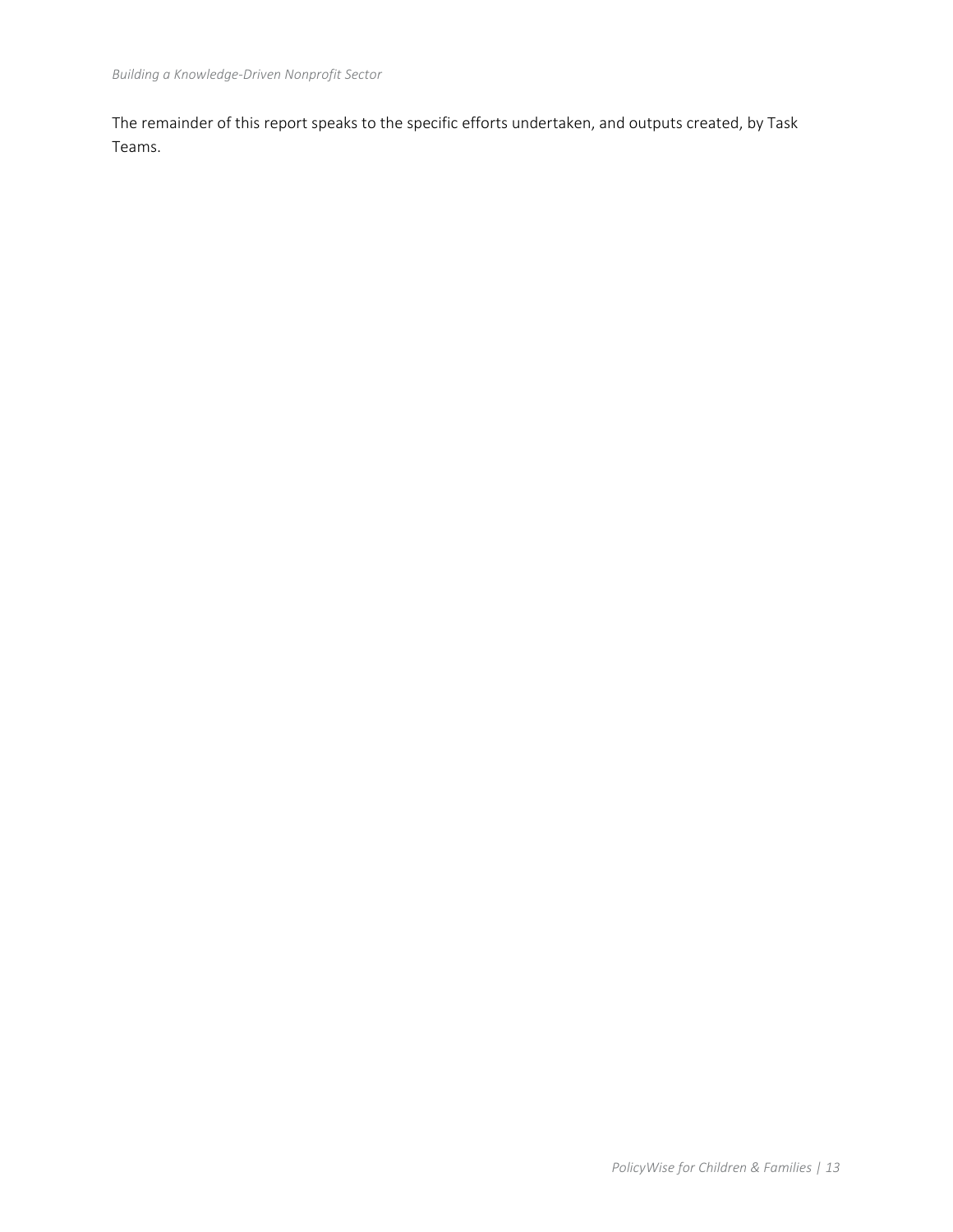The remainder of this report speaks to the specific efforts undertaken, and outputs created, by Task Teams.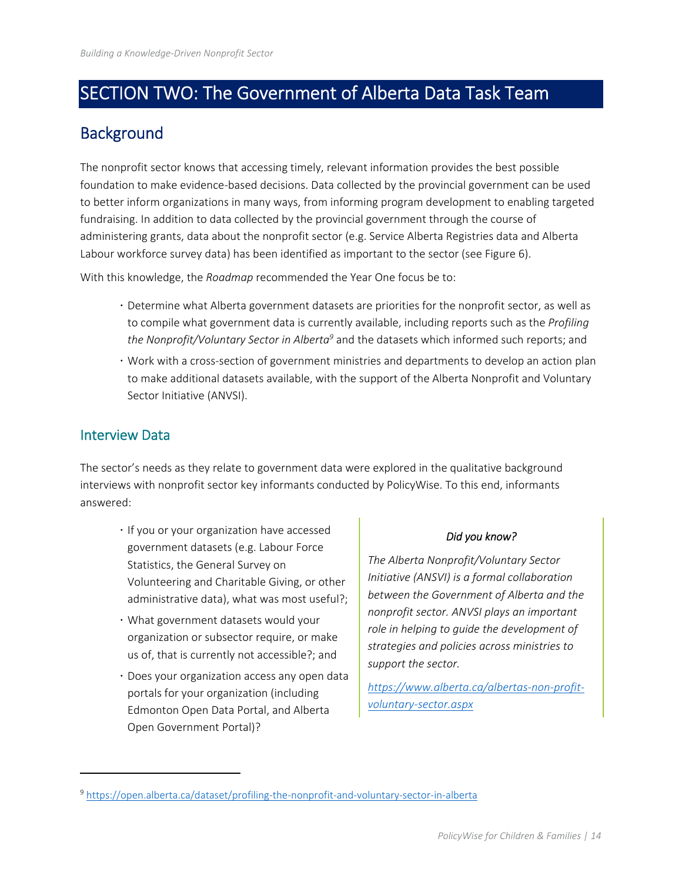# SECTION TWO: The Government of Alberta Data Task Team

## Background

The nonprofit sector knows that accessing timely, relevant information provides the best possible foundation to make evidence-based decisions. Data collected by the provincial government can be used to better inform organizations in many ways, from informing program development to enabling targeted fundraising. In addition to data collected by the provincial government through the course of administering grants, data about the nonprofit sector (e.g. Service Alberta Registries data and Alberta Labour workforce survey data) has been identified as important to the sector (see Figure 6).

With this knowledge, the *Roadmap* recommended the Year One focus be to:

- Determine what Alberta government datasets are priorities for the nonprofit sector, as well as to compile what government data is currently available, including reports such as the *Profiling the Nonprofit/Voluntary Sector in Alberta*[9] and the datasets which informed such reports; and
- Work with a cross-section of government ministries and departments to develop an action plan to make additional datasets available, with the support of the Alberta Nonprofit and Voluntary Sector Initiative (ANVSI).

### Interview Data

The sector's needs as they relate to government data were explored in the qualitative background interviews with nonprofit sector key informants conducted by PolicyWise. To this end, informants answered:

- If you or your organization have accessed government datasets (e.g. Labour Force Statistics, the General Survey on Volunteering and Charitable Giving, or other administrative data), what was most useful?;
- What government datasets would your organization or subsector require, or make us of, that is currently not accessible?; and
- Does your organization access any open data portals for your organization (including Edmonton Open Data Portal, and Alberta Open Government Portal)?

*Did you know?*

*The Alberta Nonprofit/Voluntary Sector Initiative (ANSVI) is a formal collaboration between the Government of Alberta and the nonprofit sector. ANVSI plays an important role in helping to guide the development of strategies and policies across ministries to support the sector.*

*https://www.alberta.ca/albertas-non-profit-voluntary-sector.aspx*

[9] https://open.alberta.ca/dataset/profiling-the-nonprofit-and-voluntary-sector-in-alberta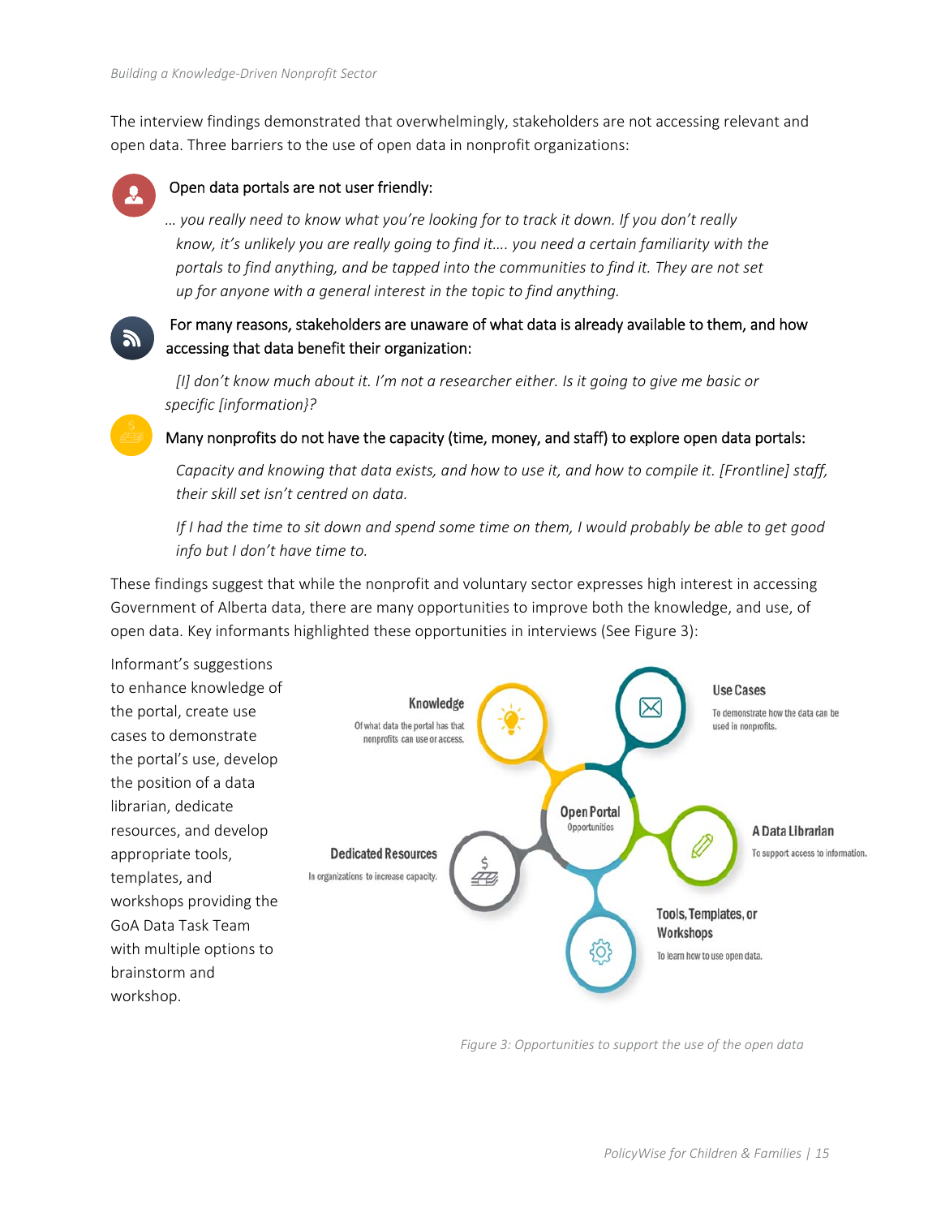The interview findings demonstrated that overwhelmingly, stakeholders are not accessing relevant and open data. Three barriers to the use of open data in nonprofit organizations:

**Open data portals are not user friendly:**

*… you really need to know what you're looking for to track it down. If you don't really know, it's unlikely you are really going to find it…. you need a certain familiarity with the portals to find anything, and be tapped into the communities to find it. They are not set up for anyone with a general interest in the topic to find anything.*

**For many reasons, stakeholders are unaware of what data is already available to them, and how accessing that data benefit their organization:**

*[I] don't know much about it. I'm not a researcher either. Is it going to give me basic or specific [information]?*

**Many nonprofits do not have the capacity (time, money, and staff) to explore open data portals:**

*Capacity and knowing that data exists, and how to use it, and how to compile it. [Frontline] staff, their skill set isn't centred on data.*

*If I had the time to sit down and spend some time on them, I would probably be able to get good info but I don't have time to.*

These findings suggest that while the nonprofit and voluntary sector expresses high interest in accessing Government of Alberta data, there are many opportunities to improve both the knowledge, and use, of open data. Key informants highlighted these opportunities in interviews (See Figure 3):

Informant's suggestions to enhance knowledge of the portal, create use cases to demonstrate the portal's use, develop the position of a data librarian, dedicate resources, and develop appropriate tools, templates, and workshops providing the GoA Data Task Team with multiple options to brainstorm and workshop.

**Open Portal** Opportunities

- **Knowledge** – Of what data the portal has that nonprofits can use or access.
- **Use Cases** – To demonstrate how the data can be used in nonprofits.
- **A Data Librarian** – To support access to information.
- **Tools, Templates, or Workshops** – To learn how to use open data.
- **Dedicated Resources** – In organizations to increase capacity.

*Figure 3: Opportunities to support the use of the open data*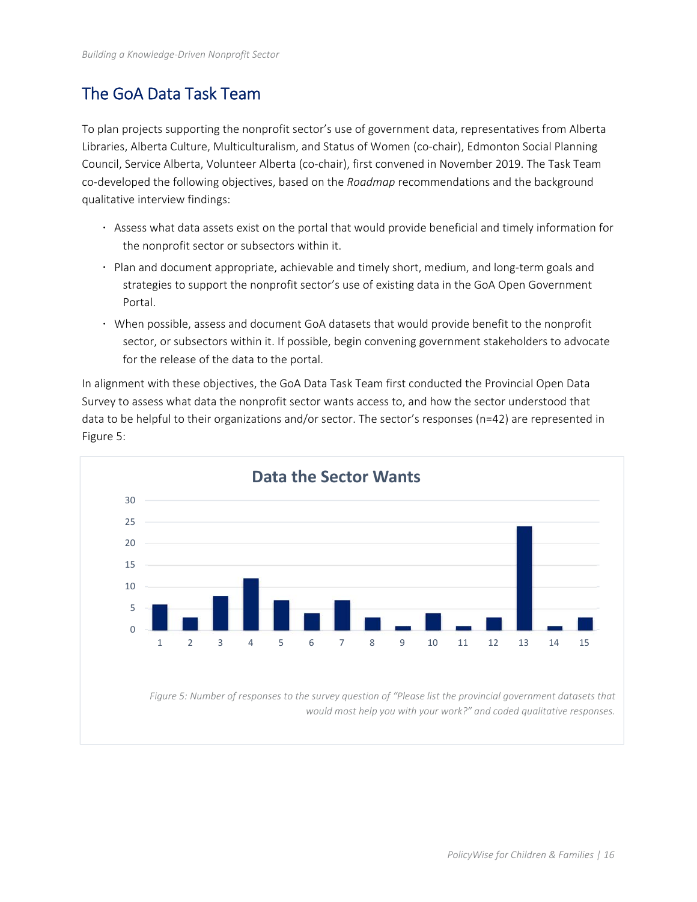## The GoA Data Task Team

To plan projects supporting the nonprofit sector's use of government data, representatives from Alberta Libraries, Alberta Culture, Multiculturalism, and Status of Women (co-chair), Edmonton Social Planning Council, Service Alberta, Volunteer Alberta (co-chair), first convened in November 2019. The Task Team co-developed the following objectives, based on the *Roadmap* recommendations and the background qualitative interview findings:

- Assess what data assets exist on the portal that would provide beneficial and timely information for the nonprofit sector or subsectors within it.
- Plan and document appropriate, achievable and timely short, medium, and long-term goals and strategies to support the nonprofit sector's use of existing data in the GoA Open Government Portal.
- When possible, assess and document GoA datasets that would provide benefit to the nonprofit sector, or subsectors within it. If possible, begin convening government stakeholders to advocate for the release of the data to the portal.

In alignment with these objectives, the GoA Data Task Team first conducted the Provincial Open Data Survey to assess what data the nonprofit sector wants access to, and how the sector understood that data to be helpful to their organizations and/or sector. The sector's responses (n=42) are represented in Figure 5:

**Data the Sector Wants**

| Category | Responses |
|---|---|
| 1 | 6 |
| 2 | 3 |
| 3 | 8 |
| 4 | 12 |
| 5 | 7 |
| 6 | 4 |
| 7 | 7 |
| 8 | 3 |
| 9 | 1 |
| 10 | 4 |
| 11 | 1 |
| 12 | 3 |
| 13 | 24 |
| 14 | 1 |
| 15 | 3 |

*Figure 5: Number of responses to the survey question of "Please list the provincial government datasets that would most help you with your work?" and coded qualitative responses.*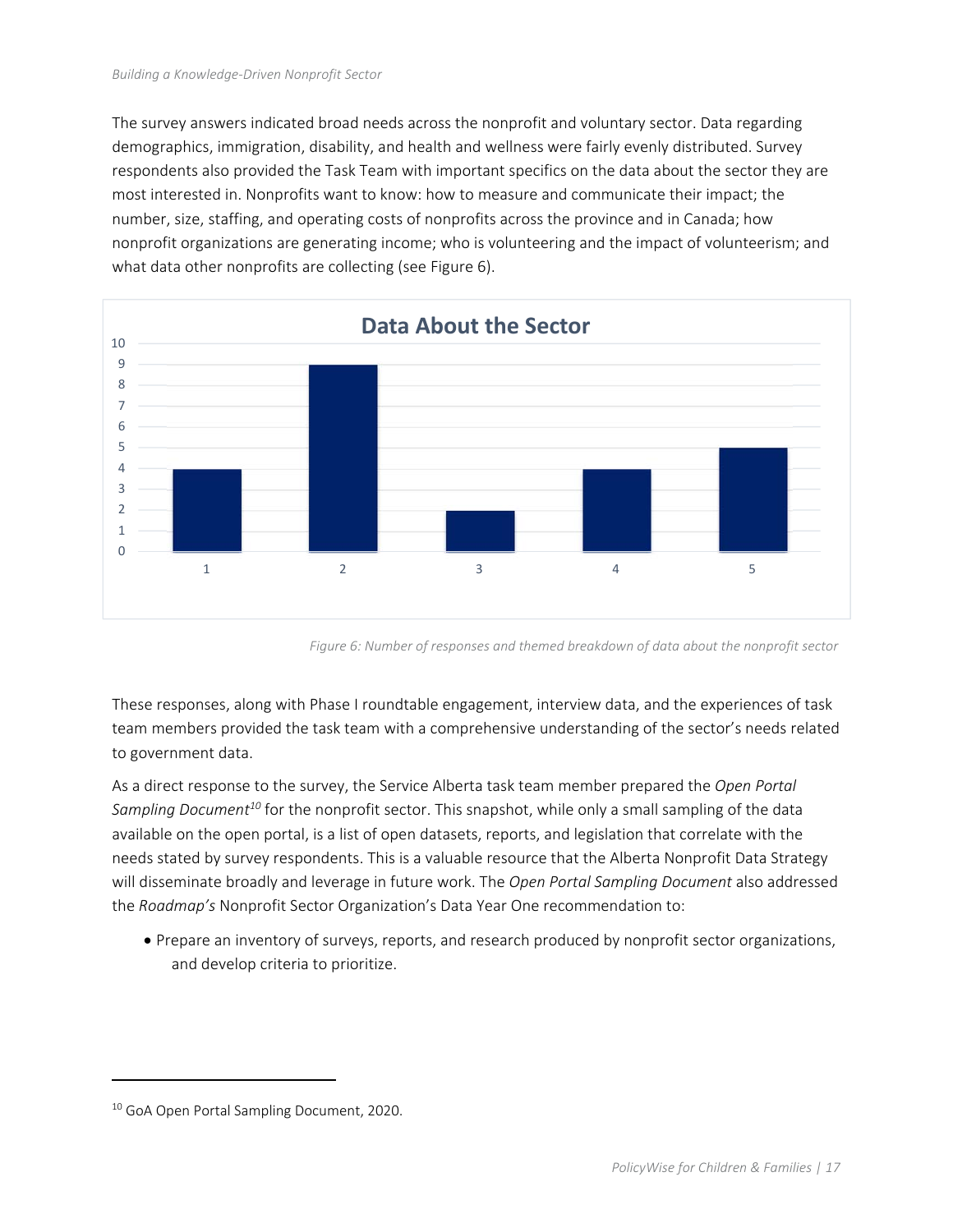The survey answers indicated broad needs across the nonprofit and voluntary sector. Data regarding demographics, immigration, disability, and health and wellness were fairly evenly distributed. Survey respondents also provided the Task Team with important specifics on the data about the sector they are most interested in. Nonprofits want to know: how to measure and communicate their impact; the number, size, staffing, and operating costs of nonprofits across the province and in Canada; how nonprofit organizations are generating income; who is volunteering and the impact of volunteerism; and what data other nonprofits are collecting (see Figure 6).

**Data About the Sector**

| Category | Responses |
|---|---|
| 1 | 4 |
| 2 | 9 |
| 3 | 2 |
| 4 | 4 |
| 5 | 5 |

*Figure 6: Number of responses and themed breakdown of data about the nonprofit sector*

These responses, along with Phase I roundtable engagement, interview data, and the experiences of task team members provided the task team with a comprehensive understanding of the sector's needs related to government data.

As a direct response to the survey, the Service Alberta task team member prepared the *Open Portal Sampling Document*[10] for the nonprofit sector. This snapshot, while only a small sampling of the data available on the open portal, is a list of open datasets, reports, and legislation that correlate with the needs stated by survey respondents. This is a valuable resource that the Alberta Nonprofit Data Strategy will disseminate broadly and leverage in future work. The *Open Portal Sampling Document* also addressed the *Roadmap's* Nonprofit Sector Organization's Data Year One recommendation to:

- Prepare an inventory of surveys, reports, and research produced by nonprofit sector organizations, and develop criteria to prioritize.

[10] GoA Open Portal Sampling Document, 2020.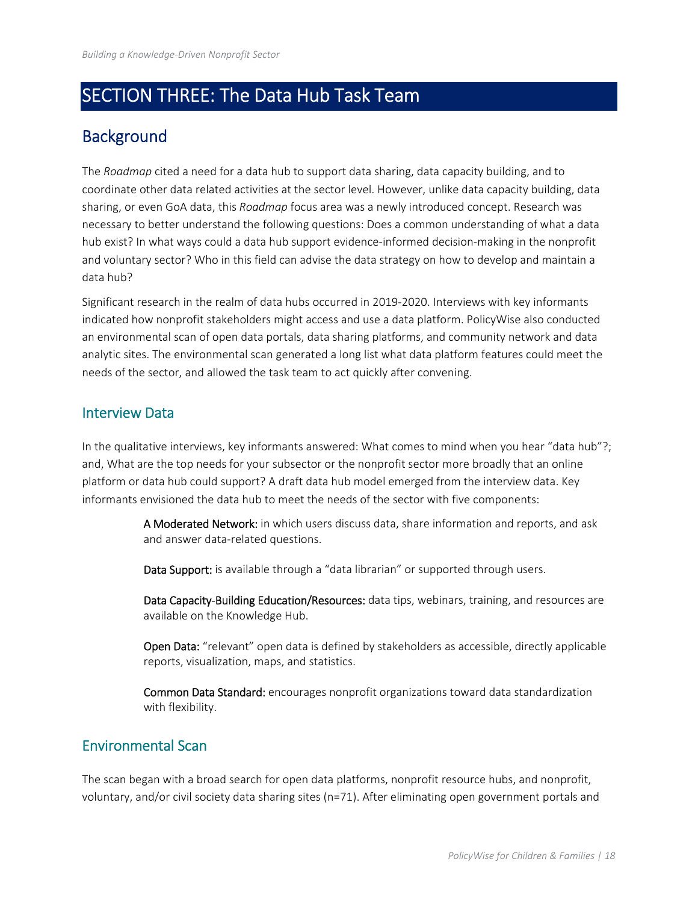# SECTION THREE: The Data Hub Task Team

## Background

The *Roadmap* cited a need for a data hub to support data sharing, data capacity building, and to coordinate other data related activities at the sector level. However, unlike data capacity building, data sharing, or even GoA data, this *Roadmap* focus area was a newly introduced concept. Research was necessary to better understand the following questions: Does a common understanding of what a data hub exist? In what ways could a data hub support evidence-informed decision-making in the nonprofit and voluntary sector? Who in this field can advise the data strategy on how to develop and maintain a data hub?

Significant research in the realm of data hubs occurred in 2019-2020. Interviews with key informants indicated how nonprofit stakeholders might access and use a data platform. PolicyWise also conducted an environmental scan of open data portals, data sharing platforms, and community network and data analytic sites. The environmental scan generated a long list what data platform features could meet the needs of the sector, and allowed the task team to act quickly after convening.

### Interview Data

In the qualitative interviews, key informants answered: What comes to mind when you hear "data hub"?; and, What are the top needs for your subsector or the nonprofit sector more broadly that an online platform or data hub could support? A draft data hub model emerged from the interview data. Key informants envisioned the data hub to meet the needs of the sector with five components:

A Moderated Network: in which users discuss data, share information and reports, and ask and answer data-related questions.

Data Support: is available through a "data librarian" or supported through users.

Data Capacity-Building Education/Resources: data tips, webinars, training, and resources are available on the Knowledge Hub.

Open Data: "relevant" open data is defined by stakeholders as accessible, directly applicable reports, visualization, maps, and statistics.

Common Data Standard: encourages nonprofit organizations toward data standardization with flexibility.

### Environmental Scan

The scan began with a broad search for open data platforms, nonprofit resource hubs, and nonprofit, voluntary, and/or civil society data sharing sites (n=71). After eliminating open government portals and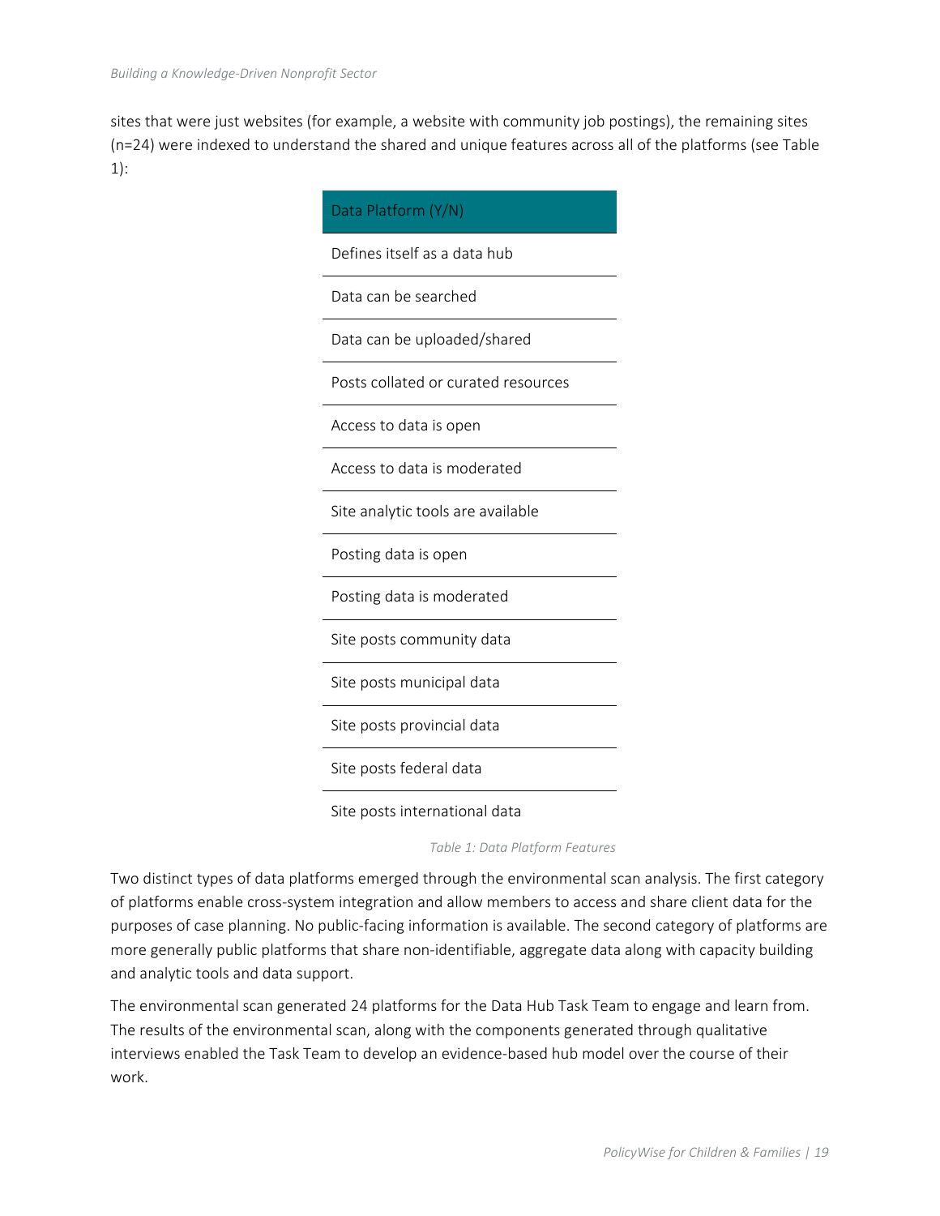sites that were just websites (for example, a website with community job postings), the remaining sites (n=24) were indexed to understand the shared and unique features across all of the platforms (see Table 1):

| Data Platform (Y/N) |
| --- |
| Defines itself as a data hub |
| Data can be searched |
| Data can be uploaded/shared |
| Posts collated or curated resources |
| Access to data is open |
| Access to data is moderated |
| Site analytic tools are available |
| Posting data is open |
| Posting data is moderated |
| Site posts community data |
| Site posts municipal data |
| Site posts provincial data |
| Site posts federal data |
| Site posts international data |

*Table 1: Data Platform Features*

Two distinct types of data platforms emerged through the environmental scan analysis. The first category of platforms enable cross-system integration and allow members to access and share client data for the purposes of case planning. No public-facing information is available. The second category of platforms are more generally public platforms that share non-identifiable, aggregate data along with capacity building and analytic tools and data support.

The environmental scan generated 24 platforms for the Data Hub Task Team to engage and learn from. The results of the environmental scan, along with the components generated through qualitative interviews enabled the Task Team to develop an evidence-based hub model over the course of their work.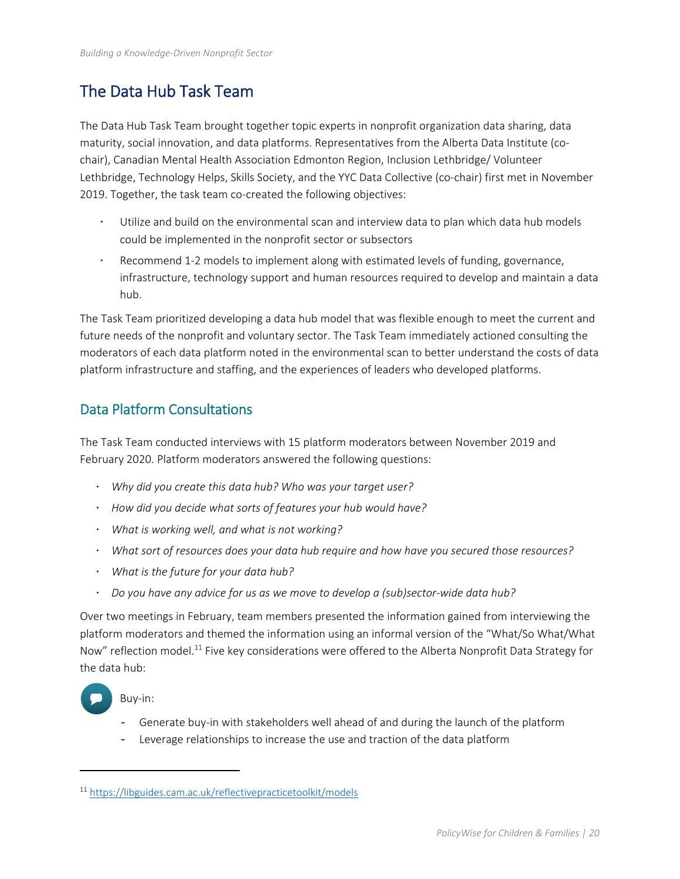## The Data Hub Task Team

The Data Hub Task Team brought together topic experts in nonprofit organization data sharing, data maturity, social innovation, and data platforms. Representatives from the Alberta Data Institute (co-chair), Canadian Mental Health Association Edmonton Region, Inclusion Lethbridge/ Volunteer Lethbridge, Technology Helps, Skills Society, and the YYC Data Collective (co-chair) first met in November 2019. Together, the task team co-created the following objectives:

- Utilize and build on the environmental scan and interview data to plan which data hub models could be implemented in the nonprofit sector or subsectors
- Recommend 1-2 models to implement along with estimated levels of funding, governance, infrastructure, technology support and human resources required to develop and maintain a data hub.

The Task Team prioritized developing a data hub model that was flexible enough to meet the current and future needs of the nonprofit and voluntary sector. The Task Team immediately actioned consulting the moderators of each data platform noted in the environmental scan to better understand the costs of data platform infrastructure and staffing, and the experiences of leaders who developed platforms.

### Data Platform Consultations

The Task Team conducted interviews with 15 platform moderators between November 2019 and February 2020. Platform moderators answered the following questions:

- *Why did you create this data hub? Who was your target user?*
- *How did you decide what sorts of features your hub would have?*
- *What is working well, and what is not working?*
- *What sort of resources does your data hub require and how have you secured those resources?*
- *What is the future for your data hub?*
- *Do you have any advice for us as we move to develop a (sub)sector-wide data hub?*

Over two meetings in February, team members presented the information gained from interviewing the platform moderators and themed the information using an informal version of the "What/So What/What Now" reflection model.[11] Five key considerations were offered to the Alberta Nonprofit Data Strategy for the data hub:

Buy-in:

- Generate buy-in with stakeholders well ahead of and during the launch of the platform
- Leverage relationships to increase the use and traction of the data platform

[11] https://libguides.cam.ac.uk/reflectivepracticetoolkit/models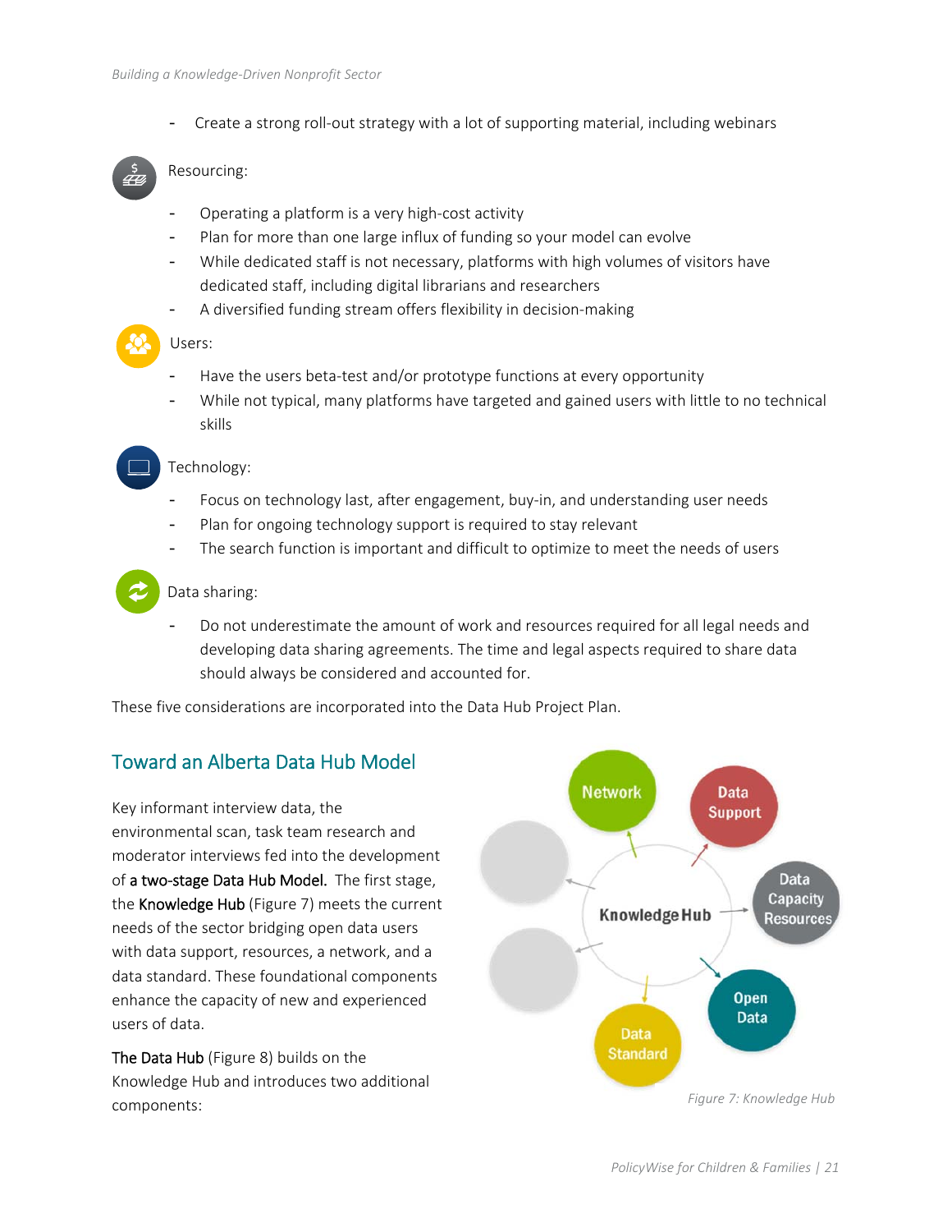- Create a strong roll-out strategy with a lot of supporting material, including webinars

Resourcing:

- Operating a platform is a very high-cost activity
- Plan for more than one large influx of funding so your model can evolve
- While dedicated staff is not necessary, platforms with high volumes of visitors have dedicated staff, including digital librarians and researchers
- A diversified funding stream offers flexibility in decision-making

Users:

- Have the users beta-test and/or prototype functions at every opportunity
- While not typical, many platforms have targeted and gained users with little to no technical skills

Technology:

- Focus on technology last, after engagement, buy-in, and understanding user needs
- Plan for ongoing technology support is required to stay relevant
- The search function is important and difficult to optimize to meet the needs of users

Data sharing:

- Do not underestimate the amount of work and resources required for all legal needs and developing data sharing agreements. The time and legal aspects required to share data should always be considered and accounted for.

These five considerations are incorporated into the Data Hub Project Plan.

## Toward an Alberta Data Hub Model

Key informant interview data, the environmental scan, task team research and moderator interviews fed into the development of **a two-stage Data Hub Model.** The first stage, the **Knowledge Hub** (Figure 7) meets the current needs of the sector bridging open data users with data support, resources, a network, and a data standard. These foundational components enhance the capacity of new and experienced users of data.

**The Data Hub** (Figure 8) builds on the Knowledge Hub and introduces two additional components:

Network
Data Support
Data Capacity Resources
Open Data
Data Standard
Knowledge Hub

*Figure 7: Knowledge Hub*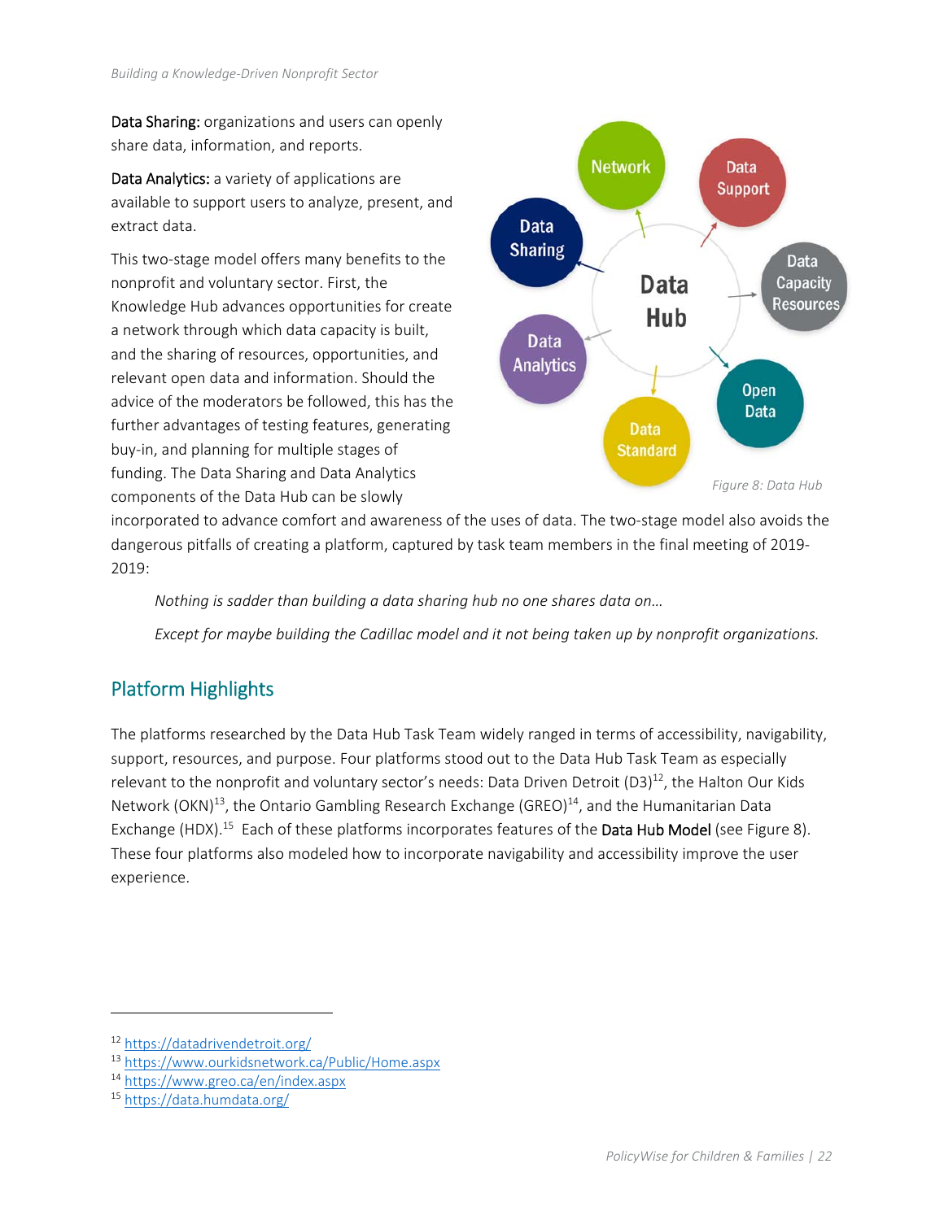**Data Sharing:** organizations and users can openly share data, information, and reports.

**Data Analytics:** a variety of applications are available to support users to analyze, present, and extract data.

This two-stage model offers many benefits to the nonprofit and voluntary sector. First, the Knowledge Hub advances opportunities for create a network through which data capacity is built, and the sharing of resources, opportunities, and relevant open data and information. Should the advice of the moderators be followed, this has the further advantages of testing features, generating buy-in, and planning for multiple stages of funding. The Data Sharing and Data Analytics components of the Data Hub can be slowly incorporated to advance comfort and awareness of the uses of data. The two-stage model also avoids the dangerous pitfalls of creating a platform, captured by task team members in the final meeting of 2019-2019:

> *Nothing is sadder than building a data sharing hub no one shares data on…*
>
> *Except for maybe building the Cadillac model and it not being taken up by nonprofit organizations.*

Data Hub: Network, Data Support, Data Capacity Resources, Open Data, Data Standard, Data Analytics, Data Sharing

*Figure 8: Data Hub*

## Platform Highlights

The platforms researched by the Data Hub Task Team widely ranged in terms of accessibility, navigability, support, resources, and purpose. Four platforms stood out to the Data Hub Task Team as especially relevant to the nonprofit and voluntary sector's needs: Data Driven Detroit (D3)[12], the Halton Our Kids Network (OKN)[13], the Ontario Gambling Research Exchange (GREO)[14], and the Humanitarian Data Exchange (HDX).[15] Each of these platforms incorporates features of the **Data Hub Model** (see Figure 8). These four platforms also modeled how to incorporate navigability and accessibility improve the user experience.

---

[12] https://datadrivendetroit.org/

[13] https://www.ourkidsnetwork.ca/Public/Home.aspx

[14] https://www.greo.ca/en/index.aspx

[15] https://data.humdata.org/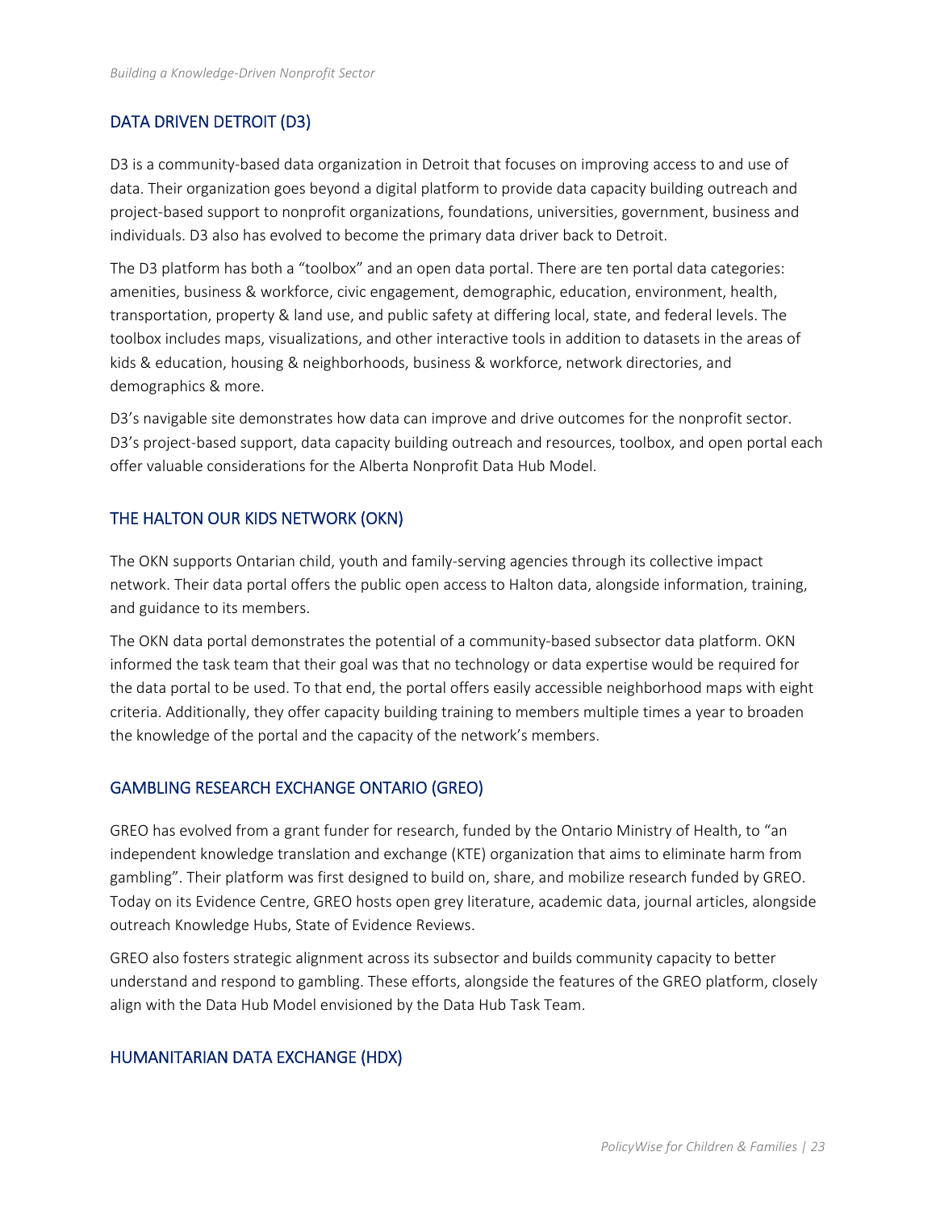## DATA DRIVEN DETROIT (D3)

D3 is a community-based data organization in Detroit that focuses on improving access to and use of data. Their organization goes beyond a digital platform to provide data capacity building outreach and project-based support to nonprofit organizations, foundations, universities, government, business and individuals. D3 also has evolved to become the primary data driver back to Detroit.

The D3 platform has both a "toolbox" and an open data portal. There are ten portal data categories: amenities, business & workforce, civic engagement, demographic, education, environment, health, transportation, property & land use, and public safety at differing local, state, and federal levels. The toolbox includes maps, visualizations, and other interactive tools in addition to datasets in the areas of kids & education, housing & neighborhoods, business & workforce, network directories, and demographics & more.

D3's navigable site demonstrates how data can improve and drive outcomes for the nonprofit sector. D3's project-based support, data capacity building outreach and resources, toolbox, and open portal each offer valuable considerations for the Alberta Nonprofit Data Hub Model.

## THE HALTON OUR KIDS NETWORK (OKN)

The OKN supports Ontarian child, youth and family-serving agencies through its collective impact network. Their data portal offers the public open access to Halton data, alongside information, training, and guidance to its members.

The OKN data portal demonstrates the potential of a community-based subsector data platform. OKN informed the task team that their goal was that no technology or data expertise would be required for the data portal to be used. To that end, the portal offers easily accessible neighborhood maps with eight criteria. Additionally, they offer capacity building training to members multiple times a year to broaden the knowledge of the portal and the capacity of the network's members.

## GAMBLING RESEARCH EXCHANGE ONTARIO (GREO)

GREO has evolved from a grant funder for research, funded by the Ontario Ministry of Health, to "an independent knowledge translation and exchange (KTE) organization that aims to eliminate harm from gambling". Their platform was first designed to build on, share, and mobilize research funded by GREO. Today on its Evidence Centre, GREO hosts open grey literature, academic data, journal articles, alongside outreach Knowledge Hubs, State of Evidence Reviews.

GREO also fosters strategic alignment across its subsector and builds community capacity to better understand and respond to gambling. These efforts, alongside the features of the GREO platform, closely align with the Data Hub Model envisioned by the Data Hub Task Team.

## HUMANITARIAN DATA EXCHANGE (HDX)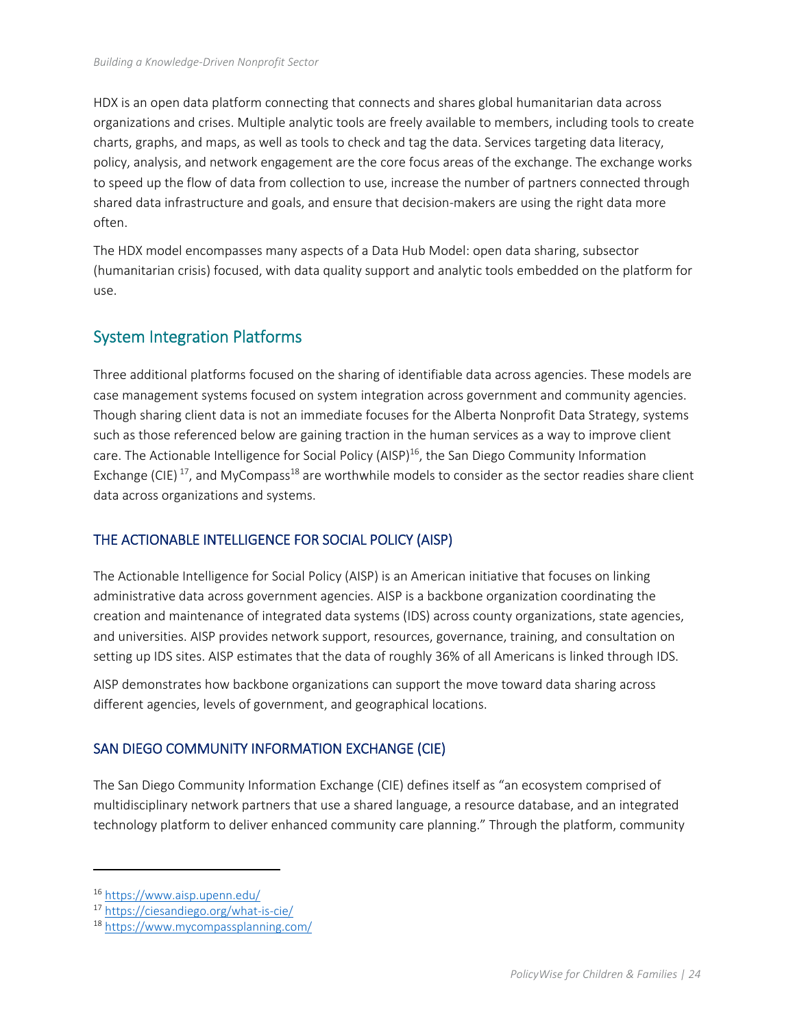HDX is an open data platform connecting that connects and shares global humanitarian data across organizations and crises. Multiple analytic tools are freely available to members, including tools to create charts, graphs, and maps, as well as tools to check and tag the data. Services targeting data literacy, policy, analysis, and network engagement are the core focus areas of the exchange. The exchange works to speed up the flow of data from collection to use, increase the number of partners connected through shared data infrastructure and goals, and ensure that decision-makers are using the right data more often.

The HDX model encompasses many aspects of a Data Hub Model: open data sharing, subsector (humanitarian crisis) focused, with data quality support and analytic tools embedded on the platform for use.

## System Integration Platforms

Three additional platforms focused on the sharing of identifiable data across agencies. These models are case management systems focused on system integration across government and community agencies. Though sharing client data is not an immediate focuses for the Alberta Nonprofit Data Strategy, systems such as those referenced below are gaining traction in the human services as a way to improve client care. The Actionable Intelligence for Social Policy (AISP)[16], the San Diego Community Information Exchange (CIE) [17], and MyCompass[18] are worthwhile models to consider as the sector readies share client data across organizations and systems.

### THE ACTIONABLE INTELLIGENCE FOR SOCIAL POLICY (AISP)

The Actionable Intelligence for Social Policy (AISP) is an American initiative that focuses on linking administrative data across government agencies. AISP is a backbone organization coordinating the creation and maintenance of integrated data systems (IDS) across county organizations, state agencies, and universities. AISP provides network support, resources, governance, training, and consultation on setting up IDS sites. AISP estimates that the data of roughly 36% of all Americans is linked through IDS.

AISP demonstrates how backbone organizations can support the move toward data sharing across different agencies, levels of government, and geographical locations.

### SAN DIEGO COMMUNITY INFORMATION EXCHANGE (CIE)

The San Diego Community Information Exchange (CIE) defines itself as "an ecosystem comprised of multidisciplinary network partners that use a shared language, a resource database, and an integrated technology platform to deliver enhanced community care planning." Through the platform, community

---

[16] https://www.aisp.upenn.edu/

[17] https://ciesandiego.org/what-is-cie/

[18] https://www.mycompassplanning.com/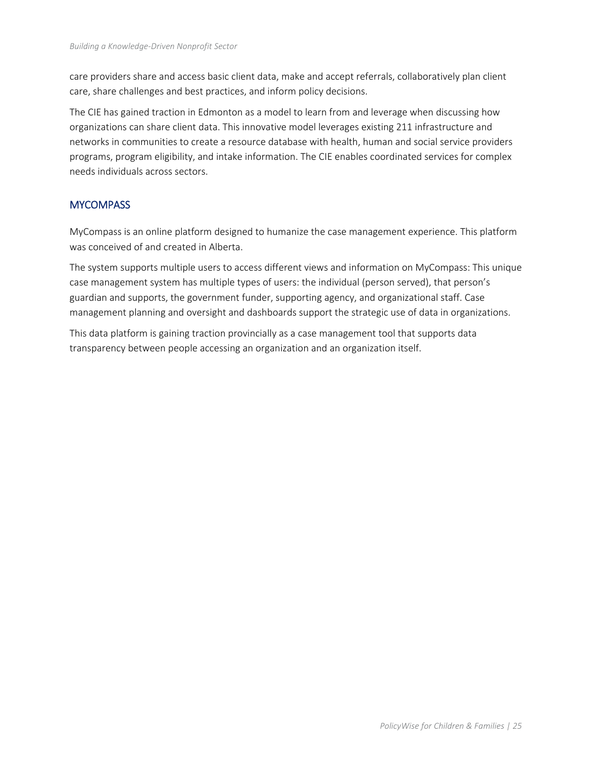care providers share and access basic client data, make and accept referrals, collaboratively plan client care, share challenges and best practices, and inform policy decisions.

The CIE has gained traction in Edmonton as a model to learn from and leverage when discussing how organizations can share client data. This innovative model leverages existing 211 infrastructure and networks in communities to create a resource database with health, human and social service providers programs, program eligibility, and intake information. The CIE enables coordinated services for complex needs individuals across sectors.

## MYCOMPASS

MyCompass is an online platform designed to humanize the case management experience. This platform was conceived of and created in Alberta.

The system supports multiple users to access different views and information on MyCompass: This unique case management system has multiple types of users: the individual (person served), that person's guardian and supports, the government funder, supporting agency, and organizational staff. Case management planning and oversight and dashboards support the strategic use of data in organizations.

This data platform is gaining traction provincially as a case management tool that supports data transparency between people accessing an organization and an organization itself.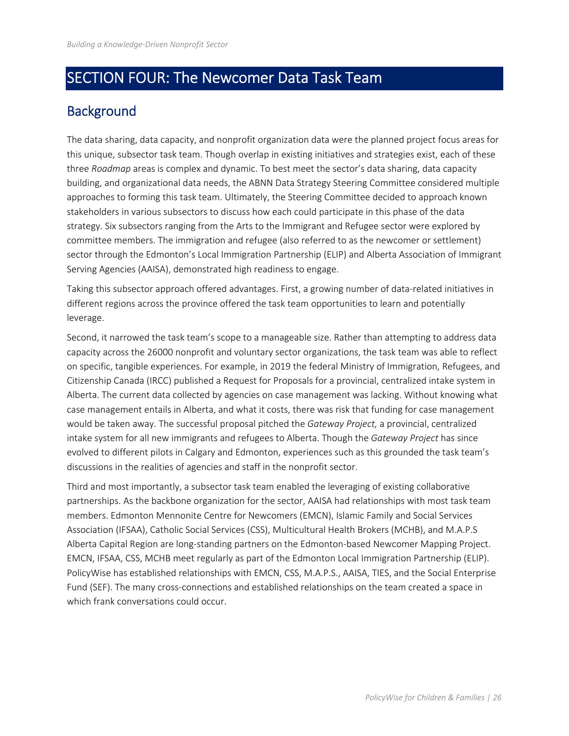# SECTION FOUR: The Newcomer Data Task Team

## Background

The data sharing, data capacity, and nonprofit organization data were the planned project focus areas for this unique, subsector task team. Though overlap in existing initiatives and strategies exist, each of these three *Roadmap* areas is complex and dynamic. To best meet the sector's data sharing, data capacity building, and organizational data needs, the ABNN Data Strategy Steering Committee considered multiple approaches to forming this task team. Ultimately, the Steering Committee decided to approach known stakeholders in various subsectors to discuss how each could participate in this phase of the data strategy. Six subsectors ranging from the Arts to the Immigrant and Refugee sector were explored by committee members. The immigration and refugee (also referred to as the newcomer or settlement) sector through the Edmonton's Local Immigration Partnership (ELIP) and Alberta Association of Immigrant Serving Agencies (AAISA), demonstrated high readiness to engage.

Taking this subsector approach offered advantages. First, a growing number of data-related initiatives in different regions across the province offered the task team opportunities to learn and potentially leverage.

Second, it narrowed the task team's scope to a manageable size. Rather than attempting to address data capacity across the 26000 nonprofit and voluntary sector organizations, the task team was able to reflect on specific, tangible experiences. For example, in 2019 the federal Ministry of Immigration, Refugees, and Citizenship Canada (IRCC) published a Request for Proposals for a provincial, centralized intake system in Alberta. The current data collected by agencies on case management was lacking. Without knowing what case management entails in Alberta, and what it costs, there was risk that funding for case management would be taken away. The successful proposal pitched the *Gateway Project,* a provincial, centralized intake system for all new immigrants and refugees to Alberta. Though the *Gateway Project* has since evolved to different pilots in Calgary and Edmonton, experiences such as this grounded the task team's discussions in the realities of agencies and staff in the nonprofit sector.

Third and most importantly, a subsector task team enabled the leveraging of existing collaborative partnerships. As the backbone organization for the sector, AAISA had relationships with most task team members. Edmonton Mennonite Centre for Newcomers (EMCN), Islamic Family and Social Services Association (IFSAA), Catholic Social Services (CSS), Multicultural Health Brokers (MCHB), and M.A.P.S Alberta Capital Region are long-standing partners on the Edmonton-based Newcomer Mapping Project. EMCN, IFSAA, CSS, MCHB meet regularly as part of the Edmonton Local Immigration Partnership (ELIP). PolicyWise has established relationships with EMCN, CSS, M.A.P.S., AAISA, TIES, and the Social Enterprise Fund (SEF). The many cross-connections and established relationships on the team created a space in which frank conversations could occur.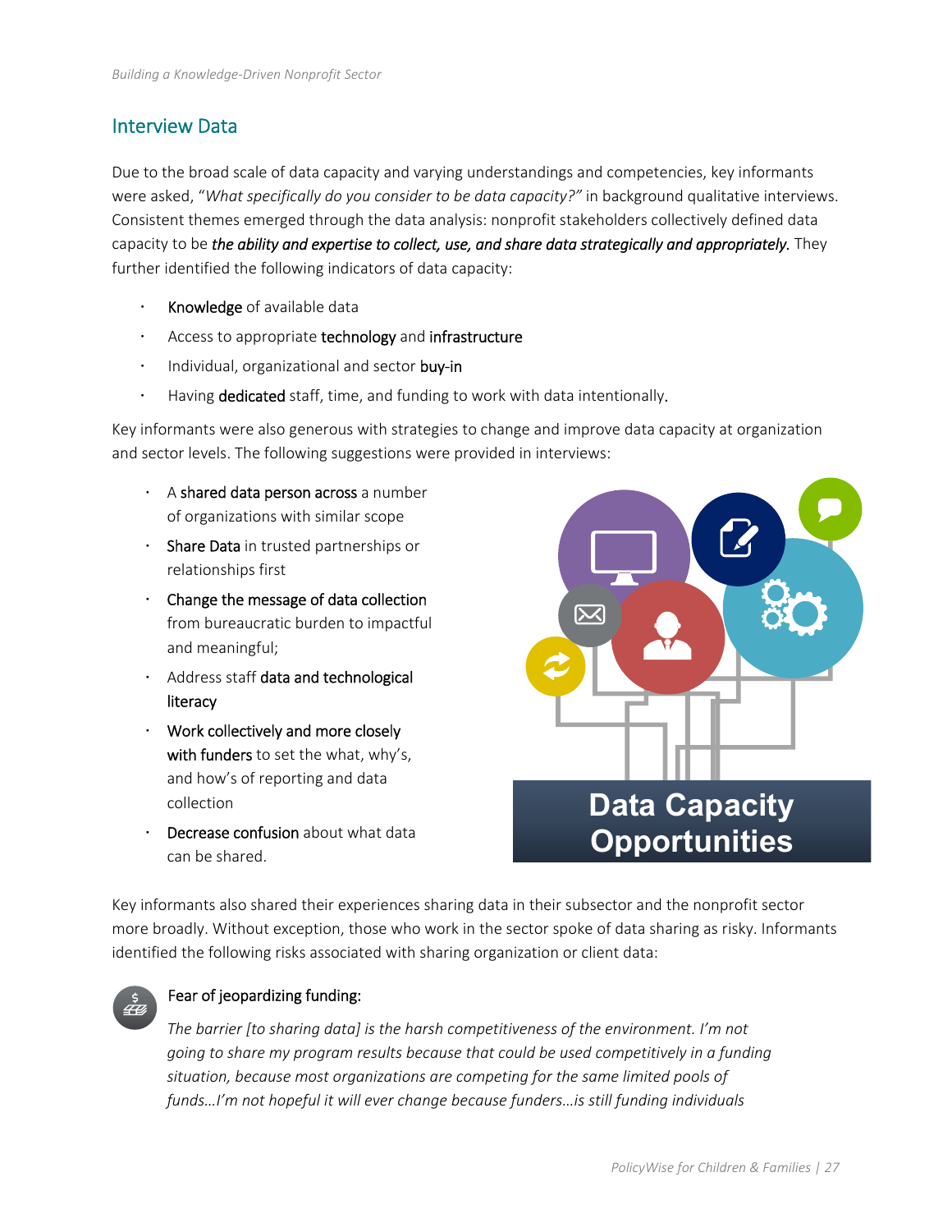## Interview Data

Due to the broad scale of data capacity and varying understandings and competencies, key informants were asked, "*What specifically do you consider to be data capacity?*" in background qualitative interviews. Consistent themes emerged through the data analysis: nonprofit stakeholders collectively defined data capacity to be ***the ability and expertise to collect, use, and share data strategically and appropriately.*** They further identified the following indicators of data capacity:

- Knowledge of available data
- Access to appropriate technology and infrastructure
- Individual, organizational and sector buy-in
- Having dedicated staff, time, and funding to work with data intentionally.

Key informants were also generous with strategies to change and improve data capacity at organization and sector levels. The following suggestions were provided in interviews:

- A shared data person across a number of organizations with similar scope
- Share Data in trusted partnerships or relationships first
- Change the message of data collection from bureaucratic burden to impactful and meaningful;
- Address staff data and technological literacy
- Work collectively and more closely with funders to set the what, why's, and how's of reporting and data collection
- Decrease confusion about what data can be shared.

Key informants also shared their experiences sharing data in their subsector and the nonprofit sector more broadly. Without exception, those who work in the sector spoke of data sharing as risky. Informants identified the following risks associated with sharing organization or client data:

Fear of jeopardizing funding:

*The barrier [to sharing data] is the harsh competitiveness of the environment. I'm not going to share my program results because that could be used competitively in a funding situation, because most organizations are competing for the same limited pools of funds…I'm not hopeful it will ever change because funders…is still funding individuals*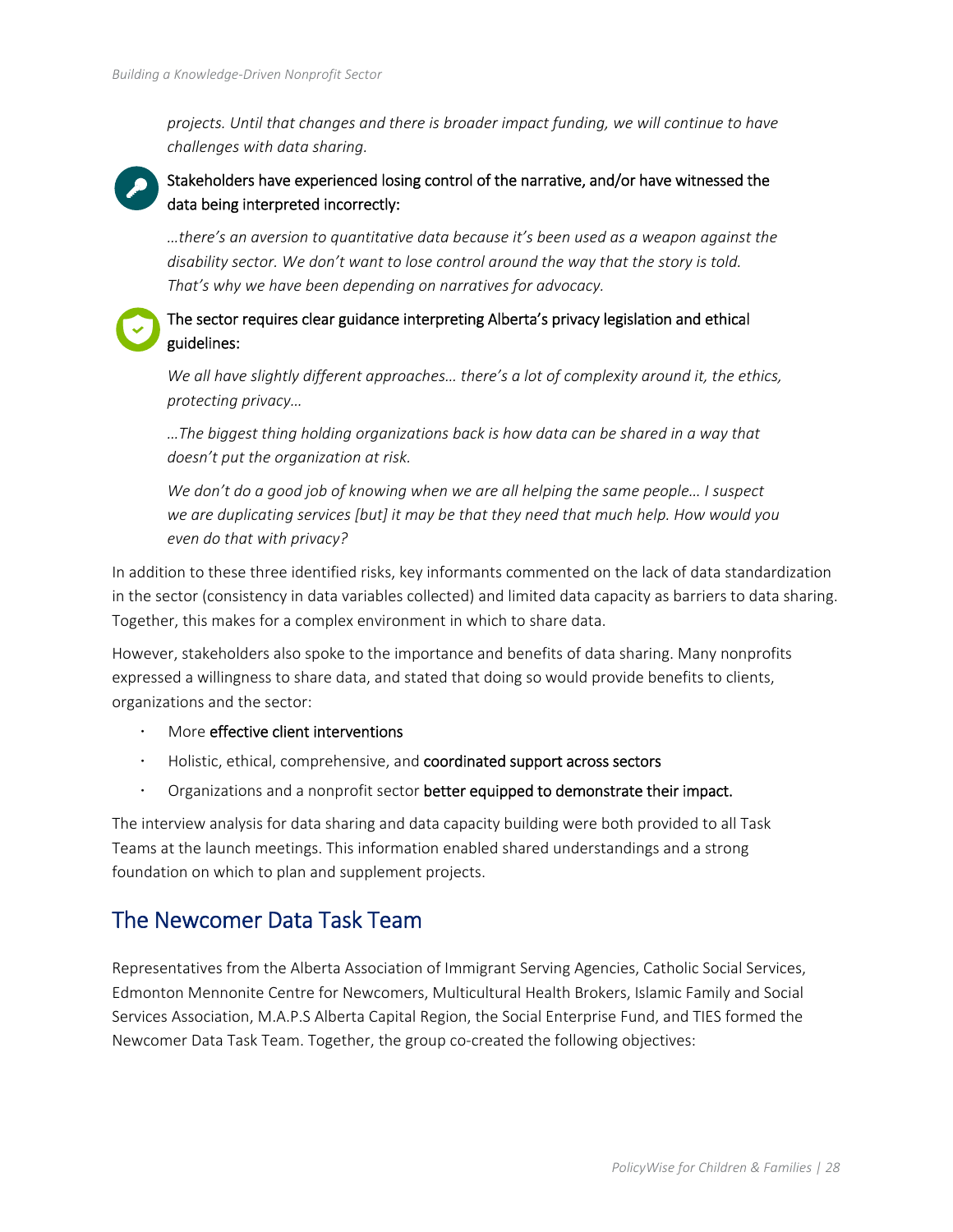*projects. Until that changes and there is broader impact funding, we will continue to have challenges with data sharing.*

Stakeholders have experienced losing control of the narrative, and/or have witnessed the data being interpreted incorrectly:

*…there's an aversion to quantitative data because it's been used as a weapon against the disability sector. We don't want to lose control around the way that the story is told. That's why we have been depending on narratives for advocacy.*

The sector requires clear guidance interpreting Alberta's privacy legislation and ethical guidelines:

*We all have slightly different approaches… there's a lot of complexity around it, the ethics, protecting privacy…*

*…The biggest thing holding organizations back is how data can be shared in a way that doesn't put the organization at risk.*

*We don't do a good job of knowing when we are all helping the same people… I suspect we are duplicating services [but] it may be that they need that much help. How would you even do that with privacy?*

In addition to these three identified risks, key informants commented on the lack of data standardization in the sector (consistency in data variables collected) and limited data capacity as barriers to data sharing. Together, this makes for a complex environment in which to share data.

However, stakeholders also spoke to the importance and benefits of data sharing. Many nonprofits expressed a willingness to share data, and stated that doing so would provide benefits to clients, organizations and the sector:

- More effective client interventions
- Holistic, ethical, comprehensive, and coordinated support across sectors
- Organizations and a nonprofit sector better equipped to demonstrate their impact.

The interview analysis for data sharing and data capacity building were both provided to all Task Teams at the launch meetings. This information enabled shared understandings and a strong foundation on which to plan and supplement projects.

## The Newcomer Data Task Team

Representatives from the Alberta Association of Immigrant Serving Agencies, Catholic Social Services, Edmonton Mennonite Centre for Newcomers, Multicultural Health Brokers, Islamic Family and Social Services Association, M.A.P.S Alberta Capital Region, the Social Enterprise Fund, and TIES formed the Newcomer Data Task Team. Together, the group co-created the following objectives: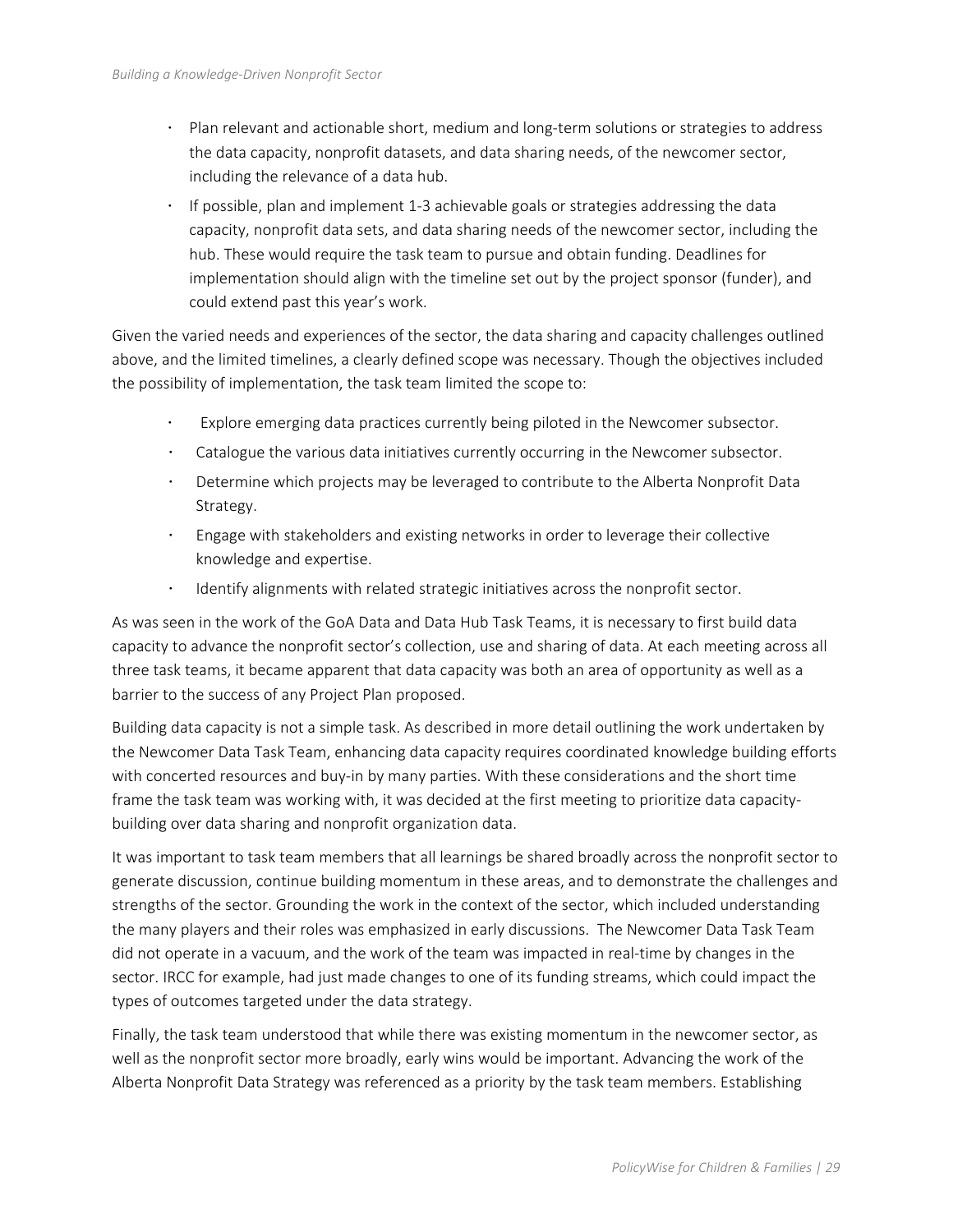- Plan relevant and actionable short, medium and long-term solutions or strategies to address the data capacity, nonprofit datasets, and data sharing needs, of the newcomer sector, including the relevance of a data hub.
- If possible, plan and implement 1-3 achievable goals or strategies addressing the data capacity, nonprofit data sets, and data sharing needs of the newcomer sector, including the hub. These would require the task team to pursue and obtain funding. Deadlines for implementation should align with the timeline set out by the project sponsor (funder), and could extend past this year's work.

Given the varied needs and experiences of the sector, the data sharing and capacity challenges outlined above, and the limited timelines, a clearly defined scope was necessary. Though the objectives included the possibility of implementation, the task team limited the scope to:

- Explore emerging data practices currently being piloted in the Newcomer subsector.
- Catalogue the various data initiatives currently occurring in the Newcomer subsector.
- Determine which projects may be leveraged to contribute to the Alberta Nonprofit Data Strategy.
- Engage with stakeholders and existing networks in order to leverage their collective knowledge and expertise.
- Identify alignments with related strategic initiatives across the nonprofit sector.

As was seen in the work of the GoA Data and Data Hub Task Teams, it is necessary to first build data capacity to advance the nonprofit sector's collection, use and sharing of data. At each meeting across all three task teams, it became apparent that data capacity was both an area of opportunity as well as a barrier to the success of any Project Plan proposed.

Building data capacity is not a simple task. As described in more detail outlining the work undertaken by the Newcomer Data Task Team, enhancing data capacity requires coordinated knowledge building efforts with concerted resources and buy-in by many parties. With these considerations and the short time frame the task team was working with, it was decided at the first meeting to prioritize data capacity-building over data sharing and nonprofit organization data.

It was important to task team members that all learnings be shared broadly across the nonprofit sector to generate discussion, continue building momentum in these areas, and to demonstrate the challenges and strengths of the sector. Grounding the work in the context of the sector, which included understanding the many players and their roles was emphasized in early discussions. The Newcomer Data Task Team did not operate in a vacuum, and the work of the team was impacted in real-time by changes in the sector. IRCC for example, had just made changes to one of its funding streams, which could impact the types of outcomes targeted under the data strategy.

Finally, the task team understood that while there was existing momentum in the newcomer sector, as well as the nonprofit sector more broadly, early wins would be important. Advancing the work of the Alberta Nonprofit Data Strategy was referenced as a priority by the task team members. Establishing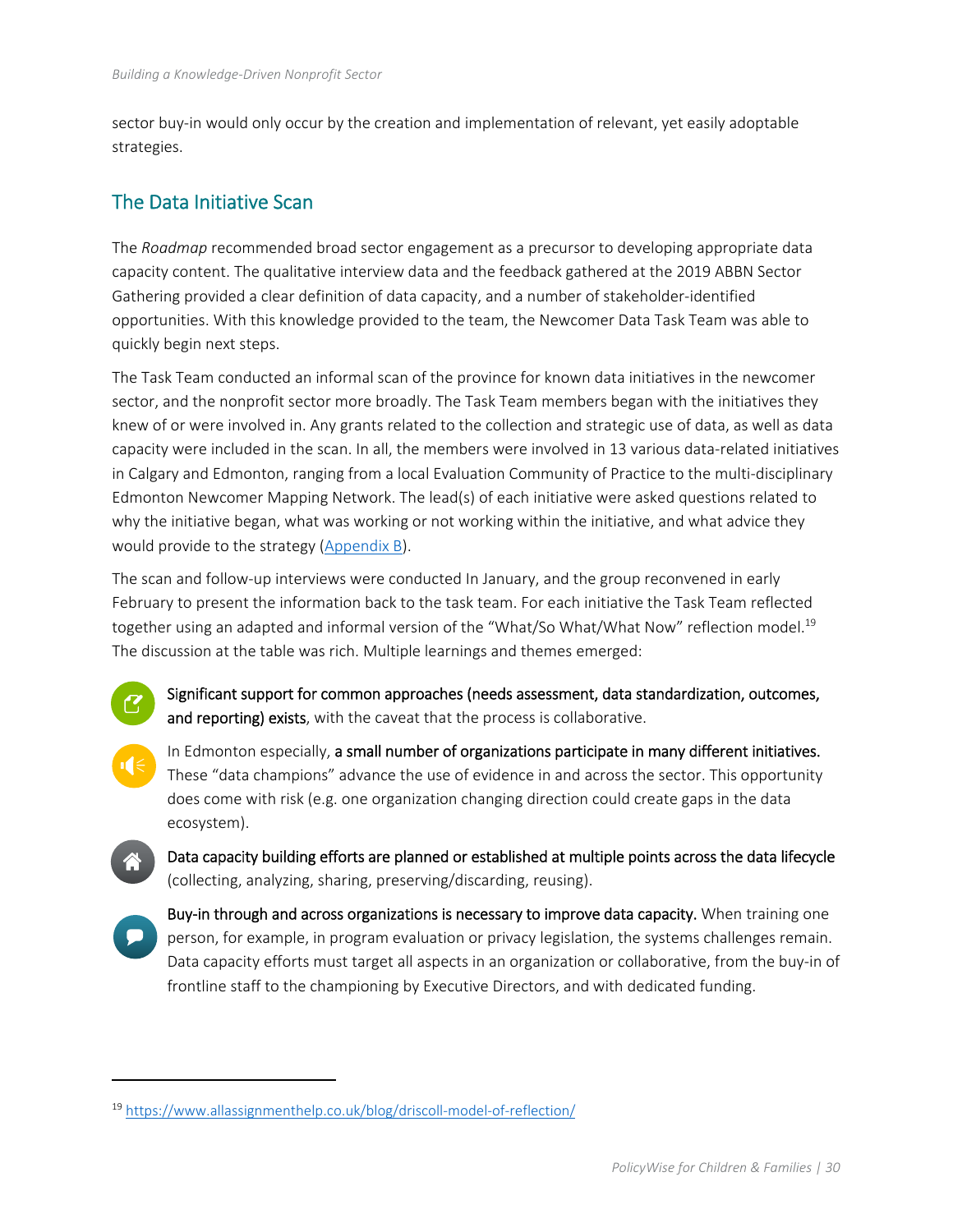sector buy-in would only occur by the creation and implementation of relevant, yet easily adoptable strategies.

## The Data Initiative Scan

The *Roadmap* recommended broad sector engagement as a precursor to developing appropriate data capacity content. The qualitative interview data and the feedback gathered at the 2019 ABBN Sector Gathering provided a clear definition of data capacity, and a number of stakeholder-identified opportunities. With this knowledge provided to the team, the Newcomer Data Task Team was able to quickly begin next steps.

The Task Team conducted an informal scan of the province for known data initiatives in the newcomer sector, and the nonprofit sector more broadly. The Task Team members began with the initiatives they knew of or were involved in. Any grants related to the collection and strategic use of data, as well as data capacity were included in the scan. In all, the members were involved in 13 various data-related initiatives in Calgary and Edmonton, ranging from a local Evaluation Community of Practice to the multi-disciplinary Edmonton Newcomer Mapping Network. The lead(s) of each initiative were asked questions related to why the initiative began, what was working or not working within the initiative, and what advice they would provide to the strategy (Appendix B).

The scan and follow-up interviews were conducted In January, and the group reconvened in early February to present the information back to the task team. For each initiative the Task Team reflected together using an adapted and informal version of the "What/So What/What Now" reflection model.[19] The discussion at the table was rich. Multiple learnings and themes emerged:

- **Significant support for common approaches (needs assessment, data standardization, outcomes, and reporting) exists**, with the caveat that the process is collaborative.
- In Edmonton especially, **a small number of organizations participate in many different initiatives.** These "data champions" advance the use of evidence in and across the sector. This opportunity does come with risk (e.g. one organization changing direction could create gaps in the data ecosystem).
- **Data capacity building efforts are planned or established at multiple points across the data lifecycle** (collecting, analyzing, sharing, preserving/discarding, reusing).
- **Buy-in through and across organizations is necessary to improve data capacity.** When training one person, for example, in program evaluation or privacy legislation, the systems challenges remain. Data capacity efforts must target all aspects in an organization or collaborative, from the buy-in of frontline staff to the championing by Executive Directors, and with dedicated funding.

---

[19] https://www.allassignmenthelp.co.uk/blog/driscoll-model-of-reflection/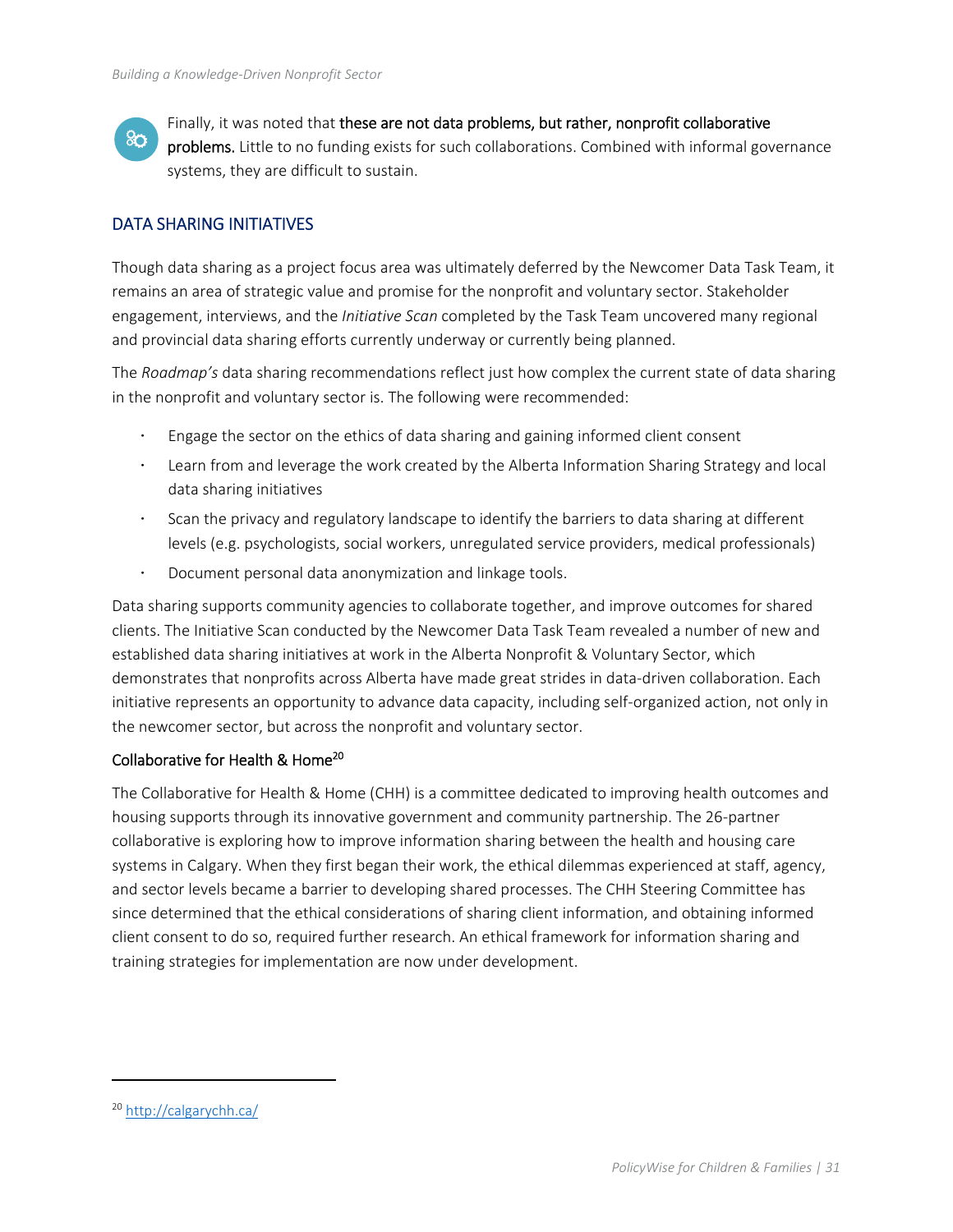Finally, it was noted that **these are not data problems, but rather, nonprofit collaborative problems.** Little to no funding exists for such collaborations. Combined with informal governance systems, they are difficult to sustain.

## DATA SHARING INITIATIVES

Though data sharing as a project focus area was ultimately deferred by the Newcomer Data Task Team, it remains an area of strategic value and promise for the nonprofit and voluntary sector. Stakeholder engagement, interviews, and the *Initiative Scan* completed by the Task Team uncovered many regional and provincial data sharing efforts currently underway or currently being planned.

The *Roadmap's* data sharing recommendations reflect just how complex the current state of data sharing in the nonprofit and voluntary sector is. The following were recommended:

- Engage the sector on the ethics of data sharing and gaining informed client consent
- Learn from and leverage the work created by the Alberta Information Sharing Strategy and local data sharing initiatives
- Scan the privacy and regulatory landscape to identify the barriers to data sharing at different levels (e.g. psychologists, social workers, unregulated service providers, medical professionals)
- Document personal data anonymization and linkage tools.

Data sharing supports community agencies to collaborate together, and improve outcomes for shared clients. The Initiative Scan conducted by the Newcomer Data Task Team revealed a number of new and established data sharing initiatives at work in the Alberta Nonprofit & Voluntary Sector, which demonstrates that nonprofits across Alberta have made great strides in data-driven collaboration. Each initiative represents an opportunity to advance data capacity, including self-organized action, not only in the newcomer sector, but across the nonprofit and voluntary sector.

### Collaborative for Health & Home[20]

The Collaborative for Health & Home (CHH) is a committee dedicated to improving health outcomes and housing supports through its innovative government and community partnership. The 26-partner collaborative is exploring how to improve information sharing between the health and housing care systems in Calgary. When they first began their work, the ethical dilemmas experienced at staff, agency, and sector levels became a barrier to developing shared processes. The CHH Steering Committee has since determined that the ethical considerations of sharing client information, and obtaining informed client consent to do so, required further research. An ethical framework for information sharing and training strategies for implementation are now under development.

[20] http://calgarychh.ca/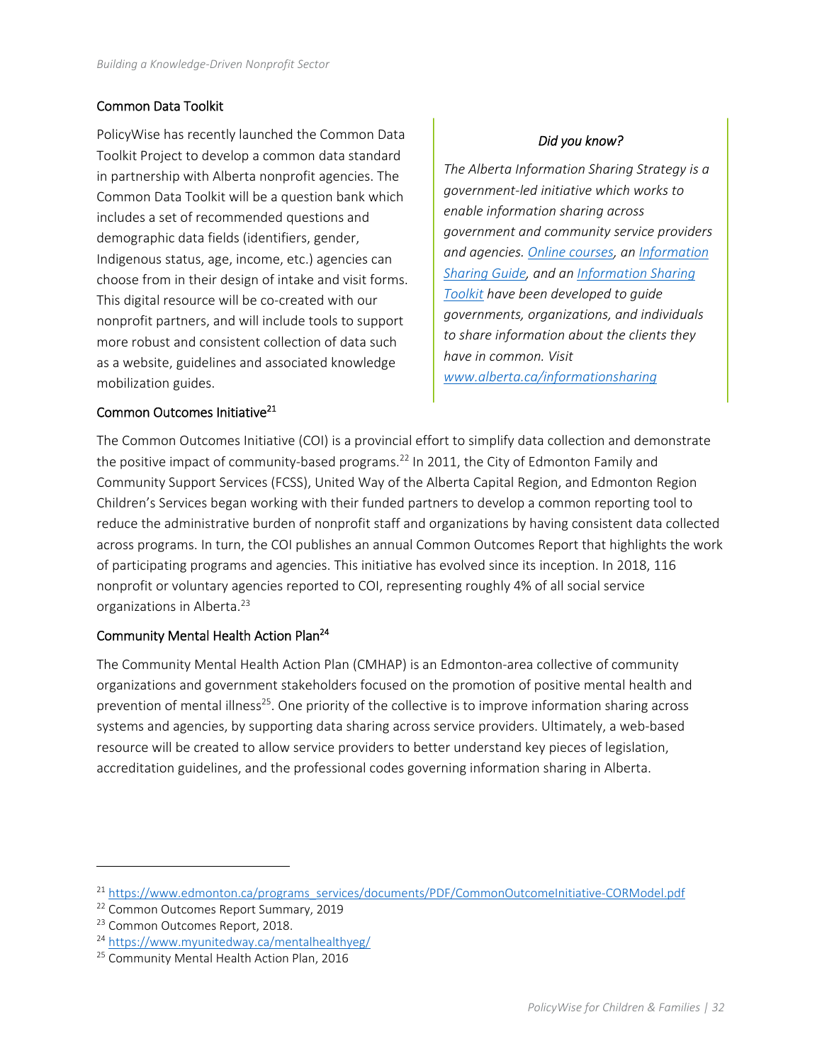### Common Data Toolkit

PolicyWise has recently launched the Common Data Toolkit Project to develop a common data standard in partnership with Alberta nonprofit agencies. The Common Data Toolkit will be a question bank which includes a set of recommended questions and demographic data fields (identifiers, gender, Indigenous status, age, income, etc.) agencies can choose from in their design of intake and visit forms. This digital resource will be co-created with our nonprofit partners, and will include tools to support more robust and consistent collection of data such as a website, guidelines and associated knowledge mobilization guides.

> *Did you know?*
>
> *The Alberta Information Sharing Strategy is a government-led initiative which works to enable information sharing across government and community service providers and agencies. Online courses, an Information Sharing Guide, and an Information Sharing Toolkit have been developed to guide governments, organizations, and individuals to share information about the clients they have in common. Visit www.alberta.ca/informationsharing*

### Common Outcomes Initiative[21]

The Common Outcomes Initiative (COI) is a provincial effort to simplify data collection and demonstrate the positive impact of community-based programs.[22] In 2011, the City of Edmonton Family and Community Support Services (FCSS), United Way of the Alberta Capital Region, and Edmonton Region Children's Services began working with their funded partners to develop a common reporting tool to reduce the administrative burden of nonprofit staff and organizations by having consistent data collected across programs. In turn, the COI publishes an annual Common Outcomes Report that highlights the work of participating programs and agencies. This initiative has evolved since its inception. In 2018, 116 nonprofit or voluntary agencies reported to COI, representing roughly 4% of all social service organizations in Alberta.[23]

### Community Mental Health Action Plan[24]

The Community Mental Health Action Plan (CMHAP) is an Edmonton-area collective of community organizations and government stakeholders focused on the promotion of positive mental health and prevention of mental illness[25]. One priority of the collective is to improve information sharing across systems and agencies, by supporting data sharing across service providers. Ultimately, a web-based resource will be created to allow service providers to better understand key pieces of legislation, accreditation guidelines, and the professional codes governing information sharing in Alberta.

---

[21] https://www.edmonton.ca/programs_services/documents/PDF/CommonOutcomeInitiative-CORModel.pdf
[22] Common Outcomes Report Summary, 2019
[23] Common Outcomes Report, 2018.
[24] https://www.myunitedway.ca/mentalhealthyeg/
[25] Community Mental Health Action Plan, 2016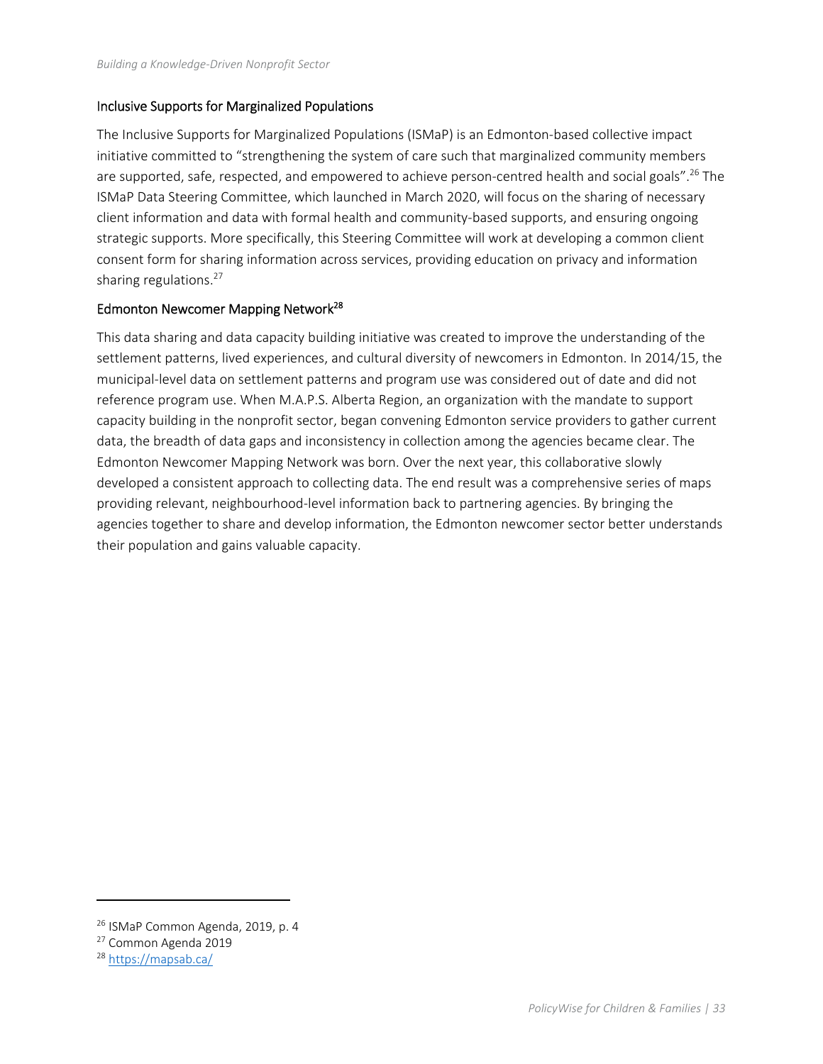### Inclusive Supports for Marginalized Populations

The Inclusive Supports for Marginalized Populations (ISMaP) is an Edmonton-based collective impact initiative committed to "strengthening the system of care such that marginalized community members are supported, safe, respected, and empowered to achieve person-centred health and social goals".[26] The ISMaP Data Steering Committee, which launched in March 2020, will focus on the sharing of necessary client information and data with formal health and community-based supports, and ensuring ongoing strategic supports. More specifically, this Steering Committee will work at developing a common client consent form for sharing information across services, providing education on privacy and information sharing regulations.[27]

### Edmonton Newcomer Mapping Network[28]

This data sharing and data capacity building initiative was created to improve the understanding of the settlement patterns, lived experiences, and cultural diversity of newcomers in Edmonton. In 2014/15, the municipal-level data on settlement patterns and program use was considered out of date and did not reference program use. When M.A.P.S. Alberta Region, an organization with the mandate to support capacity building in the nonprofit sector, began convening Edmonton service providers to gather current data, the breadth of data gaps and inconsistency in collection among the agencies became clear. The Edmonton Newcomer Mapping Network was born. Over the next year, this collaborative slowly developed a consistent approach to collecting data. The end result was a comprehensive series of maps providing relevant, neighbourhood-level information back to partnering agencies. By bringing the agencies together to share and develop information, the Edmonton newcomer sector better understands their population and gains valuable capacity.

---

[26] ISMaP Common Agenda, 2019, p. 4

[27] Common Agenda 2019

[28] https://mapsab.ca/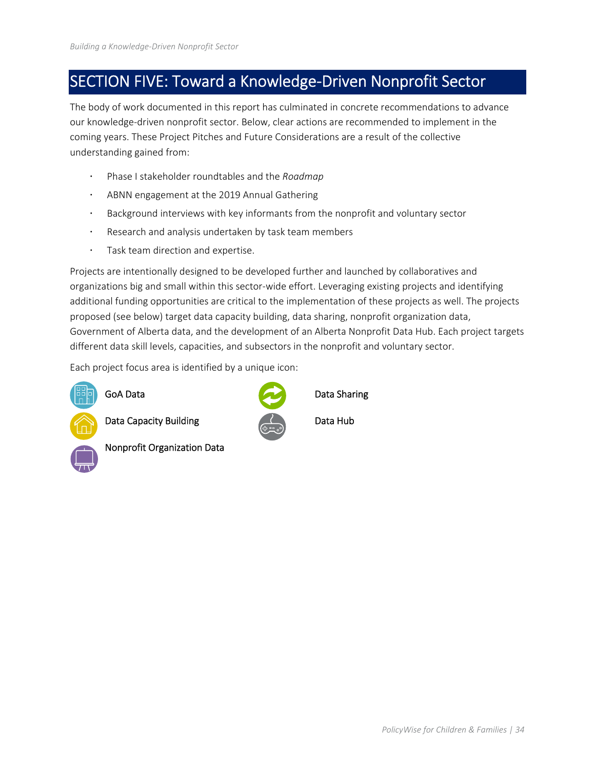# SECTION FIVE: Toward a Knowledge-Driven Nonprofit Sector

The body of work documented in this report has culminated in concrete recommendations to advance our knowledge-driven nonprofit sector. Below, clear actions are recommended to implement in the coming years. These Project Pitches and Future Considerations are a result of the collective understanding gained from:

- Phase I stakeholder roundtables and the *Roadmap*
- ABNN engagement at the 2019 Annual Gathering
- Background interviews with key informants from the nonprofit and voluntary sector
- Research and analysis undertaken by task team members
- Task team direction and expertise.

Projects are intentionally designed to be developed further and launched by collaboratives and organizations big and small within this sector-wide effort. Leveraging existing projects and identifying additional funding opportunities are critical to the implementation of these projects as well. The projects proposed (see below) target data capacity building, data sharing, nonprofit organization data, Government of Alberta data, and the development of an Alberta Nonprofit Data Hub. Each project targets different data skill levels, capacities, and subsectors in the nonprofit and voluntary sector.

Each project focus area is identified by a unique icon:

- GoA Data
- Data Capacity Building
- Nonprofit Organization Data
- Data Sharing
- Data Hub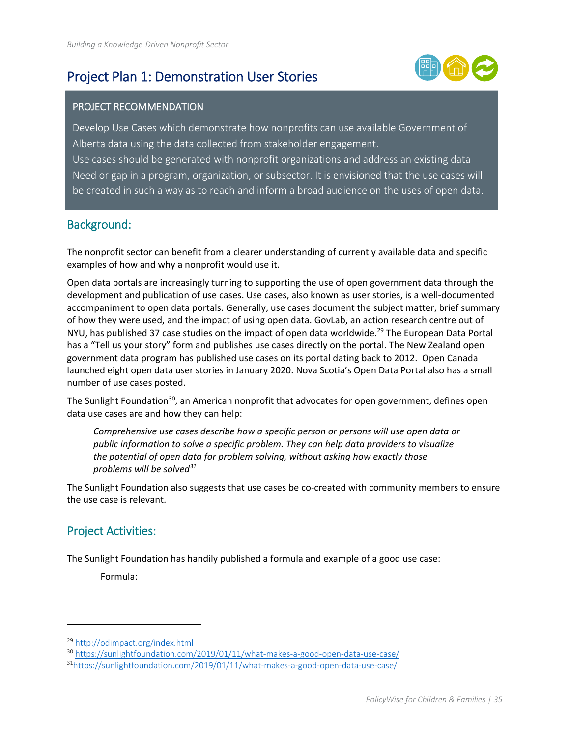## Project Plan 1: Demonstration User Stories

**PROJECT RECOMMENDATION**

Develop Use Cases which demonstrate how nonprofits can use available Government of Alberta data using the data collected from stakeholder engagement.
Use cases should be generated with nonprofit organizations and address an existing data Need or gap in a program, organization, or subsector. It is envisioned that the use cases will be created in such a way as to reach and inform a broad audience on the uses of open data.

### Background:

The nonprofit sector can benefit from a clearer understanding of currently available data and specific examples of how and why a nonprofit would use it.

Open data portals are increasingly turning to supporting the use of open government data through the development and publication of use cases. Use cases, also known as user stories, is a well-documented accompaniment to open data portals. Generally, use cases document the subject matter, brief summary of how they were used, and the impact of using open data. GovLab, an action research centre out of NYU, has published 37 case studies on the impact of open data worldwide.[29] The European Data Portal has a "Tell us your story" form and publishes use cases directly on the portal. The New Zealand open government data program has published use cases on its portal dating back to 2012. Open Canada launched eight open data user stories in January 2020. Nova Scotia's Open Data Portal also has a small number of use cases posted.

The Sunlight Foundation[30], an American nonprofit that advocates for open government, defines open data use cases are and how they can help:

> *Comprehensive use cases describe how a specific person or persons will use open data or public information to solve a specific problem. They can help data providers to visualize the potential of open data for problem solving, without asking how exactly those problems will be solved*[31]

The Sunlight Foundation also suggests that use cases be co-created with community members to ensure the use case is relevant.

### Project Activities:

The Sunlight Foundation has handily published a formula and example of a good use case:

Formula:

---

[29] http://odimpact.org/index.html
[30] https://sunlightfoundation.com/2019/01/11/what-makes-a-good-open-data-use-case/
[31] https://sunlightfoundation.com/2019/01/11/what-makes-a-good-open-data-use-case/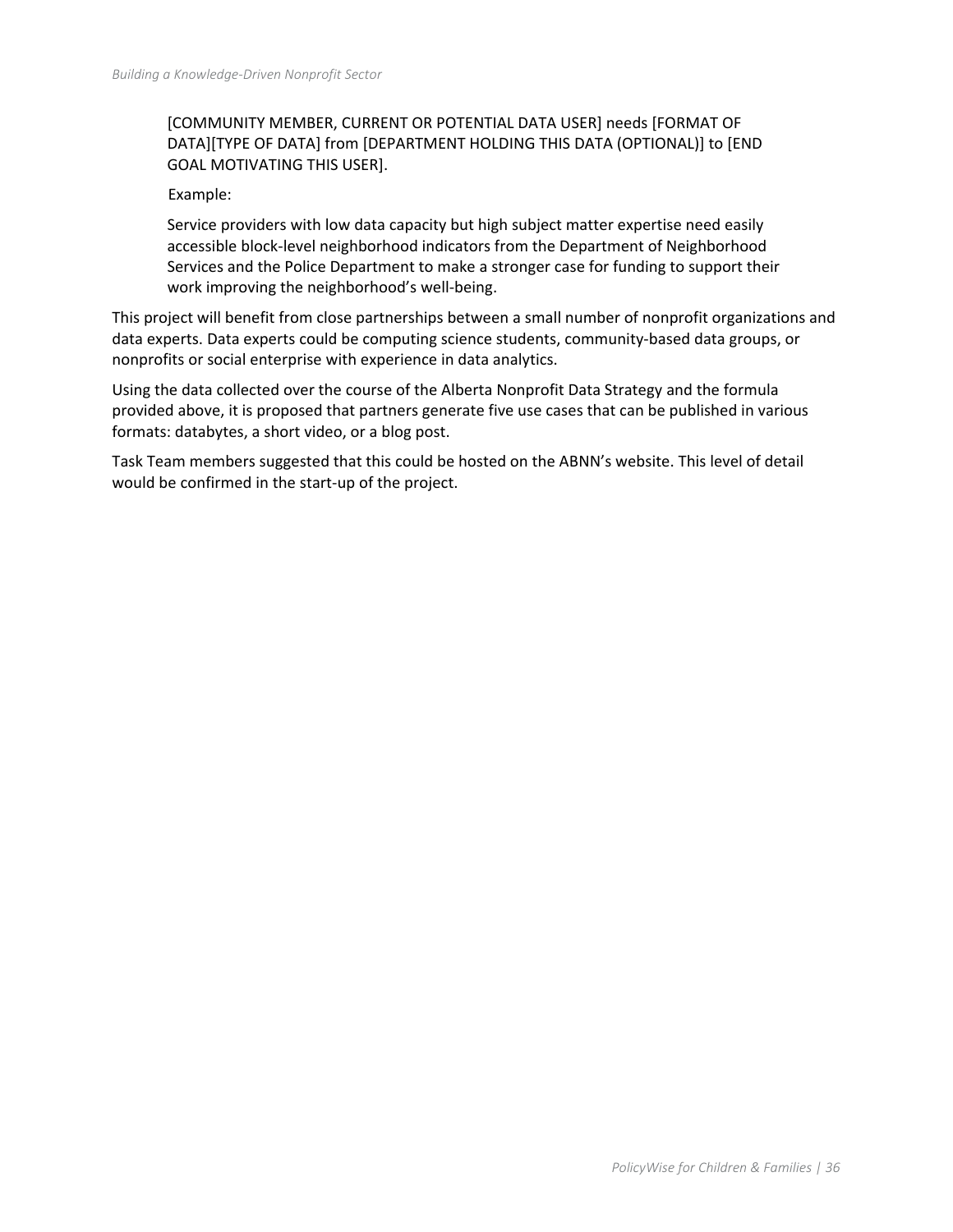[COMMUNITY MEMBER, CURRENT OR POTENTIAL DATA USER] needs [FORMAT OF DATA][TYPE OF DATA] from [DEPARTMENT HOLDING THIS DATA (OPTIONAL)] to [END GOAL MOTIVATING THIS USER].

Example:

Service providers with low data capacity but high subject matter expertise need easily accessible block-level neighborhood indicators from the Department of Neighborhood Services and the Police Department to make a stronger case for funding to support their work improving the neighborhood's well-being.

This project will benefit from close partnerships between a small number of nonprofit organizations and data experts. Data experts could be computing science students, community-based data groups, or nonprofits or social enterprise with experience in data analytics.

Using the data collected over the course of the Alberta Nonprofit Data Strategy and the formula provided above, it is proposed that partners generate five use cases that can be published in various formats: databytes, a short video, or a blog post.

Task Team members suggested that this could be hosted on the ABNN's website. This level of detail would be confirmed in the start-up of the project.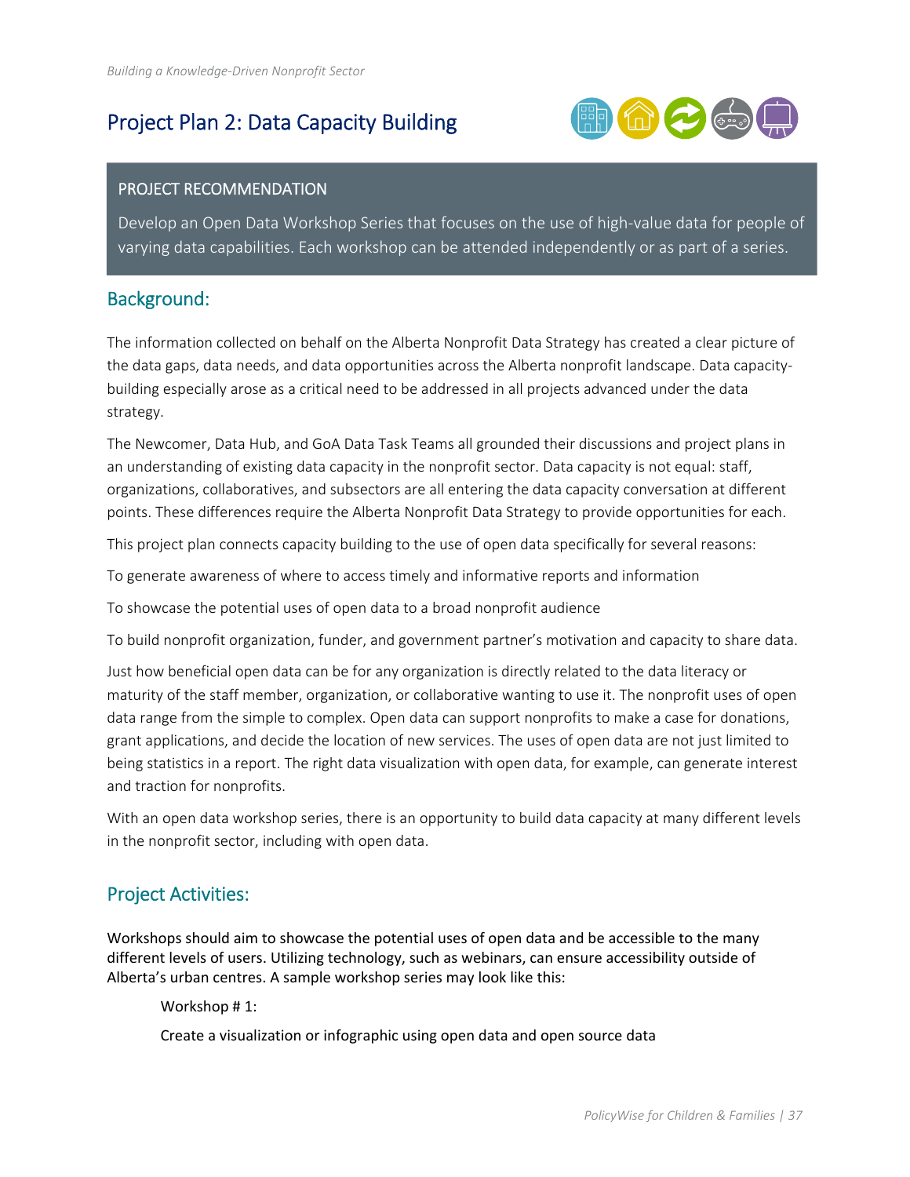# Project Plan 2: Data Capacity Building

**PROJECT RECOMMENDATION**

Develop an Open Data Workshop Series that focuses on the use of high-value data for people of varying data capabilities. Each workshop can be attended independently or as part of a series.

## Background:

The information collected on behalf on the Alberta Nonprofit Data Strategy has created a clear picture of the data gaps, data needs, and data opportunities across the Alberta nonprofit landscape. Data capacity-building especially arose as a critical need to be addressed in all projects advanced under the data strategy.

The Newcomer, Data Hub, and GoA Data Task Teams all grounded their discussions and project plans in an understanding of existing data capacity in the nonprofit sector. Data capacity is not equal: staff, organizations, collaboratives, and subsectors are all entering the data capacity conversation at different points. These differences require the Alberta Nonprofit Data Strategy to provide opportunities for each.

This project plan connects capacity building to the use of open data specifically for several reasons:

To generate awareness of where to access timely and informative reports and information

To showcase the potential uses of open data to a broad nonprofit audience

To build nonprofit organization, funder, and government partner's motivation and capacity to share data.

Just how beneficial open data can be for any organization is directly related to the data literacy or maturity of the staff member, organization, or collaborative wanting to use it. The nonprofit uses of open data range from the simple to complex. Open data can support nonprofits to make a case for donations, grant applications, and decide the location of new services. The uses of open data are not just limited to being statistics in a report. The right data visualization with open data, for example, can generate interest and traction for nonprofits.

With an open data workshop series, there is an opportunity to build data capacity at many different levels in the nonprofit sector, including with open data.

## Project Activities:

Workshops should aim to showcase the potential uses of open data and be accessible to the many different levels of users. Utilizing technology, such as webinars, can ensure accessibility outside of Alberta's urban centres. A sample workshop series may look like this:

Workshop # 1:

Create a visualization or infographic using open data and open source data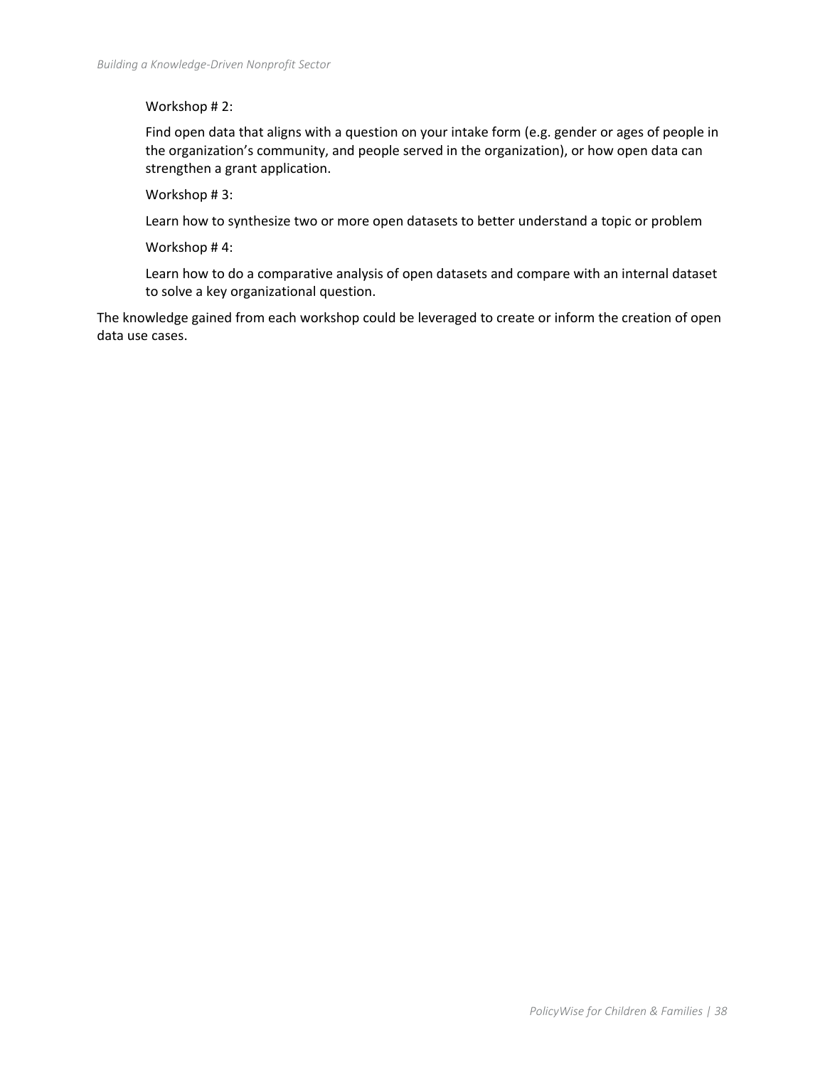Workshop # 2:

Find open data that aligns with a question on your intake form (e.g. gender or ages of people in the organization's community, and people served in the organization), or how open data can strengthen a grant application.

Workshop # 3:

Learn how to synthesize two or more open datasets to better understand a topic or problem

Workshop # 4:

Learn how to do a comparative analysis of open datasets and compare with an internal dataset to solve a key organizational question.

The knowledge gained from each workshop could be leveraged to create or inform the creation of open data use cases.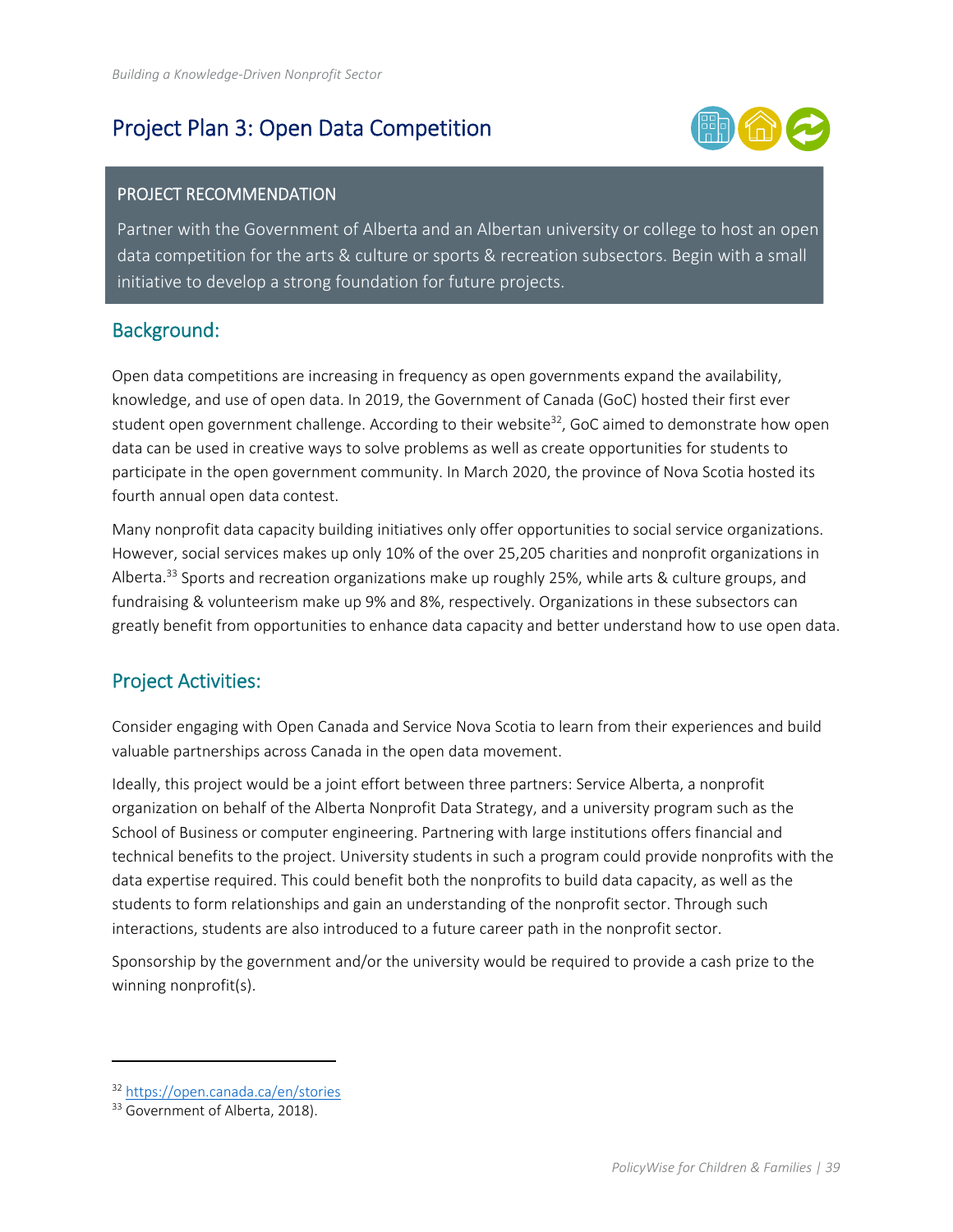## Project Plan 3: Open Data Competition

**PROJECT RECOMMENDATION**

Partner with the Government of Alberta and an Albertan university or college to host an open data competition for the arts & culture or sports & recreation subsectors. Begin with a small initiative to develop a strong foundation for future projects.

### Background:

Open data competitions are increasing in frequency as open governments expand the availability, knowledge, and use of open data. In 2019, the Government of Canada (GoC) hosted their first ever student open government challenge. According to their website[32], GoC aimed to demonstrate how open data can be used in creative ways to solve problems as well as create opportunities for students to participate in the open government community. In March 2020, the province of Nova Scotia hosted its fourth annual open data contest.

Many nonprofit data capacity building initiatives only offer opportunities to social service organizations. However, social services makes up only 10% of the over 25,205 charities and nonprofit organizations in Alberta.[33] Sports and recreation organizations make up roughly 25%, while arts & culture groups, and fundraising & volunteerism make up 9% and 8%, respectively. Organizations in these subsectors can greatly benefit from opportunities to enhance data capacity and better understand how to use open data.

### Project Activities:

Consider engaging with Open Canada and Service Nova Scotia to learn from their experiences and build valuable partnerships across Canada in the open data movement.

Ideally, this project would be a joint effort between three partners: Service Alberta, a nonprofit organization on behalf of the Alberta Nonprofit Data Strategy, and a university program such as the School of Business or computer engineering. Partnering with large institutions offers financial and technical benefits to the project. University students in such a program could provide nonprofits with the data expertise required. This could benefit both the nonprofits to build data capacity, as well as the students to form relationships and gain an understanding of the nonprofit sector. Through such interactions, students are also introduced to a future career path in the nonprofit sector.

Sponsorship by the government and/or the university would be required to provide a cash prize to the winning nonprofit(s).

---

[32] https://open.canada.ca/en/stories

[33] Government of Alberta, 2018).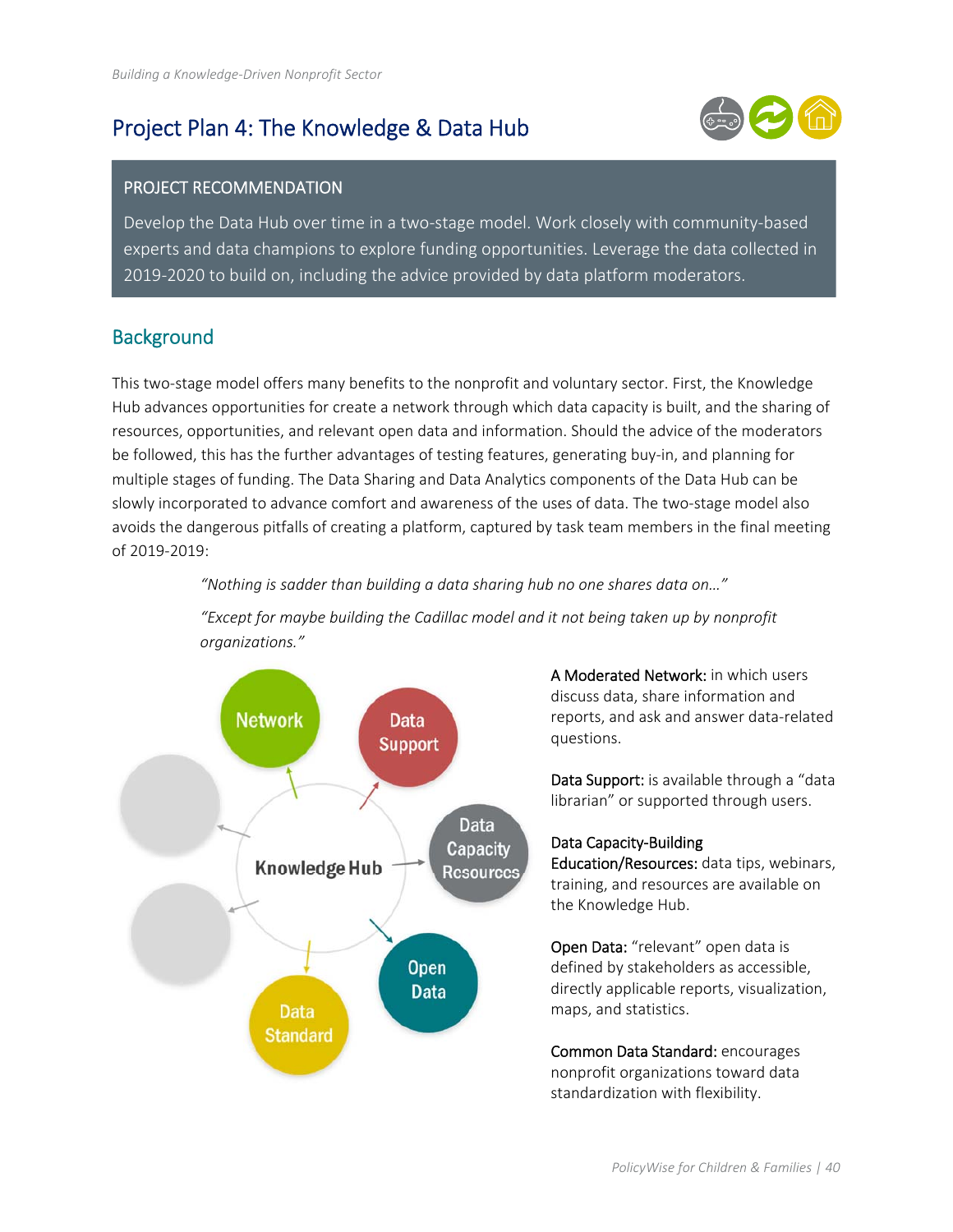## Project Plan 4: The Knowledge & Data Hub

**PROJECT RECOMMENDATION**

Develop the Data Hub over time in a two-stage model. Work closely with community-based experts and data champions to explore funding opportunities. Leverage the data collected in 2019-2020 to build on, including the advice provided by data platform moderators.

### Background

This two-stage model offers many benefits to the nonprofit and voluntary sector. First, the Knowledge Hub advances opportunities for create a network through which data capacity is built, and the sharing of resources, opportunities, and relevant open data and information. Should the advice of the moderators be followed, this has the further advantages of testing features, generating buy-in, and planning for multiple stages of funding. The Data Sharing and Data Analytics components of the Data Hub can be slowly incorporated to advance comfort and awareness of the uses of data. The two-stage model also avoids the dangerous pitfalls of creating a platform, captured by task team members in the final meeting of 2019-2019:

> *"Nothing is sadder than building a data sharing hub no one shares data on…"*
>
> *"Except for maybe building the Cadillac model and it not being taken up by nonprofit organizations."*

Knowledge Hub

Network

Data Support

Data Capacity Resources

Open Data

Data Standard

**A Moderated Network:** in which users discuss data, share information and reports, and ask and answer data-related questions.

**Data Support:** is available through a "data librarian" or supported through users.

**Data Capacity-Building Education/Resources:** data tips, webinars, training, and resources are available on the Knowledge Hub.

**Open Data:** "relevant" open data is defined by stakeholders as accessible, directly applicable reports, visualization, maps, and statistics.

**Common Data Standard:** encourages nonprofit organizations toward data standardization with flexibility.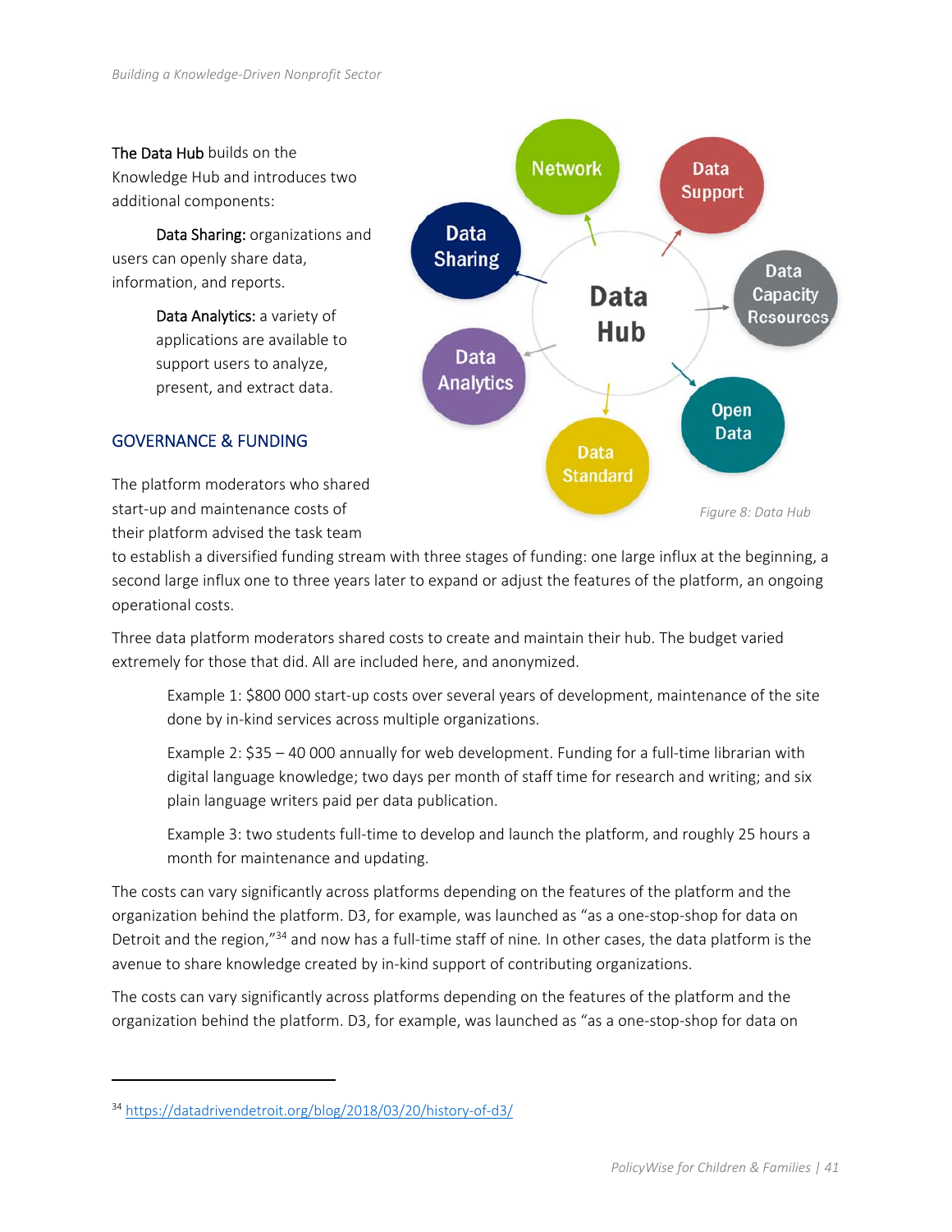**The Data Hub** builds on the Knowledge Hub and introduces two additional components:

**Data Sharing:** organizations and users can openly share data, information, and reports.

**Data Analytics:** a variety of applications are available to support users to analyze, present, and extract data.

Figure 8: Data Hub

## GOVERNANCE & FUNDING

The platform moderators who shared start-up and maintenance costs of their platform advised the task team to establish a diversified funding stream with three stages of funding: one large influx at the beginning, a second large influx one to three years later to expand or adjust the features of the platform, an ongoing operational costs.

Three data platform moderators shared costs to create and maintain their hub. The budget varied extremely for those that did. All are included here, and anonymized.

> Example 1: $800 000 start-up costs over several years of development, maintenance of the site done by in-kind services across multiple organizations.
>
> Example 2: $35 – 40 000 annually for web development. Funding for a full-time librarian with digital language knowledge; two days per month of staff time for research and writing; and six plain language writers paid per data publication.
>
> Example 3: two students full-time to develop and launch the platform, and roughly 25 hours a month for maintenance and updating.

The costs can vary significantly across platforms depending on the features of the platform and the organization behind the platform. D3, for example, was launched as "as a one-stop-shop for data on Detroit and the region,"[34] and now has a full-time staff of nine. In other cases, the data platform is the avenue to share knowledge created by in-kind support of contributing organizations.

The costs can vary significantly across platforms depending on the features of the platform and the organization behind the platform. D3, for example, was launched as "as a one-stop-shop for data on

[34] https://datadrivendetroit.org/blog/2018/03/20/history-of-d3/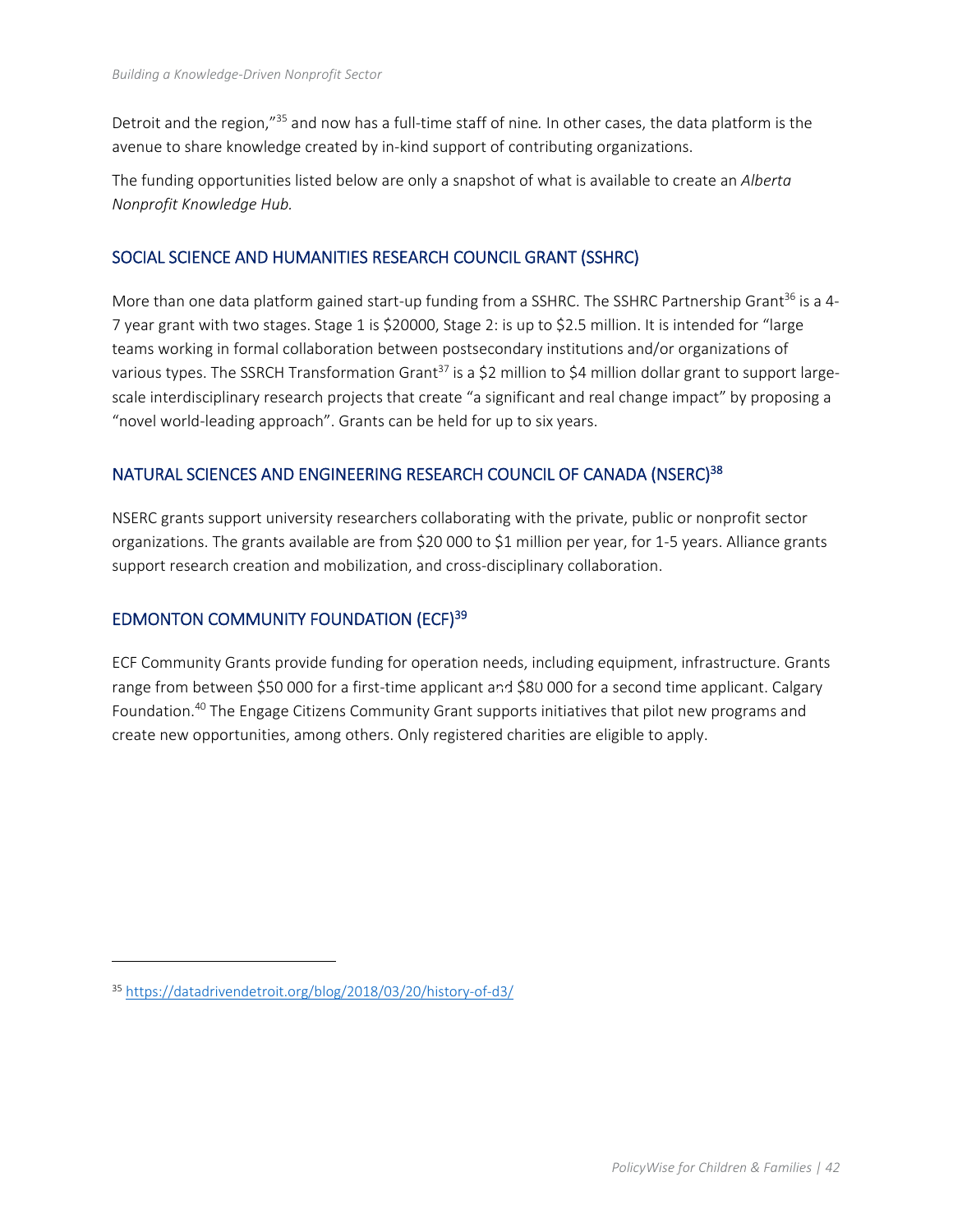Detroit and the region,"[35] and now has a full-time staff of nine. In other cases, the data platform is the avenue to share knowledge created by in-kind support of contributing organizations.

The funding opportunities listed below are only a snapshot of what is available to create an *Alberta Nonprofit Knowledge Hub.*

## SOCIAL SCIENCE AND HUMANITIES RESEARCH COUNCIL GRANT (SSHRC)

More than one data platform gained start-up funding from a SSHRC. The SSHRC Partnership Grant[36] is a 4-7 year grant with two stages. Stage 1 is $20000, Stage 2: is up to $2.5 million. It is intended for "large teams working in formal collaboration between postsecondary institutions and/or organizations of various types. The SSRCH Transformation Grant[37] is a $2 million to $4 million dollar grant to support large-scale interdisciplinary research projects that create "a significant and real change impact" by proposing a "novel world-leading approach". Grants can be held for up to six years.

## NATURAL SCIENCES AND ENGINEERING RESEARCH COUNCIL OF CANADA (NSERC)[38]

NSERC grants support university researchers collaborating with the private, public or nonprofit sector organizations. The grants available are from $20 000 to $1 million per year, for 1-5 years. Alliance grants support research creation and mobilization, and cross-disciplinary collaboration.

## EDMONTON COMMUNITY FOUNDATION (ECF)[39]

ECF Community Grants provide funding for operation needs, including equipment, infrastructure. Grants range from between $50 000 for a first-time applicant and $80 000 for a second time applicant. Calgary Foundation.[40] The Engage Citizens Community Grant supports initiatives that pilot new programs and create new opportunities, among others. Only registered charities are eligible to apply.

---

[35] https://datadrivendetroit.org/blog/2018/03/20/history-of-d3/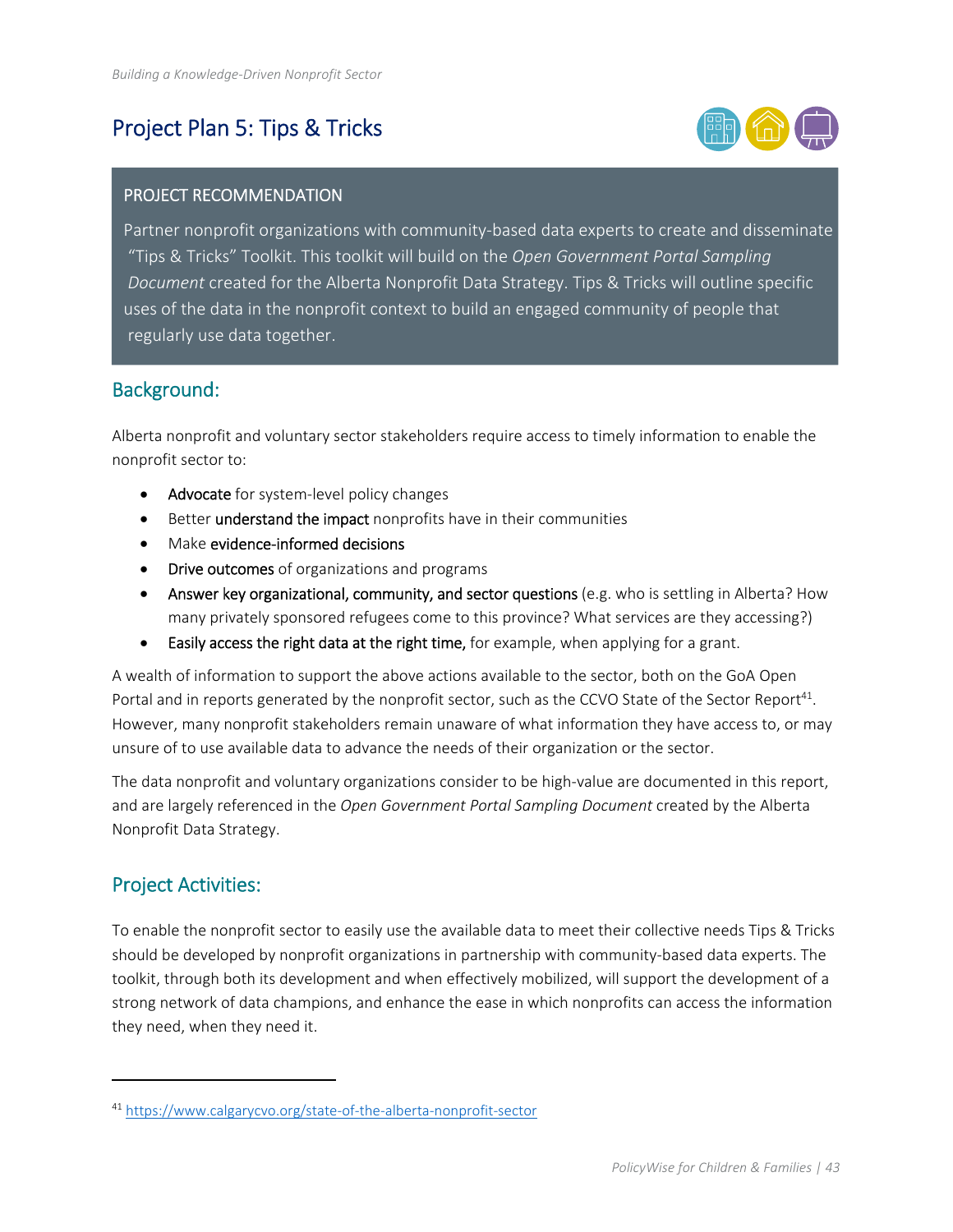# Project Plan 5: Tips & Tricks

**PROJECT RECOMMENDATION**

Partner nonprofit organizations with community-based data experts to create and disseminate "Tips & Tricks" Toolkit. This toolkit will build on the *Open Government Portal Sampling Document* created for the Alberta Nonprofit Data Strategy. Tips & Tricks will outline specific uses of the data in the nonprofit context to build an engaged community of people that regularly use data together.

## Background:

Alberta nonprofit and voluntary sector stakeholders require access to timely information to enable the nonprofit sector to:

- Advocate for system-level policy changes
- Better understand the impact nonprofits have in their communities
- Make evidence-informed decisions
- Drive outcomes of organizations and programs
- Answer key organizational, community, and sector questions (e.g. who is settling in Alberta? How many privately sponsored refugees come to this province? What services are they accessing?)
- Easily access the right data at the right time, for example, when applying for a grant.

A wealth of information to support the above actions available to the sector, both on the GoA Open Portal and in reports generated by the nonprofit sector, such as the CCVO State of the Sector Report[41]. However, many nonprofit stakeholders remain unaware of what information they have access to, or may unsure of to use available data to advance the needs of their organization or the sector.

The data nonprofit and voluntary organizations consider to be high-value are documented in this report, and are largely referenced in the *Open Government Portal Sampling Document* created by the Alberta Nonprofit Data Strategy.

## Project Activities:

To enable the nonprofit sector to easily use the available data to meet their collective needs Tips & Tricks should be developed by nonprofit organizations in partnership with community-based data experts. The toolkit, through both its development and when effectively mobilized, will support the development of a strong network of data champions, and enhance the ease in which nonprofits can access the information they need, when they need it.

[41] https://www.calgarycvo.org/state-of-the-alberta-nonprofit-sector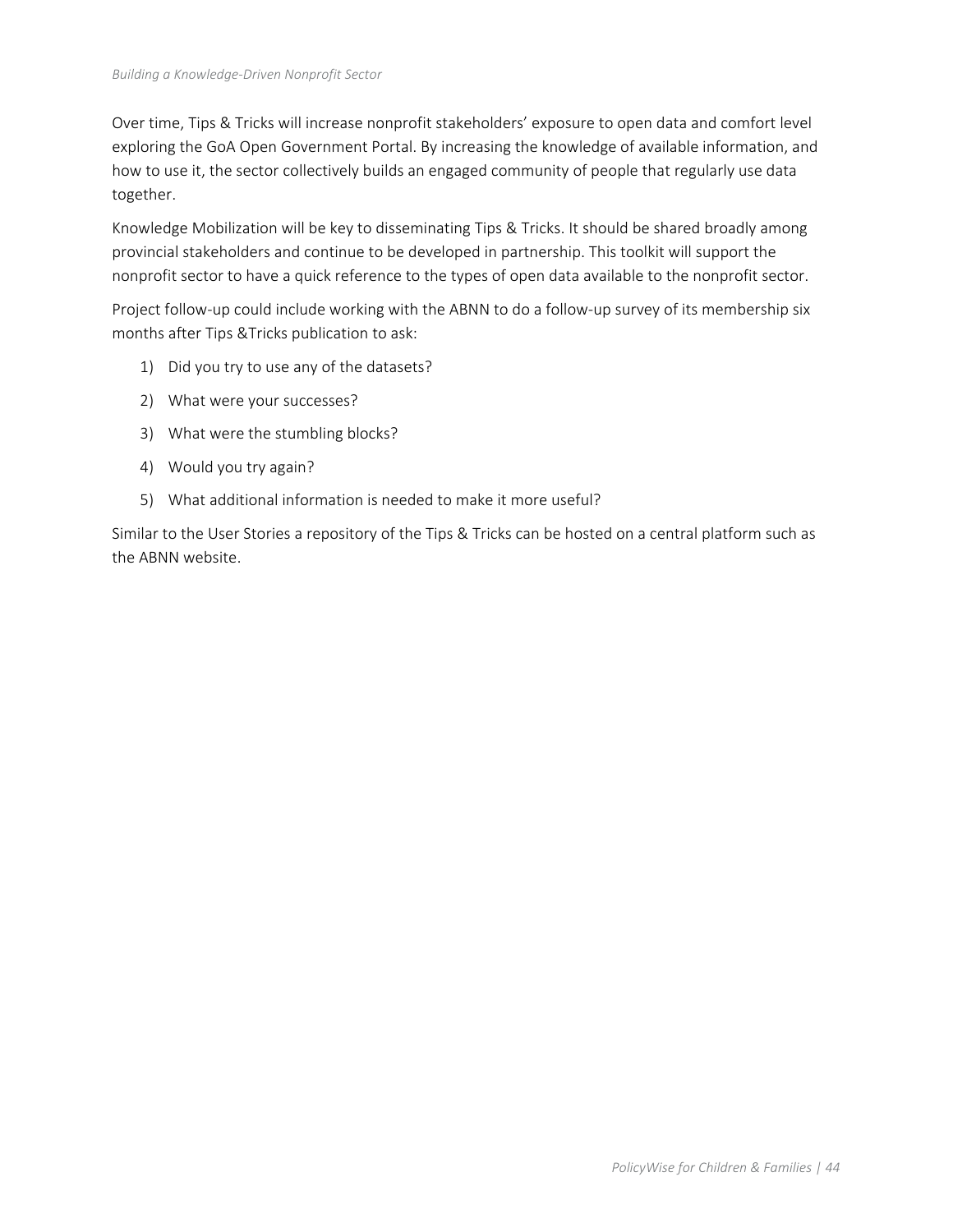Over time, Tips & Tricks will increase nonprofit stakeholders' exposure to open data and comfort level exploring the GoA Open Government Portal. By increasing the knowledge of available information, and how to use it, the sector collectively builds an engaged community of people that regularly use data together.

Knowledge Mobilization will be key to disseminating Tips & Tricks. It should be shared broadly among provincial stakeholders and continue to be developed in partnership. This toolkit will support the nonprofit sector to have a quick reference to the types of open data available to the nonprofit sector.

Project follow-up could include working with the ABNN to do a follow-up survey of its membership six months after Tips &Tricks publication to ask:

1) Did you try to use any of the datasets?
2) What were your successes?
3) What were the stumbling blocks?
4) Would you try again?
5) What additional information is needed to make it more useful?

Similar to the User Stories a repository of the Tips & Tricks can be hosted on a central platform such as the ABNN website.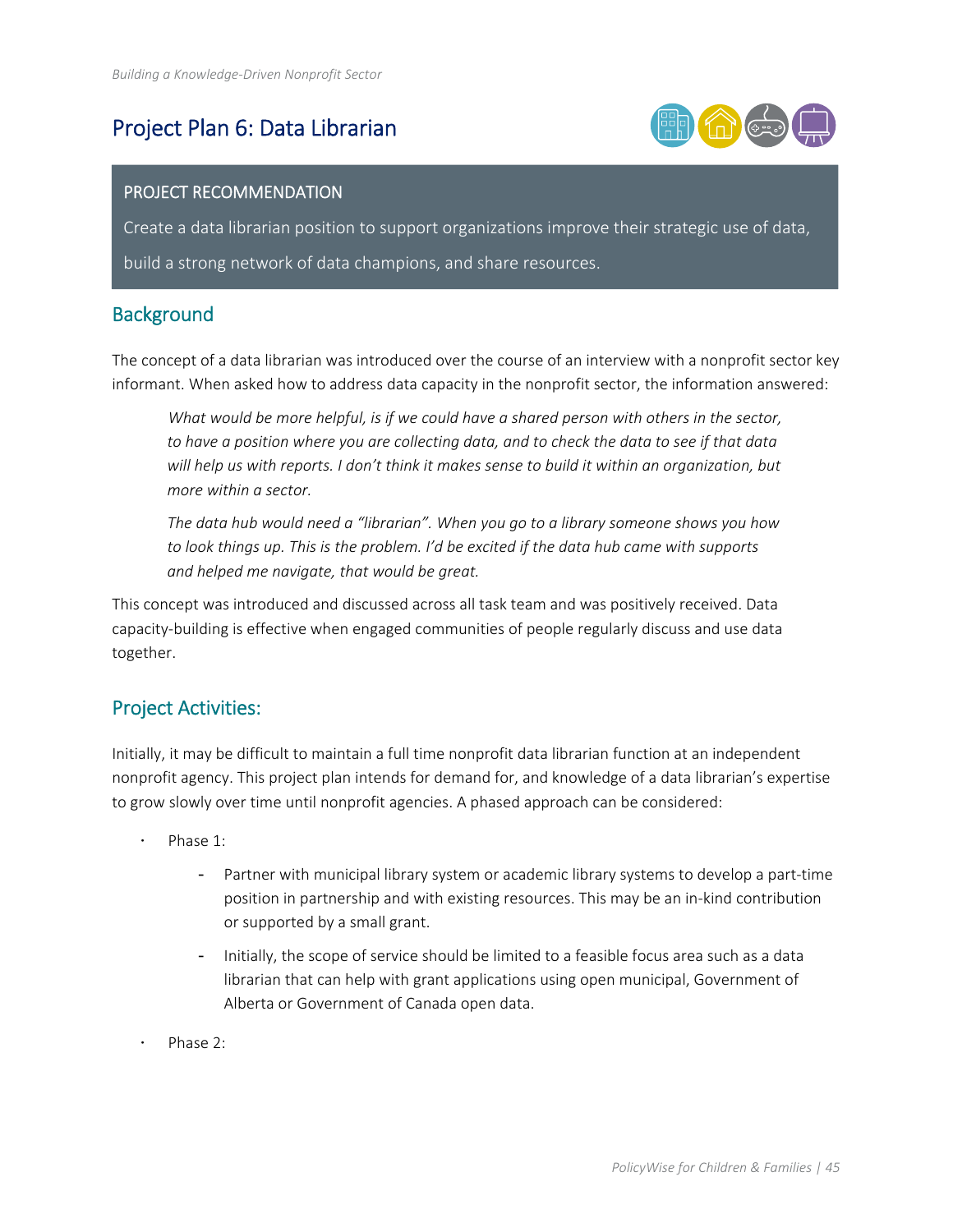# Project Plan 6: Data Librarian

> **PROJECT RECOMMENDATION**
>
> Create a data librarian position to support organizations improve their strategic use of data, build a strong network of data champions, and share resources.

## Background

The concept of a data librarian was introduced over the course of an interview with a nonprofit sector key informant. When asked how to address data capacity in the nonprofit sector, the information answered:

> *What would be more helpful, is if we could have a shared person with others in the sector, to have a position where you are collecting data, and to check the data to see if that data will help us with reports. I don't think it makes sense to build it within an organization, but more within a sector.*
>
> *The data hub would need a "librarian". When you go to a library someone shows you how to look things up. This is the problem. I'd be excited if the data hub came with supports and helped me navigate, that would be great.*

This concept was introduced and discussed across all task team and was positively received. Data capacity-building is effective when engaged communities of people regularly discuss and use data together.

## Project Activities:

Initially, it may be difficult to maintain a full time nonprofit data librarian function at an independent nonprofit agency. This project plan intends for demand for, and knowledge of a data librarian's expertise to grow slowly over time until nonprofit agencies. A phased approach can be considered:

- Phase 1:
  - Partner with municipal library system or academic library systems to develop a part-time position in partnership and with existing resources. This may be an in-kind contribution or supported by a small grant.
  - Initially, the scope of service should be limited to a feasible focus area such as a data librarian that can help with grant applications using open municipal, Government of Alberta or Government of Canada open data.
- Phase 2: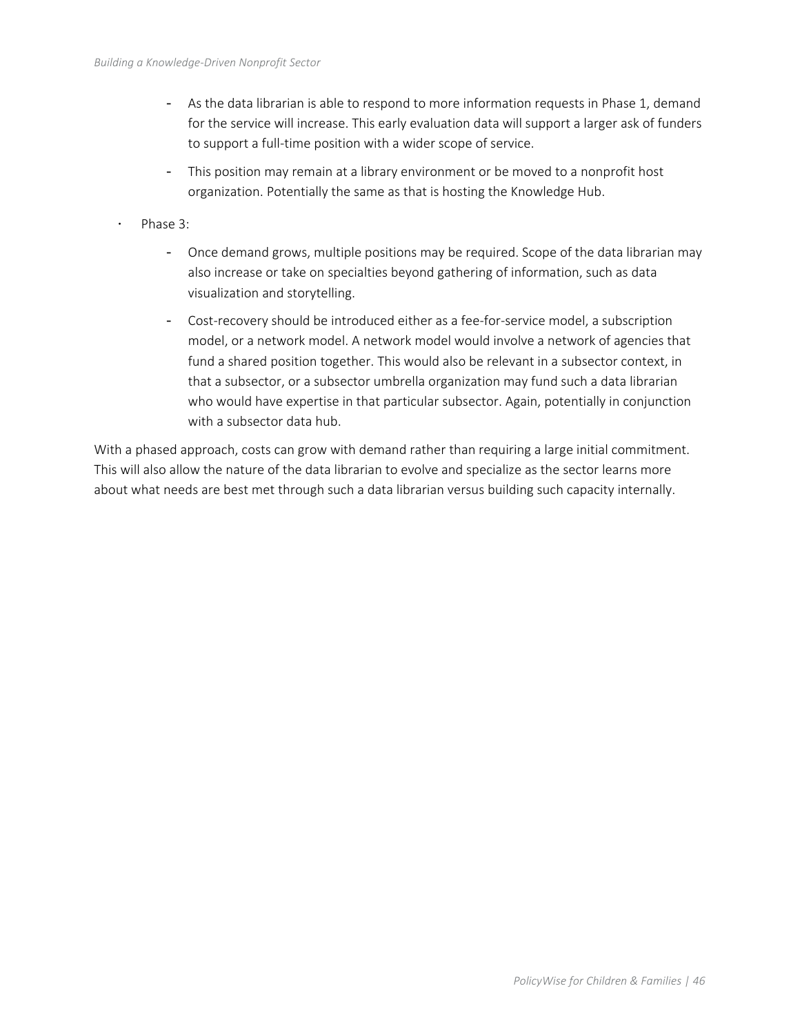- As the data librarian is able to respond to more information requests in Phase 1, demand for the service will increase. This early evaluation data will support a larger ask of funders to support a full-time position with a wider scope of service.
    - This position may remain at a library environment or be moved to a nonprofit host organization. Potentially the same as that is hosting the Knowledge Hub.

- Phase 3:
    - Once demand grows, multiple positions may be required. Scope of the data librarian may also increase or take on specialties beyond gathering of information, such as data visualization and storytelling.
    - Cost-recovery should be introduced either as a fee-for-service model, a subscription model, or a network model. A network model would involve a network of agencies that fund a shared position together. This would also be relevant in a subsector context, in that a subsector, or a subsector umbrella organization may fund such a data librarian who would have expertise in that particular subsector. Again, potentially in conjunction with a subsector data hub.

With a phased approach, costs can grow with demand rather than requiring a large initial commitment. This will also allow the nature of the data librarian to evolve and specialize as the sector learns more about what needs are best met through such a data librarian versus building such capacity internally.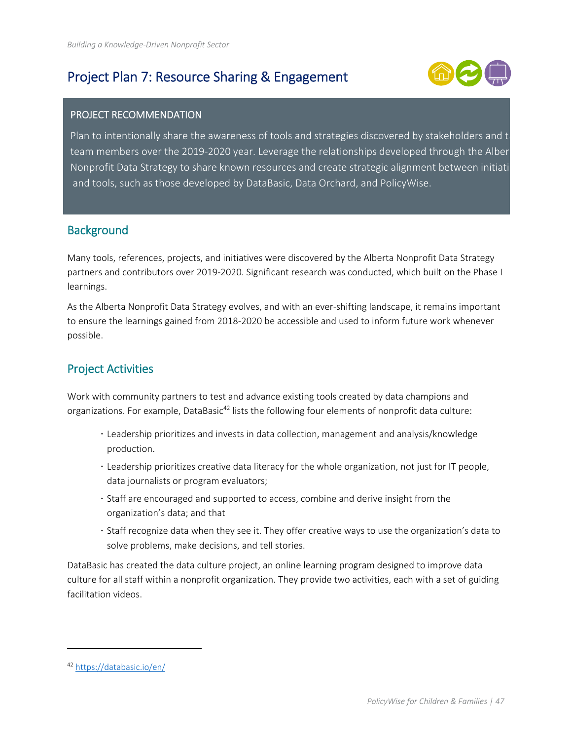## Project Plan 7: Resource Sharing & Engagement

**PROJECT RECOMMENDATION**

Plan to intentionally share the awareness of tools and strategies discovered by stakeholders and t team members over the 2019-2020 year. Leverage the relationships developed through the Alber Nonprofit Data Strategy to share known resources and create strategic alignment between initiati and tools, such as those developed by DataBasic, Data Orchard, and PolicyWise.

### Background

Many tools, references, projects, and initiatives were discovered by the Alberta Nonprofit Data Strategy partners and contributors over 2019-2020. Significant research was conducted, which built on the Phase I learnings.

As the Alberta Nonprofit Data Strategy evolves, and with an ever-shifting landscape, it remains important to ensure the learnings gained from 2018-2020 be accessible and used to inform future work whenever possible.

### Project Activities

Work with community partners to test and advance existing tools created by data champions and organizations. For example, DataBasic[42] lists the following four elements of nonprofit data culture:

- Leadership prioritizes and invests in data collection, management and analysis/knowledge production.
- Leadership prioritizes creative data literacy for the whole organization, not just for IT people, data journalists or program evaluators;
- Staff are encouraged and supported to access, combine and derive insight from the organization's data; and that
- Staff recognize data when they see it. They offer creative ways to use the organization's data to solve problems, make decisions, and tell stories.

DataBasic has created the data culture project, an online learning program designed to improve data culture for all staff within a nonprofit organization. They provide two activities, each with a set of guiding facilitation videos.

---

[42] https://databasic.io/en/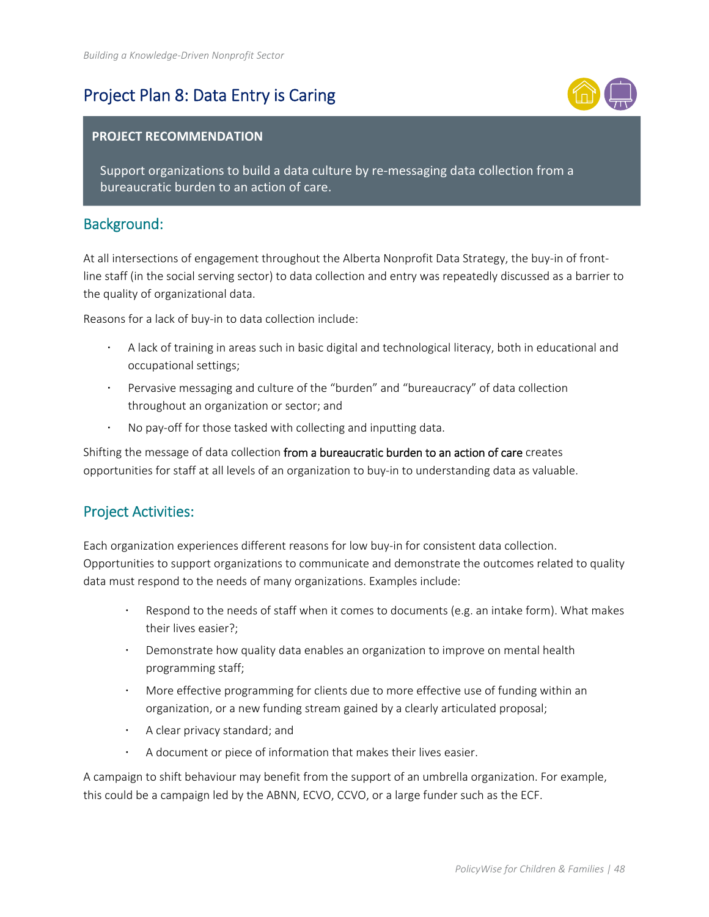## Project Plan 8: Data Entry is Caring

**PROJECT RECOMMENDATION**

Support organizations to build a data culture by re-messaging data collection from a bureaucratic burden to an action of care.

### Background:

At all intersections of engagement throughout the Alberta Nonprofit Data Strategy, the buy-in of front-line staff (in the social serving sector) to data collection and entry was repeatedly discussed as a barrier to the quality of organizational data.

Reasons for a lack of buy-in to data collection include:

- A lack of training in areas such in basic digital and technological literacy, both in educational and occupational settings;
- Pervasive messaging and culture of the "burden" and "bureaucracy" of data collection throughout an organization or sector; and
- No pay-off for those tasked with collecting and inputting data.

Shifting the message of data collection from a bureaucratic burden to an action of care creates opportunities for staff at all levels of an organization to buy-in to understanding data as valuable.

### Project Activities:

Each organization experiences different reasons for low buy-in for consistent data collection. Opportunities to support organizations to communicate and demonstrate the outcomes related to quality data must respond to the needs of many organizations. Examples include:

- Respond to the needs of staff when it comes to documents (e.g. an intake form). What makes their lives easier?;
- Demonstrate how quality data enables an organization to improve on mental health programming staff;
- More effective programming for clients due to more effective use of funding within an organization, or a new funding stream gained by a clearly articulated proposal;
- A clear privacy standard; and
- A document or piece of information that makes their lives easier.

A campaign to shift behaviour may benefit from the support of an umbrella organization. For example, this could be a campaign led by the ABNN, ECVO, CCVO, or a large funder such as the ECF.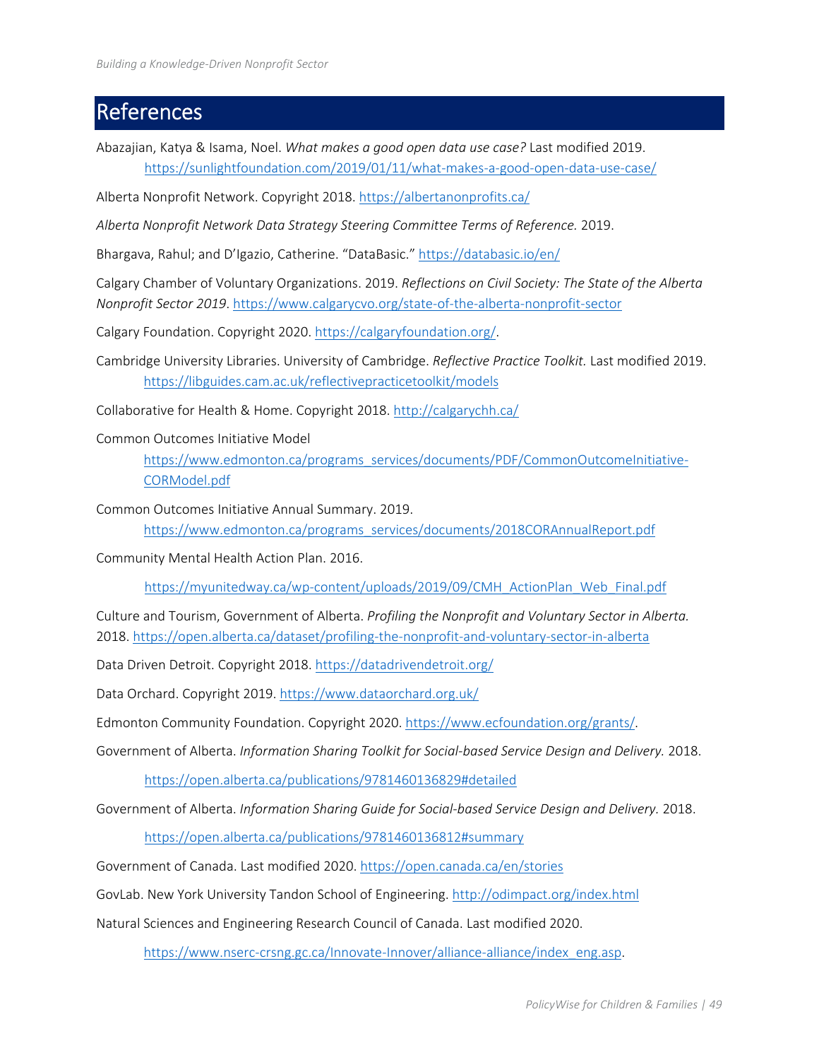# References

Abazajian, Katya & Isama, Noel. *What makes a good open data use case?* Last modified 2019. https://sunlightfoundation.com/2019/01/11/what-makes-a-good-open-data-use-case/

Alberta Nonprofit Network. Copyright 2018. https://albertanonprofits.ca/

*Alberta Nonprofit Network Data Strategy Steering Committee Terms of Reference.* 2019.

Bhargava, Rahul; and D'Igazio, Catherine. "DataBasic." https://databasic.io/en/

Calgary Chamber of Voluntary Organizations. 2019. *Reflections on Civil Society: The State of the Alberta Nonprofit Sector 2019*. https://www.calgarycvo.org/state-of-the-alberta-nonprofit-sector

Calgary Foundation. Copyright 2020. https://calgaryfoundation.org/.

Cambridge University Libraries. University of Cambridge. *Reflective Practice Toolkit.* Last modified 2019. https://libguides.cam.ac.uk/reflectivepracticetoolkit/models

Collaborative for Health & Home. Copyright 2018. http://calgarychh.ca/

Common Outcomes Initiative Model https://www.edmonton.ca/programs_services/documents/PDF/CommonOutcomeInitiative-CORModel.pdf

Common Outcomes Initiative Annual Summary. 2019. https://www.edmonton.ca/programs_services/documents/2018CORAnnualReport.pdf

Community Mental Health Action Plan. 2016.

https://myunitedway.ca/wp-content/uploads/2019/09/CMH_ActionPlan_Web_Final.pdf

Culture and Tourism, Government of Alberta. *Profiling the Nonprofit and Voluntary Sector in Alberta.* 2018. https://open.alberta.ca/dataset/profiling-the-nonprofit-and-voluntary-sector-in-alberta

Data Driven Detroit. Copyright 2018. https://datadrivendetroit.org/

Data Orchard. Copyright 2019. https://www.dataorchard.org.uk/

Edmonton Community Foundation. Copyright 2020. https://www.ecfoundation.org/grants/.

Government of Alberta. *Information Sharing Toolkit for Social-based Service Design and Delivery.* 2018.

https://open.alberta.ca/publications/9781460136829#detailed

Government of Alberta. *Information Sharing Guide for Social-based Service Design and Delivery.* 2018.

https://open.alberta.ca/publications/9781460136812#summary

Government of Canada. Last modified 2020. https://open.canada.ca/en/stories

GovLab. New York University Tandon School of Engineering. http://odimpact.org/index.html

Natural Sciences and Engineering Research Council of Canada. Last modified 2020.

https://www.nserc-crsng.gc.ca/Innovate-Innover/alliance-alliance/index_eng.asp.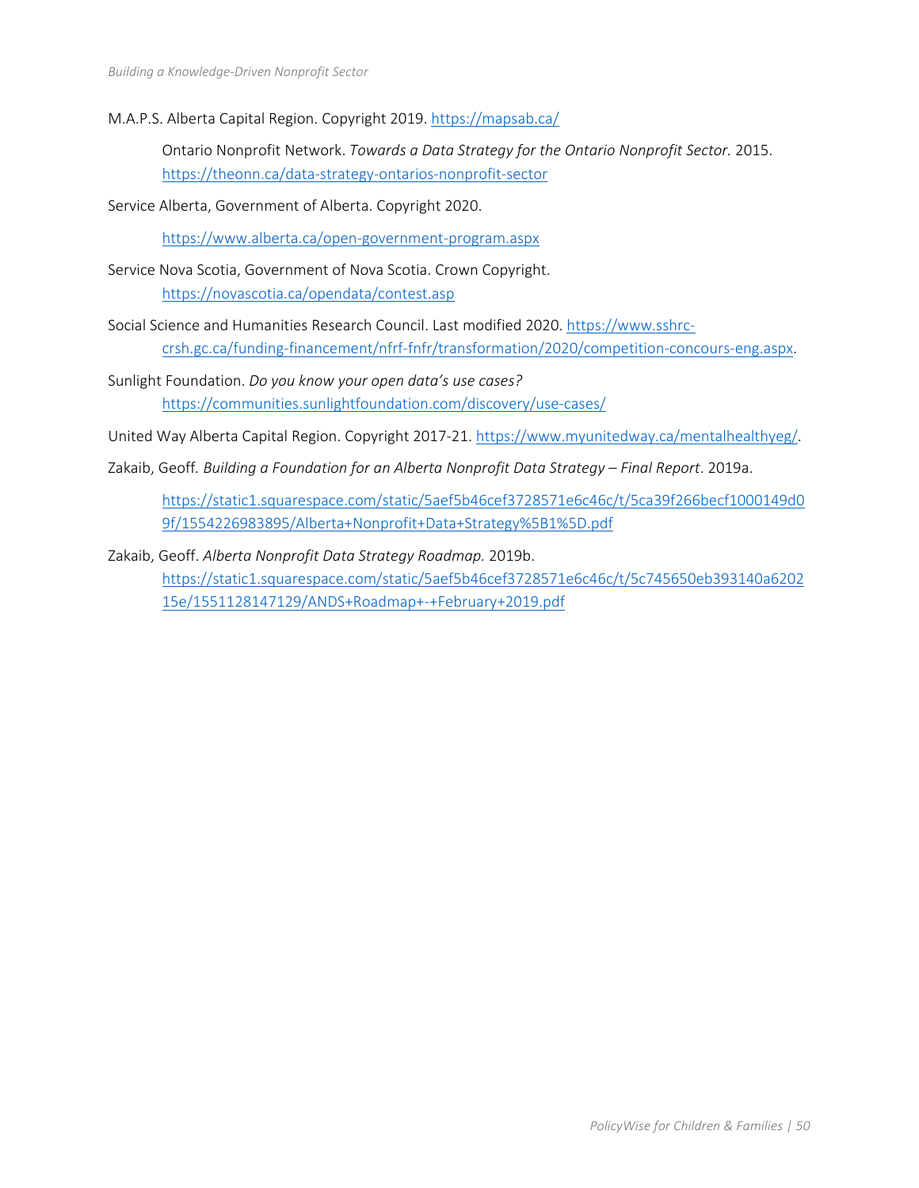M.A.P.S. Alberta Capital Region. Copyright 2019. https://mapsab.ca/

Ontario Nonprofit Network. *Towards a Data Strategy for the Ontario Nonprofit Sector.* 2015. https://theonn.ca/data-strategy-ontarios-nonprofit-sector

Service Alberta, Government of Alberta. Copyright 2020.

https://www.alberta.ca/open-government-program.aspx

Service Nova Scotia, Government of Nova Scotia. Crown Copyright. https://novascotia.ca/opendata/contest.asp

Social Science and Humanities Research Council. Last modified 2020. https://www.sshrc-crsh.gc.ca/funding-financement/nfrf-fnfr/transformation/2020/competition-concours-eng.aspx.

Sunlight Foundation. *Do you know your open data's use cases?* https://communities.sunlightfoundation.com/discovery/use-cases/

United Way Alberta Capital Region. Copyright 2017-21. https://www.myunitedway.ca/mentalhealthyeg/.

Zakaib, Geoff. *Building a Foundation for an Alberta Nonprofit Data Strategy – Final Report*. 2019a.

https://static1.squarespace.com/static/5aef5b46cef3728571e6c46c/t/5ca39f266becf1000149d09f/1554226983895/Alberta+Nonprofit+Data+Strategy%5B1%5D.pdf

Zakaib, Geoff. *Alberta Nonprofit Data Strategy Roadmap.* 2019b. https://static1.squarespace.com/static/5aef5b46cef3728571e6c46c/t/5c745650eb393140a620215e/1551128147129/ANDS+Roadmap+-+February+2019.pdf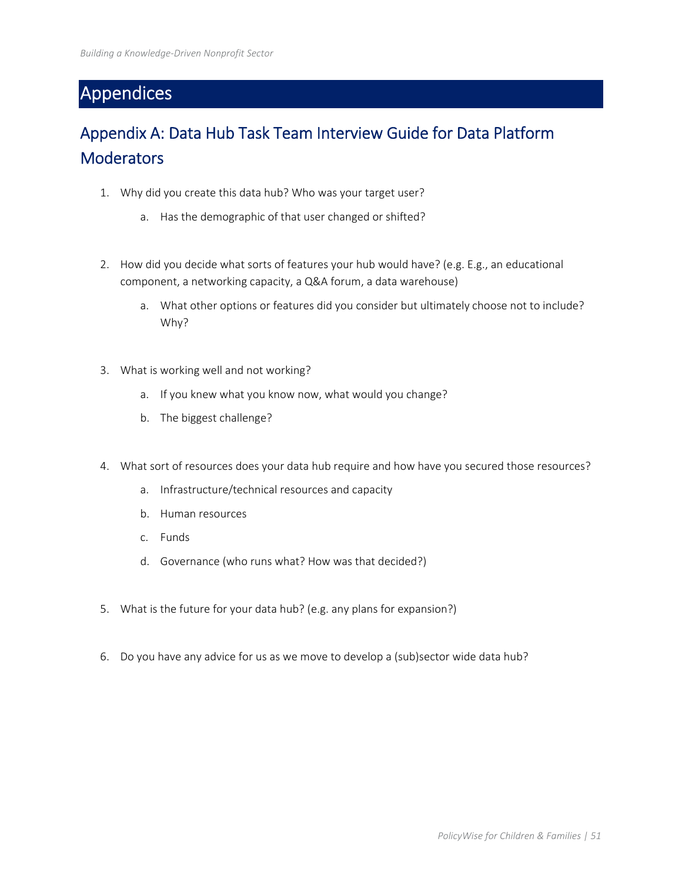# Appendices

## Appendix A: Data Hub Task Team Interview Guide for Data Platform Moderators

1. Why did you create this data hub? Who was your target user?
   a. Has the demographic of that user changed or shifted?

2. How did you decide what sorts of features your hub would have? (e.g. E.g., an educational component, a networking capacity, a Q&A forum, a data warehouse)
   a. What other options or features did you consider but ultimately choose not to include? Why?

3. What is working well and not working?
   a. If you knew what you know now, what would you change?
   b. The biggest challenge?

4. What sort of resources does your data hub require and how have you secured those resources?
   a. Infrastructure/technical resources and capacity
   b. Human resources
   c. Funds
   d. Governance (who runs what? How was that decided?)

5. What is the future for your data hub? (e.g. any plans for expansion?)

6. Do you have any advice for us as we move to develop a (sub)sector wide data hub?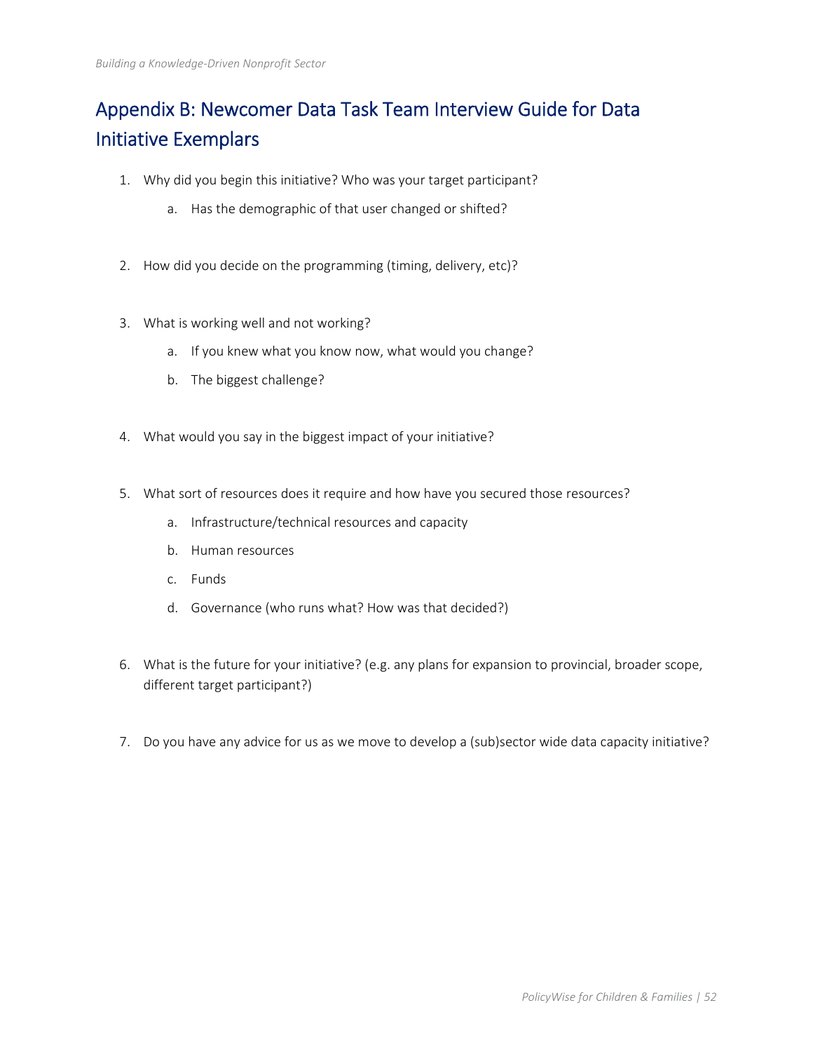## Appendix B: Newcomer Data Task Team Interview Guide for Data Initiative Exemplars

1. Why did you begin this initiative? Who was your target participant?
   a. Has the demographic of that user changed or shifted?

2. How did you decide on the programming (timing, delivery, etc)?

3. What is working well and not working?
   a. If you knew what you know now, what would you change?
   b. The biggest challenge?

4. What would you say in the biggest impact of your initiative?

5. What sort of resources does it require and how have you secured those resources?
   a. Infrastructure/technical resources and capacity
   b. Human resources
   c. Funds
   d. Governance (who runs what? How was that decided?)

6. What is the future for your initiative? (e.g. any plans for expansion to provincial, broader scope, different target participant?)

7. Do you have any advice for us as we move to develop a (sub)sector wide data capacity initiative?